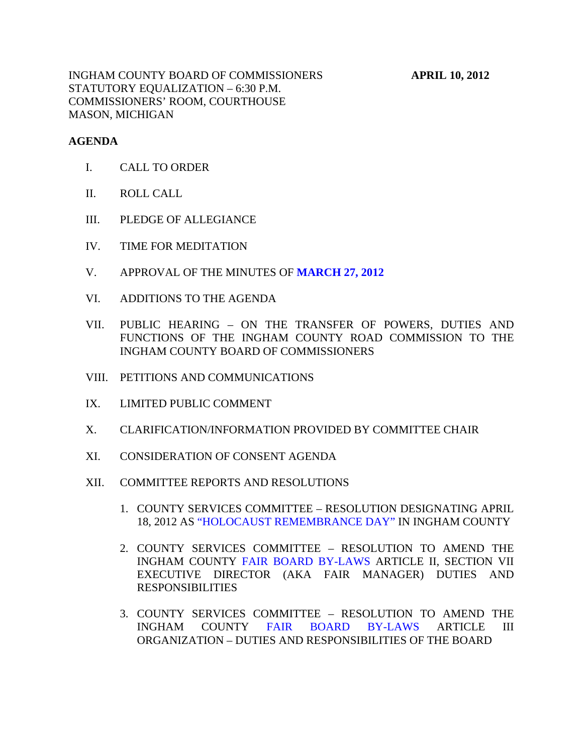INGHAM COUNTY BOARD OF COMMISSIONERS **APRIL 10, 2012**
STATUTORY EQUALIZATION – 6:30 P.M.
COMMISSIONERS' ROOM, COURTHOUSE
MASON, MICHIGAN

**AGENDA**

I. CALL TO ORDER

II. ROLL CALL

III. PLEDGE OF ALLEGIANCE

IV. TIME FOR MEDITATION

V. APPROVAL OF THE MINUTES OF **MARCH 27, 2012**

VI. ADDITIONS TO THE AGENDA

VII. PUBLIC HEARING – ON THE TRANSFER OF POWERS, DUTIES AND FUNCTIONS OF THE INGHAM COUNTY ROAD COMMISSION TO THE INGHAM COUNTY BOARD OF COMMISSIONERS

VIII. PETITIONS AND COMMUNICATIONS

IX. LIMITED PUBLIC COMMENT

X. CLARIFICATION/INFORMATION PROVIDED BY COMMITTEE CHAIR

XI. CONSIDERATION OF CONSENT AGENDA

XII. COMMITTEE REPORTS AND RESOLUTIONS

1. COUNTY SERVICES COMMITTEE – RESOLUTION DESIGNATING APRIL 18, 2012 AS "HOLOCAUST REMEMBRANCE DAY" IN INGHAM COUNTY

2. COUNTY SERVICES COMMITTEE – RESOLUTION TO AMEND THE INGHAM COUNTY FAIR BOARD BY-LAWS ARTICLE II, SECTION VII EXECUTIVE DIRECTOR (AKA FAIR MANAGER) DUTIES AND RESPONSIBILITIES

3. COUNTY SERVICES COMMITTEE – RESOLUTION TO AMEND THE INGHAM COUNTY FAIR BOARD BY-LAWS ARTICLE III ORGANIZATION – DUTIES AND RESPONSIBILITIES OF THE BOARD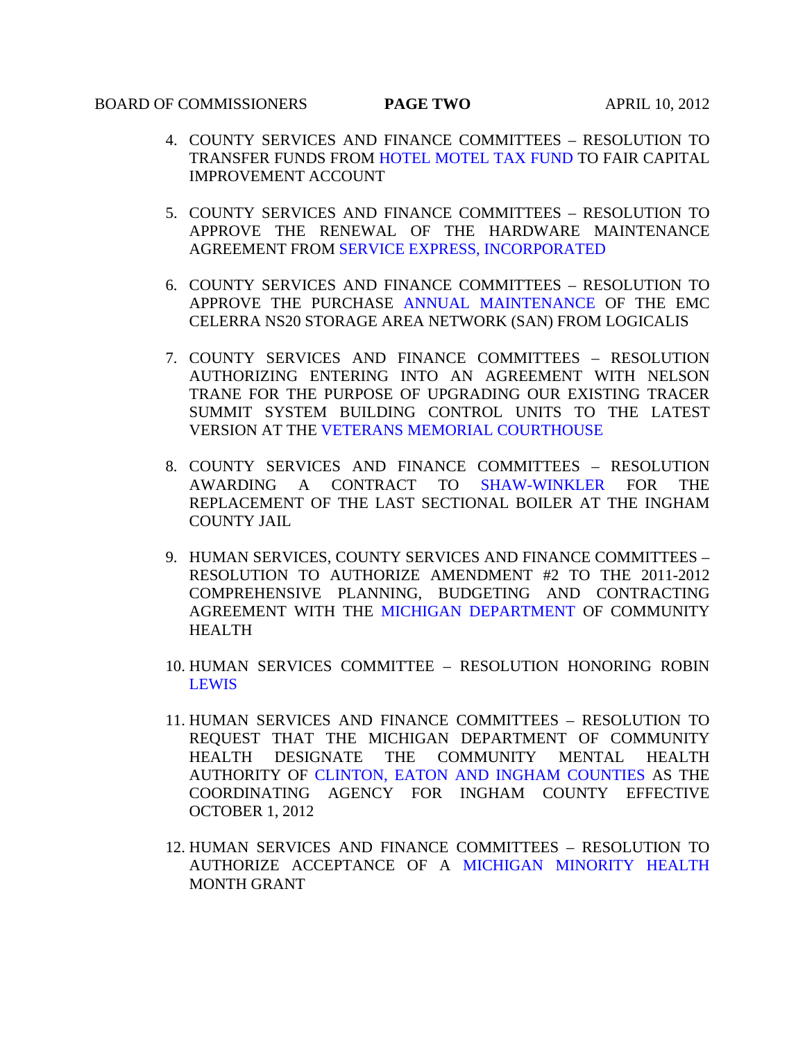4. COUNTY SERVICES AND FINANCE COMMITTEES – RESOLUTION TO TRANSFER FUNDS FROM HOTEL MOTEL TAX FUND TO FAIR CAPITAL IMPROVEMENT ACCOUNT

5. COUNTY SERVICES AND FINANCE COMMITTEES – RESOLUTION TO APPROVE THE RENEWAL OF THE HARDWARE MAINTENANCE AGREEMENT FROM SERVICE EXPRESS, INCORPORATED

6. COUNTY SERVICES AND FINANCE COMMITTEES – RESOLUTION TO APPROVE THE PURCHASE ANNUAL MAINTENANCE OF THE EMC CELERRA NS20 STORAGE AREA NETWORK (SAN) FROM LOGICALIS

7. COUNTY SERVICES AND FINANCE COMMITTEES – RESOLUTION AUTHORIZING ENTERING INTO AN AGREEMENT WITH NELSON TRANE FOR THE PURPOSE OF UPGRADING OUR EXISTING TRACER SUMMIT SYSTEM BUILDING CONTROL UNITS TO THE LATEST VERSION AT THE VETERANS MEMORIAL COURTHOUSE

8. COUNTY SERVICES AND FINANCE COMMITTEES – RESOLUTION AWARDING A CONTRACT TO SHAW-WINKLER FOR THE REPLACEMENT OF THE LAST SECTIONAL BOILER AT THE INGHAM COUNTY JAIL

9. HUMAN SERVICES, COUNTY SERVICES AND FINANCE COMMITTEES – RESOLUTION TO AUTHORIZE AMENDMENT #2 TO THE 2011-2012 COMPREHENSIVE PLANNING, BUDGETING AND CONTRACTING AGREEMENT WITH THE MICHIGAN DEPARTMENT OF COMMUNITY HEALTH

10. HUMAN SERVICES COMMITTEE – RESOLUTION HONORING ROBIN LEWIS

11. HUMAN SERVICES AND FINANCE COMMITTEES – RESOLUTION TO REQUEST THAT THE MICHIGAN DEPARTMENT OF COMMUNITY HEALTH DESIGNATE THE COMMUNITY MENTAL HEALTH AUTHORITY OF CLINTON, EATON AND INGHAM COUNTIES AS THE COORDINATING AGENCY FOR INGHAM COUNTY EFFECTIVE OCTOBER 1, 2012

12. HUMAN SERVICES AND FINANCE COMMITTEES – RESOLUTION TO AUTHORIZE ACCEPTANCE OF A MICHIGAN MINORITY HEALTH MONTH GRANT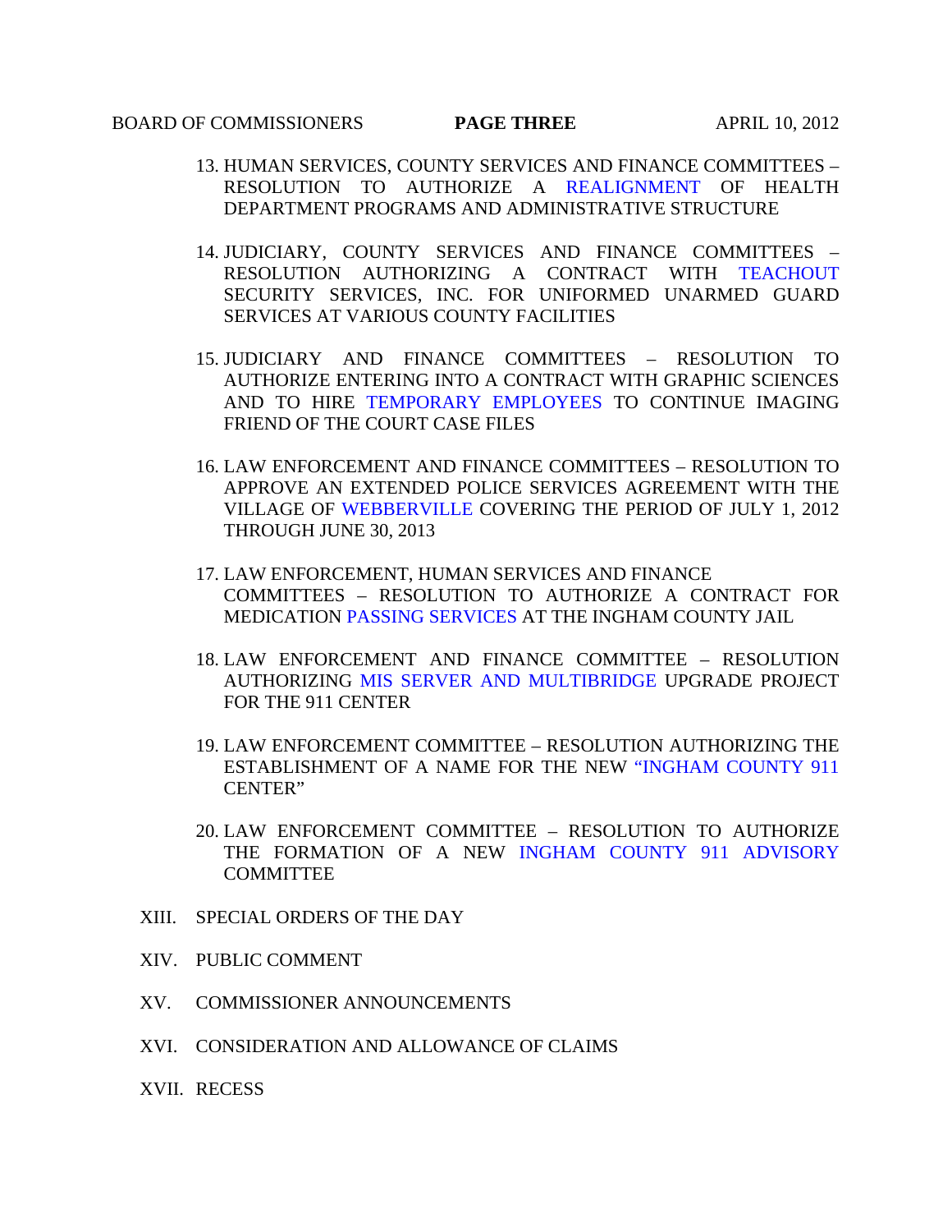13. HUMAN SERVICES, COUNTY SERVICES AND FINANCE COMMITTEES – RESOLUTION TO AUTHORIZE A REALIGNMENT OF HEALTH DEPARTMENT PROGRAMS AND ADMINISTRATIVE STRUCTURE

14. JUDICIARY, COUNTY SERVICES AND FINANCE COMMITTEES – RESOLUTION AUTHORIZING A CONTRACT WITH TEACHOUT SECURITY SERVICES, INC. FOR UNIFORMED UNARMED GUARD SERVICES AT VARIOUS COUNTY FACILITIES

15. JUDICIARY AND FINANCE COMMITTEES – RESOLUTION TO AUTHORIZE ENTERING INTO A CONTRACT WITH GRAPHIC SCIENCES AND TO HIRE TEMPORARY EMPLOYEES TO CONTINUE IMAGING FRIEND OF THE COURT CASE FILES

16. LAW ENFORCEMENT AND FINANCE COMMITTEES – RESOLUTION TO APPROVE AN EXTENDED POLICE SERVICES AGREEMENT WITH THE VILLAGE OF WEBBERVILLE COVERING THE PERIOD OF JULY 1, 2012 THROUGH JUNE 30, 2013

17. LAW ENFORCEMENT, HUMAN SERVICES AND FINANCE COMMITTEES – RESOLUTION TO AUTHORIZE A CONTRACT FOR MEDICATION PASSING SERVICES AT THE INGHAM COUNTY JAIL

18. LAW ENFORCEMENT AND FINANCE COMMITTEE – RESOLUTION AUTHORIZING MIS SERVER AND MULTIBRIDGE UPGRADE PROJECT FOR THE 911 CENTER

19. LAW ENFORCEMENT COMMITTEE – RESOLUTION AUTHORIZING THE ESTABLISHMENT OF A NAME FOR THE NEW "INGHAM COUNTY 911 CENTER"

20. LAW ENFORCEMENT COMMITTEE – RESOLUTION TO AUTHORIZE THE FORMATION OF A NEW INGHAM COUNTY 911 ADVISORY COMMITTEE

XIII. SPECIAL ORDERS OF THE DAY

XIV. PUBLIC COMMENT

XV. COMMISSIONER ANNOUNCEMENTS

XVI. CONSIDERATION AND ALLOWANCE OF CLAIMS

XVII. RECESS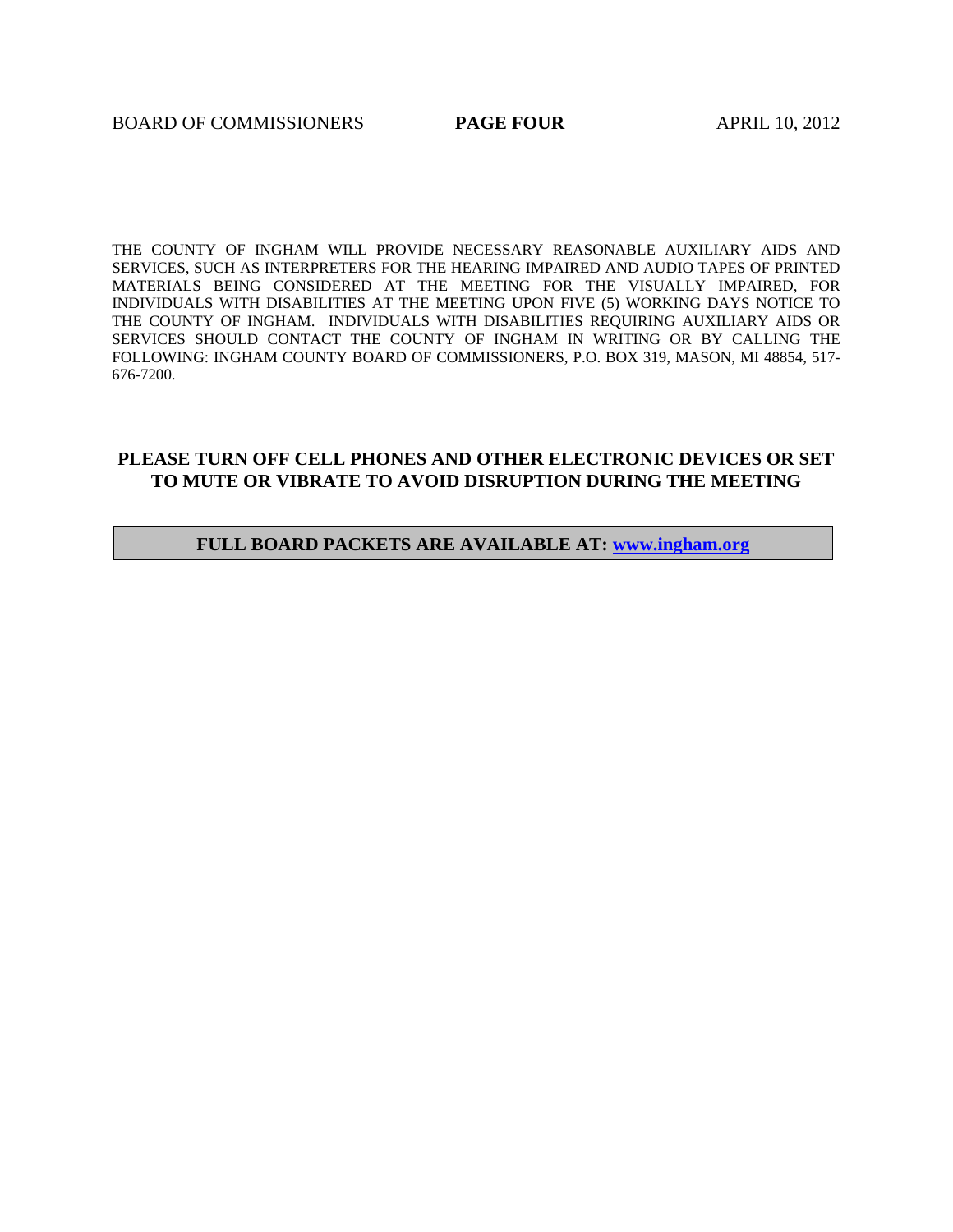THE COUNTY OF INGHAM WILL PROVIDE NECESSARY REASONABLE AUXILIARY AIDS AND SERVICES, SUCH AS INTERPRETERS FOR THE HEARING IMPAIRED AND AUDIO TAPES OF PRINTED MATERIALS BEING CONSIDERED AT THE MEETING FOR THE VISUALLY IMPAIRED, FOR INDIVIDUALS WITH DISABILITIES AT THE MEETING UPON FIVE (5) WORKING DAYS NOTICE TO THE COUNTY OF INGHAM. INDIVIDUALS WITH DISABILITIES REQUIRING AUXILIARY AIDS OR SERVICES SHOULD CONTACT THE COUNTY OF INGHAM IN WRITING OR BY CALLING THE FOLLOWING: INGHAM COUNTY BOARD OF COMMISSIONERS, P.O. BOX 319, MASON, MI 48854, 517-676-7200.

**PLEASE TURN OFF CELL PHONES AND OTHER ELECTRONIC DEVICES OR SET TO MUTE OR VIBRATE TO AVOID DISRUPTION DURING THE MEETING**

**FULL BOARD PACKETS ARE AVAILABLE AT: [www.ingham.org](http://www.ingham.org)**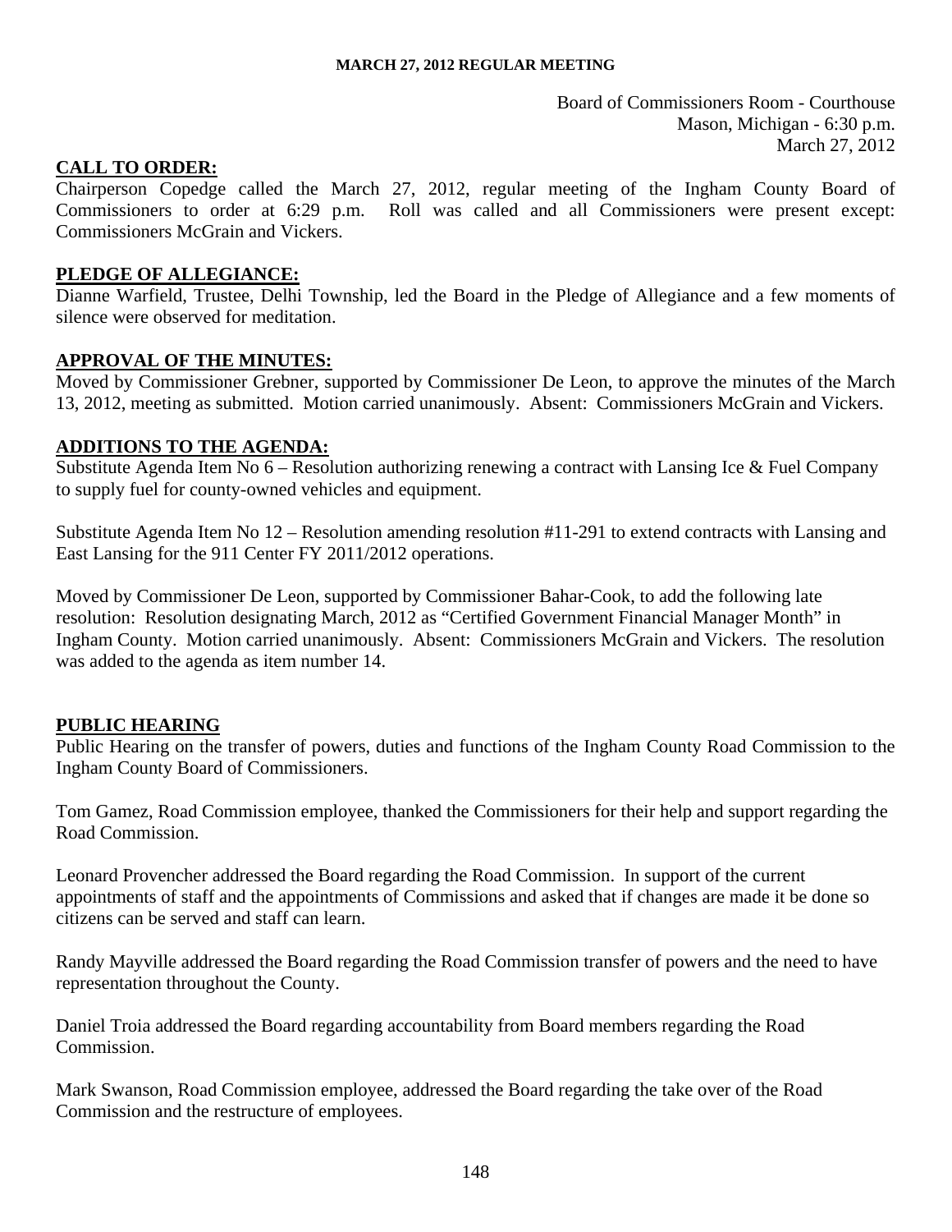**MARCH 27, 2012 REGULAR MEETING**

Board of Commissioners Room - Courthouse
Mason, Michigan - 6:30 p.m.
March 27, 2012

## CALL TO ORDER:

Chairperson Copedge called the March 27, 2012, regular meeting of the Ingham County Board of Commissioners to order at 6:29 p.m. Roll was called and all Commissioners were present except: Commissioners McGrain and Vickers.

## PLEDGE OF ALLEGIANCE:

Dianne Warfield, Trustee, Delhi Township, led the Board in the Pledge of Allegiance and a few moments of silence were observed for meditation.

## APPROVAL OF THE MINUTES:

Moved by Commissioner Grebner, supported by Commissioner De Leon, to approve the minutes of the March 13, 2012, meeting as submitted. Motion carried unanimously. Absent: Commissioners McGrain and Vickers.

## ADDITIONS TO THE AGENDA:

Substitute Agenda Item No 6 – Resolution authorizing renewing a contract with Lansing Ice & Fuel Company to supply fuel for county-owned vehicles and equipment.

Substitute Agenda Item No 12 – Resolution amending resolution #11-291 to extend contracts with Lansing and East Lansing for the 911 Center FY 2011/2012 operations.

Moved by Commissioner De Leon, supported by Commissioner Bahar-Cook, to add the following late resolution: Resolution designating March, 2012 as "Certified Government Financial Manager Month" in Ingham County. Motion carried unanimously. Absent: Commissioners McGrain and Vickers. The resolution was added to the agenda as item number 14.

## PUBLIC HEARING

Public Hearing on the transfer of powers, duties and functions of the Ingham County Road Commission to the Ingham County Board of Commissioners.

Tom Gamez, Road Commission employee, thanked the Commissioners for their help and support regarding the Road Commission.

Leonard Provencher addressed the Board regarding the Road Commission. In support of the current appointments of staff and the appointments of Commissions and asked that if changes are made it be done so citizens can be served and staff can learn.

Randy Mayville addressed the Board regarding the Road Commission transfer of powers and the need to have representation throughout the County.

Daniel Troia addressed the Board regarding accountability from Board members regarding the Road Commission.

Mark Swanson, Road Commission employee, addressed the Board regarding the take over of the Road Commission and the restructure of employees.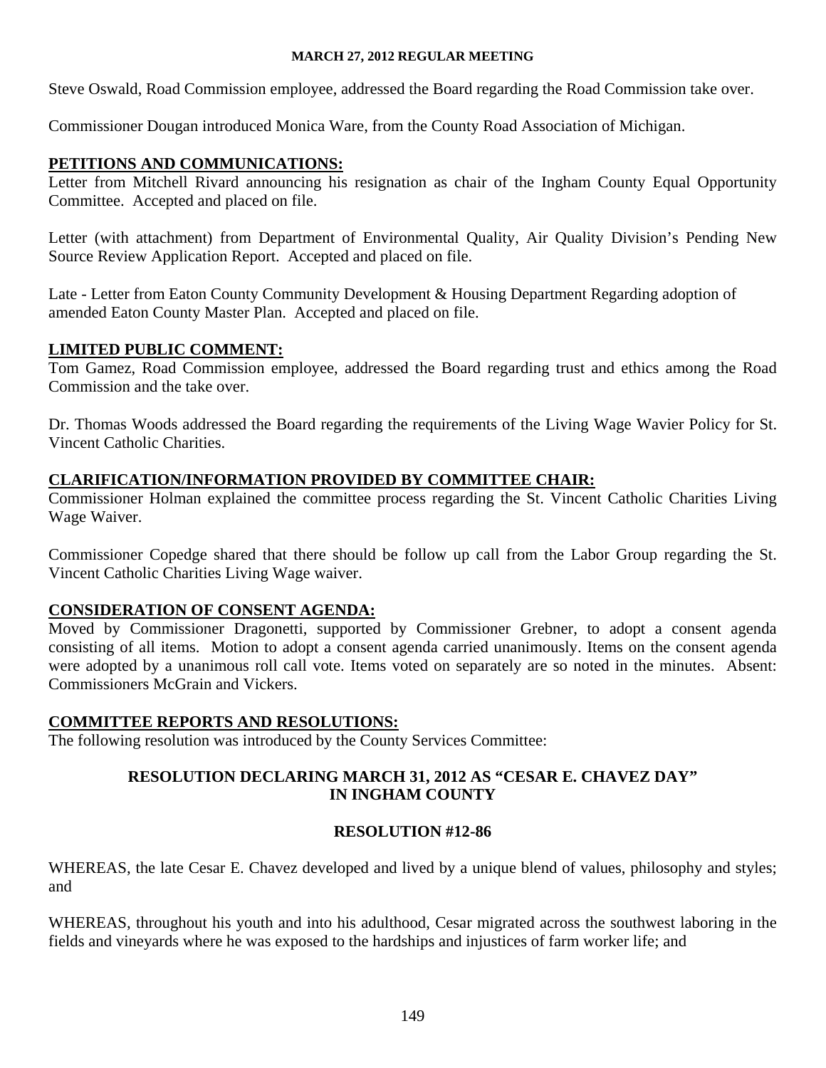Steve Oswald, Road Commission employee, addressed the Board regarding the Road Commission take over.

Commissioner Dougan introduced Monica Ware, from the County Road Association of Michigan.

**PETITIONS AND COMMUNICATIONS:**

Letter from Mitchell Rivard announcing his resignation as chair of the Ingham County Equal Opportunity Committee. Accepted and placed on file.

Letter (with attachment) from Department of Environmental Quality, Air Quality Division's Pending New Source Review Application Report. Accepted and placed on file.

Late - Letter from Eaton County Community Development & Housing Department Regarding adoption of amended Eaton County Master Plan. Accepted and placed on file.

**LIMITED PUBLIC COMMENT:**

Tom Gamez, Road Commission employee, addressed the Board regarding trust and ethics among the Road Commission and the take over.

Dr. Thomas Woods addressed the Board regarding the requirements of the Living Wage Wavier Policy for St. Vincent Catholic Charities.

**CLARIFICATION/INFORMATION PROVIDED BY COMMITTEE CHAIR:**

Commissioner Holman explained the committee process regarding the St. Vincent Catholic Charities Living Wage Waiver.

Commissioner Copedge shared that there should be follow up call from the Labor Group regarding the St. Vincent Catholic Charities Living Wage waiver.

**CONSIDERATION OF CONSENT AGENDA:**

Moved by Commissioner Dragonetti, supported by Commissioner Grebner, to adopt a consent agenda consisting of all items. Motion to adopt a consent agenda carried unanimously. Items on the consent agenda were adopted by a unanimous roll call vote. Items voted on separately are so noted in the minutes. Absent: Commissioners McGrain and Vickers.

**COMMITTEE REPORTS AND RESOLUTIONS:**

The following resolution was introduced by the County Services Committee:

**RESOLUTION DECLARING MARCH 31, 2012 AS "CESAR E. CHAVEZ DAY" IN INGHAM COUNTY**

**RESOLUTION #12-86**

WHEREAS, the late Cesar E. Chavez developed and lived by a unique blend of values, philosophy and styles; and

WHEREAS, throughout his youth and into his adulthood, Cesar migrated across the southwest laboring in the fields and vineyards where he was exposed to the hardships and injustices of farm worker life; and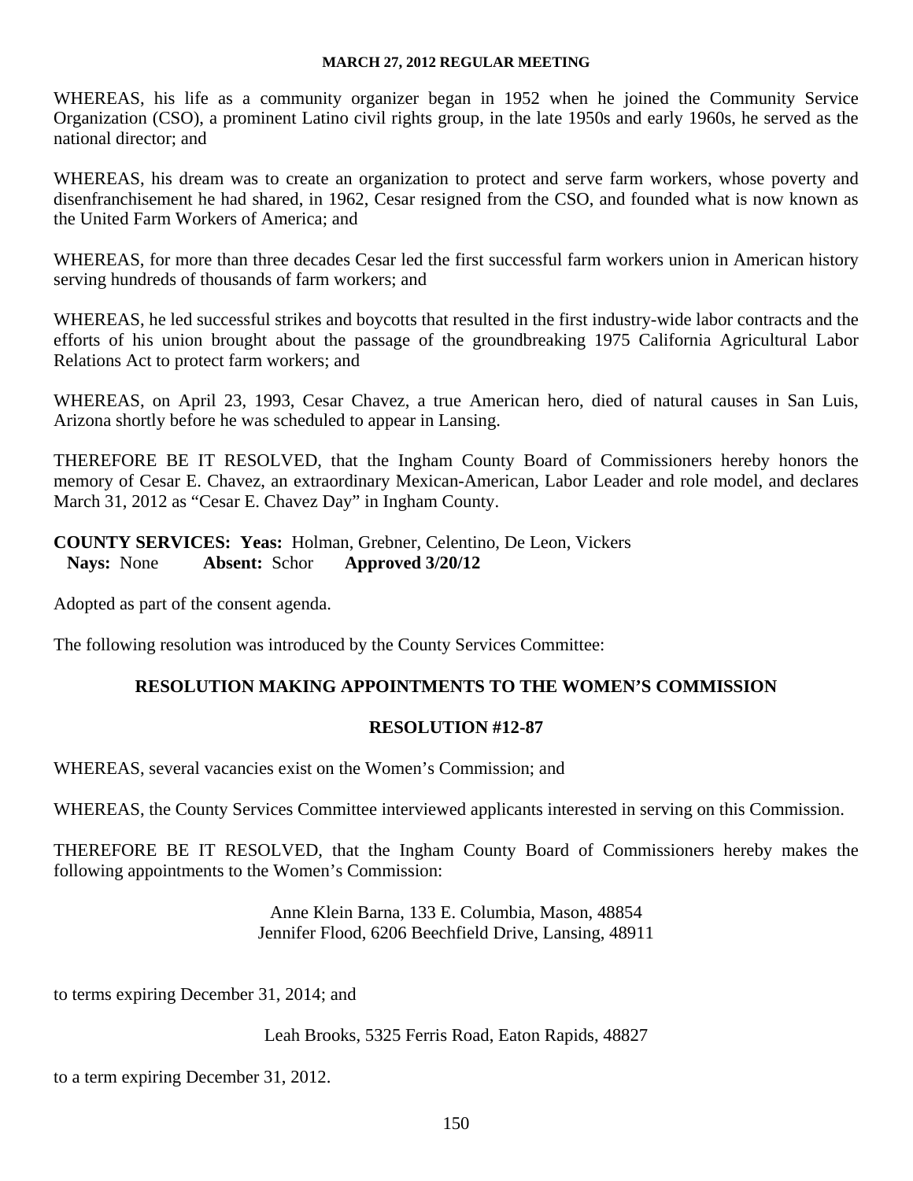WHEREAS, his life as a community organizer began in 1952 when he joined the Community Service Organization (CSO), a prominent Latino civil rights group, in the late 1950s and early 1960s, he served as the national director; and

WHEREAS, his dream was to create an organization to protect and serve farm workers, whose poverty and disenfranchisement he had shared, in 1962, Cesar resigned from the CSO, and founded what is now known as the United Farm Workers of America; and

WHEREAS, for more than three decades Cesar led the first successful farm workers union in American history serving hundreds of thousands of farm workers; and

WHEREAS, he led successful strikes and boycotts that resulted in the first industry-wide labor contracts and the efforts of his union brought about the passage of the groundbreaking 1975 California Agricultural Labor Relations Act to protect farm workers; and

WHEREAS, on April 23, 1993, Cesar Chavez, a true American hero, died of natural causes in San Luis, Arizona shortly before he was scheduled to appear in Lansing.

THEREFORE BE IT RESOLVED, that the Ingham County Board of Commissioners hereby honors the memory of Cesar E. Chavez, an extraordinary Mexican-American, Labor Leader and role model, and declares March 31, 2012 as "Cesar E. Chavez Day" in Ingham County.

**COUNTY SERVICES: Yeas:** Holman, Grebner, Celentino, De Leon, Vickers
**Nays:** None **Absent:** Schor **Approved 3/20/12**

Adopted as part of the consent agenda.

The following resolution was introduced by the County Services Committee:

## RESOLUTION MAKING APPOINTMENTS TO THE WOMEN'S COMMISSION

## RESOLUTION #12-87

WHEREAS, several vacancies exist on the Women's Commission; and

WHEREAS, the County Services Committee interviewed applicants interested in serving on this Commission.

THEREFORE BE IT RESOLVED, that the Ingham County Board of Commissioners hereby makes the following appointments to the Women's Commission:

Anne Klein Barna, 133 E. Columbia, Mason, 48854
Jennifer Flood, 6206 Beechfield Drive, Lansing, 48911

to terms expiring December 31, 2014; and

Leah Brooks, 5325 Ferris Road, Eaton Rapids, 48827

to a term expiring December 31, 2012.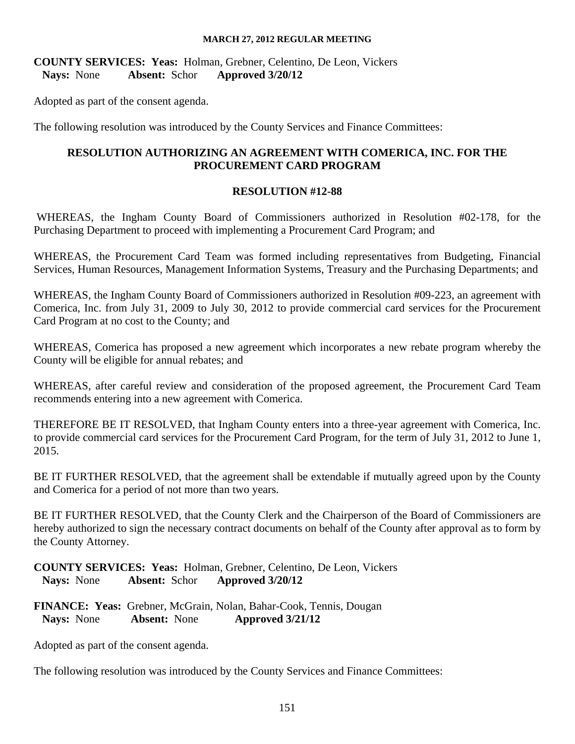**COUNTY SERVICES: Yeas:** Holman, Grebner, Celentino, De Leon, Vickers
**Nays:** None **Absent:** Schor **Approved 3/20/12**

Adopted as part of the consent agenda.

The following resolution was introduced by the County Services and Finance Committees:

**RESOLUTION AUTHORIZING AN AGREEMENT WITH COMERICA, INC. FOR THE PROCUREMENT CARD PROGRAM**

**RESOLUTION #12-88**

WHEREAS, the Ingham County Board of Commissioners authorized in Resolution #02-178, for the Purchasing Department to proceed with implementing a Procurement Card Program; and

WHEREAS, the Procurement Card Team was formed including representatives from Budgeting, Financial Services, Human Resources, Management Information Systems, Treasury and the Purchasing Departments; and

WHEREAS, the Ingham County Board of Commissioners authorized in Resolution #09-223, an agreement with Comerica, Inc. from July 31, 2009 to July 30, 2012 to provide commercial card services for the Procurement Card Program at no cost to the County; and

WHEREAS, Comerica has proposed a new agreement which incorporates a new rebate program whereby the County will be eligible for annual rebates; and

WHEREAS, after careful review and consideration of the proposed agreement, the Procurement Card Team recommends entering into a new agreement with Comerica.

THEREFORE BE IT RESOLVED, that Ingham County enters into a three-year agreement with Comerica, Inc. to provide commercial card services for the Procurement Card Program, for the term of July 31, 2012 to June 1, 2015.

BE IT FURTHER RESOLVED, that the agreement shall be extendable if mutually agreed upon by the County and Comerica for a period of not more than two years.

BE IT FURTHER RESOLVED, that the County Clerk and the Chairperson of the Board of Commissioners are hereby authorized to sign the necessary contract documents on behalf of the County after approval as to form by the County Attorney.

**COUNTY SERVICES: Yeas:** Holman, Grebner, Celentino, De Leon, Vickers
**Nays:** None **Absent:** Schor **Approved 3/20/12**

**FINANCE: Yeas:** Grebner, McGrain, Nolan, Bahar-Cook, Tennis, Dougan
**Nays:** None **Absent:** None **Approved 3/21/12**

Adopted as part of the consent agenda.

The following resolution was introduced by the County Services and Finance Committees: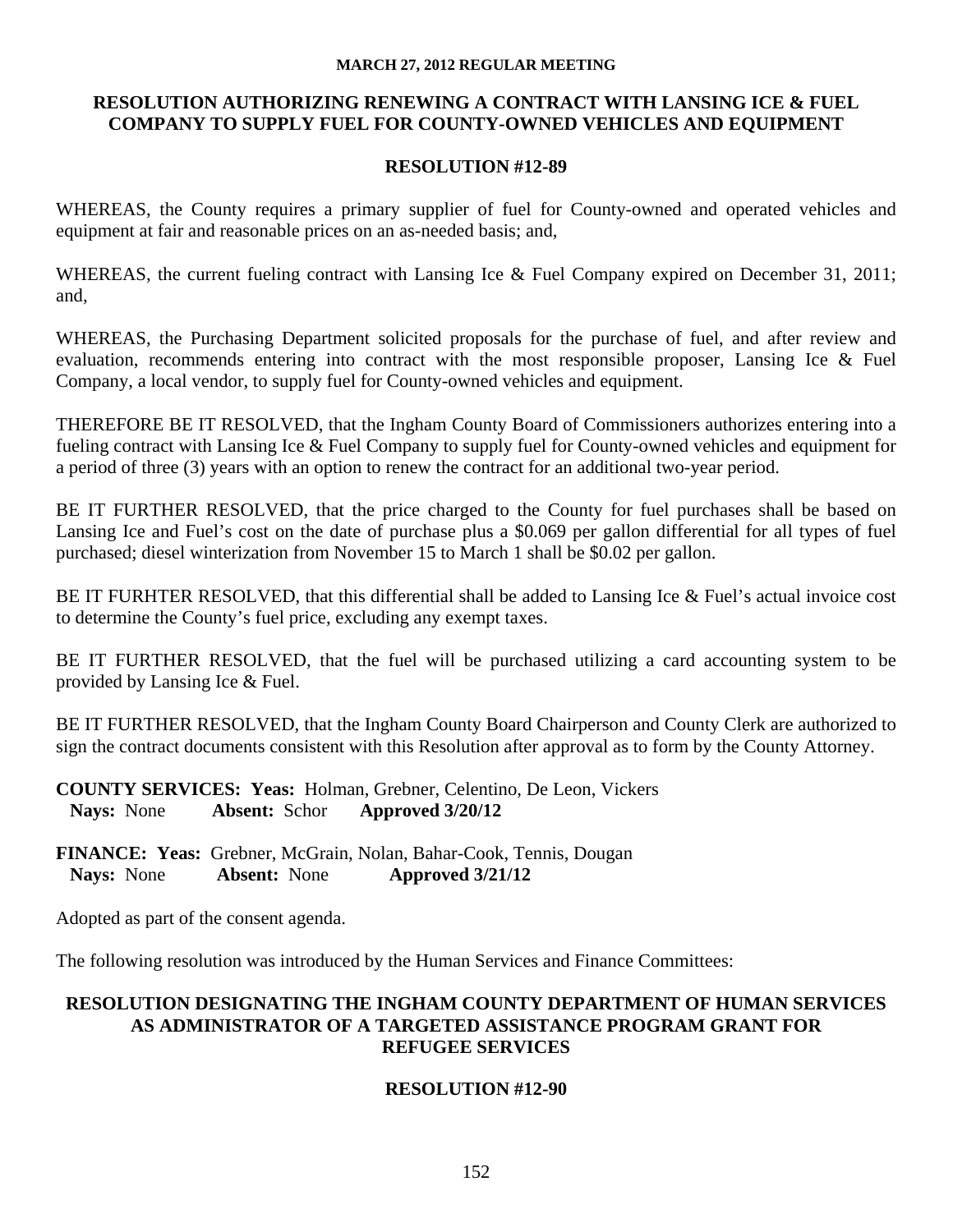**MARCH 27, 2012 REGULAR MEETING**

## RESOLUTION AUTHORIZING RENEWING A CONTRACT WITH LANSING ICE & FUEL COMPANY TO SUPPLY FUEL FOR COUNTY-OWNED VEHICLES AND EQUIPMENT

### RESOLUTION #12-89

WHEREAS, the County requires a primary supplier of fuel for County-owned and operated vehicles and equipment at fair and reasonable prices on an as-needed basis; and,

WHEREAS, the current fueling contract with Lansing Ice & Fuel Company expired on December 31, 2011; and,

WHEREAS, the Purchasing Department solicited proposals for the purchase of fuel, and after review and evaluation, recommends entering into contract with the most responsible proposer, Lansing Ice & Fuel Company, a local vendor, to supply fuel for County-owned vehicles and equipment.

THEREFORE BE IT RESOLVED, that the Ingham County Board of Commissioners authorizes entering into a fueling contract with Lansing Ice & Fuel Company to supply fuel for County-owned vehicles and equipment for a period of three (3) years with an option to renew the contract for an additional two-year period.

BE IT FURTHER RESOLVED, that the price charged to the County for fuel purchases shall be based on Lansing Ice and Fuel's cost on the date of purchase plus a $0.069 per gallon differential for all types of fuel purchased; diesel winterization from November 15 to March 1 shall be $0.02 per gallon.

BE IT FURHTER RESOLVED, that this differential shall be added to Lansing Ice & Fuel's actual invoice cost to determine the County's fuel price, excluding any exempt taxes.

BE IT FURTHER RESOLVED, that the fuel will be purchased utilizing a card accounting system to be provided by Lansing Ice & Fuel.

BE IT FURTHER RESOLVED, that the Ingham County Board Chairperson and County Clerk are authorized to sign the contract documents consistent with this Resolution after approval as to form by the County Attorney.

**COUNTY SERVICES: Yeas:** Holman, Grebner, Celentino, De Leon, Vickers
**Nays:** None **Absent:** Schor **Approved 3/20/12**

**FINANCE: Yeas:** Grebner, McGrain, Nolan, Bahar-Cook, Tennis, Dougan
**Nays:** None **Absent:** None **Approved 3/21/12**

Adopted as part of the consent agenda.

The following resolution was introduced by the Human Services and Finance Committees:

## RESOLUTION DESIGNATING THE INGHAM COUNTY DEPARTMENT OF HUMAN SERVICES AS ADMINISTRATOR OF A TARGETED ASSISTANCE PROGRAM GRANT FOR REFUGEE SERVICES

### RESOLUTION #12-90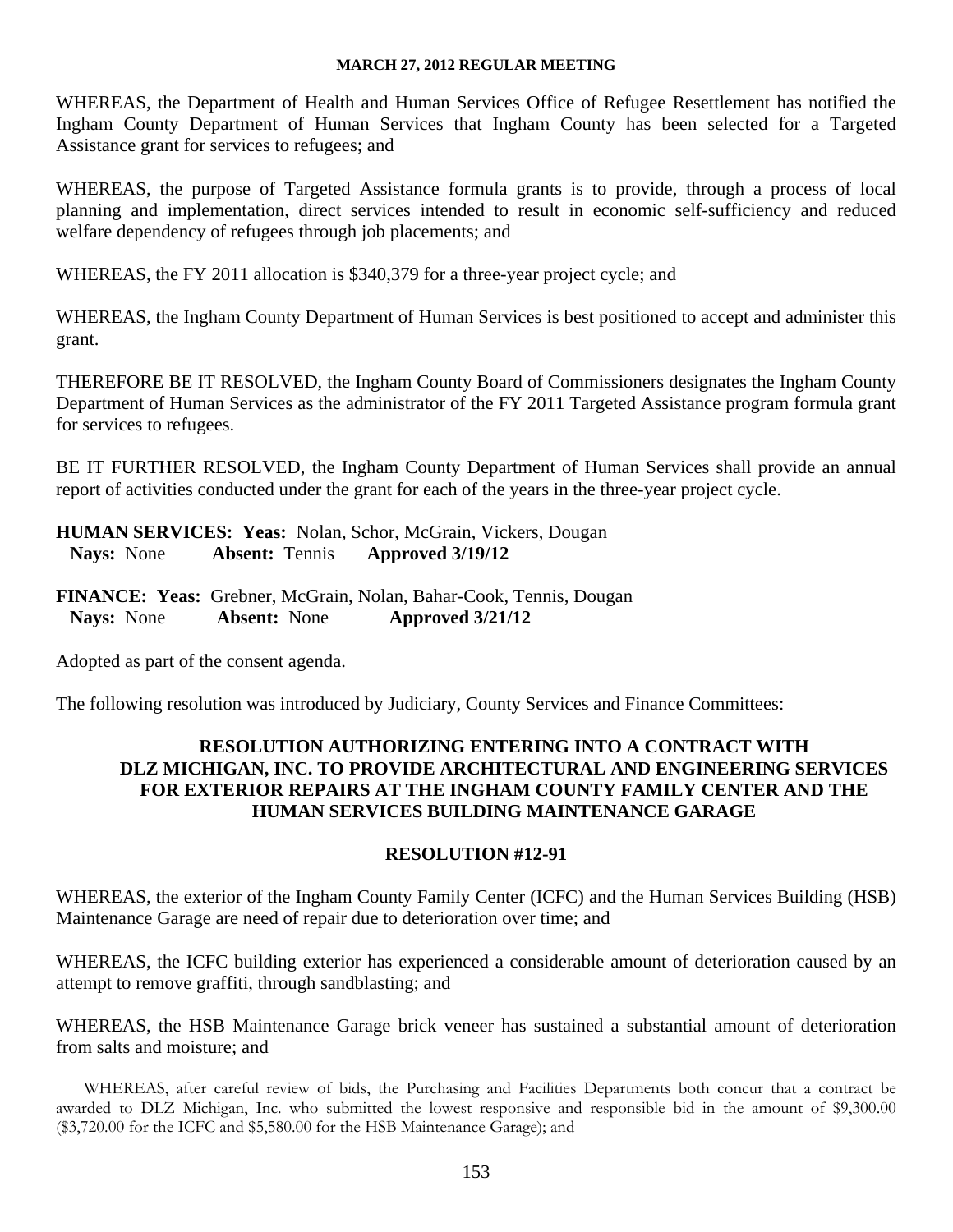WHEREAS, the Department of Health and Human Services Office of Refugee Resettlement has notified the Ingham County Department of Human Services that Ingham County has been selected for a Targeted Assistance grant for services to refugees; and

WHEREAS, the purpose of Targeted Assistance formula grants is to provide, through a process of local planning and implementation, direct services intended to result in economic self-sufficiency and reduced welfare dependency of refugees through job placements; and

WHEREAS, the FY 2011 allocation is $340,379 for a three-year project cycle; and

WHEREAS, the Ingham County Department of Human Services is best positioned to accept and administer this grant.

THEREFORE BE IT RESOLVED, the Ingham County Board of Commissioners designates the Ingham County Department of Human Services as the administrator of the FY 2011 Targeted Assistance program formula grant for services to refugees.

BE IT FURTHER RESOLVED, the Ingham County Department of Human Services shall provide an annual report of activities conducted under the grant for each of the years in the three-year project cycle.

**HUMAN SERVICES: Yeas:** Nolan, Schor, McGrain, Vickers, Dougan
**Nays:** None **Absent:** Tennis **Approved 3/19/12**

**FINANCE: Yeas:** Grebner, McGrain, Nolan, Bahar-Cook, Tennis, Dougan
**Nays:** None **Absent:** None **Approved 3/21/12**

Adopted as part of the consent agenda.

The following resolution was introduced by Judiciary, County Services and Finance Committees:

## RESOLUTION AUTHORIZING ENTERING INTO A CONTRACT WITH DLZ MICHIGAN, INC. TO PROVIDE ARCHITECTURAL AND ENGINEERING SERVICES FOR EXTERIOR REPAIRS AT THE INGHAM COUNTY FAMILY CENTER AND THE HUMAN SERVICES BUILDING MAINTENANCE GARAGE

### RESOLUTION #12-91

WHEREAS, the exterior of the Ingham County Family Center (ICFC) and the Human Services Building (HSB) Maintenance Garage are need of repair due to deterioration over time; and

WHEREAS, the ICFC building exterior has experienced a considerable amount of deterioration caused by an attempt to remove graffiti, through sandblasting; and

WHEREAS, the HSB Maintenance Garage brick veneer has sustained a substantial amount of deterioration from salts and moisture; and

WHEREAS, after careful review of bids, the Purchasing and Facilities Departments both concur that a contract be awarded to DLZ Michigan, Inc. who submitted the lowest responsive and responsible bid in the amount of $9,300.00 ($3,720.00 for the ICFC and $5,580.00 for the HSB Maintenance Garage); and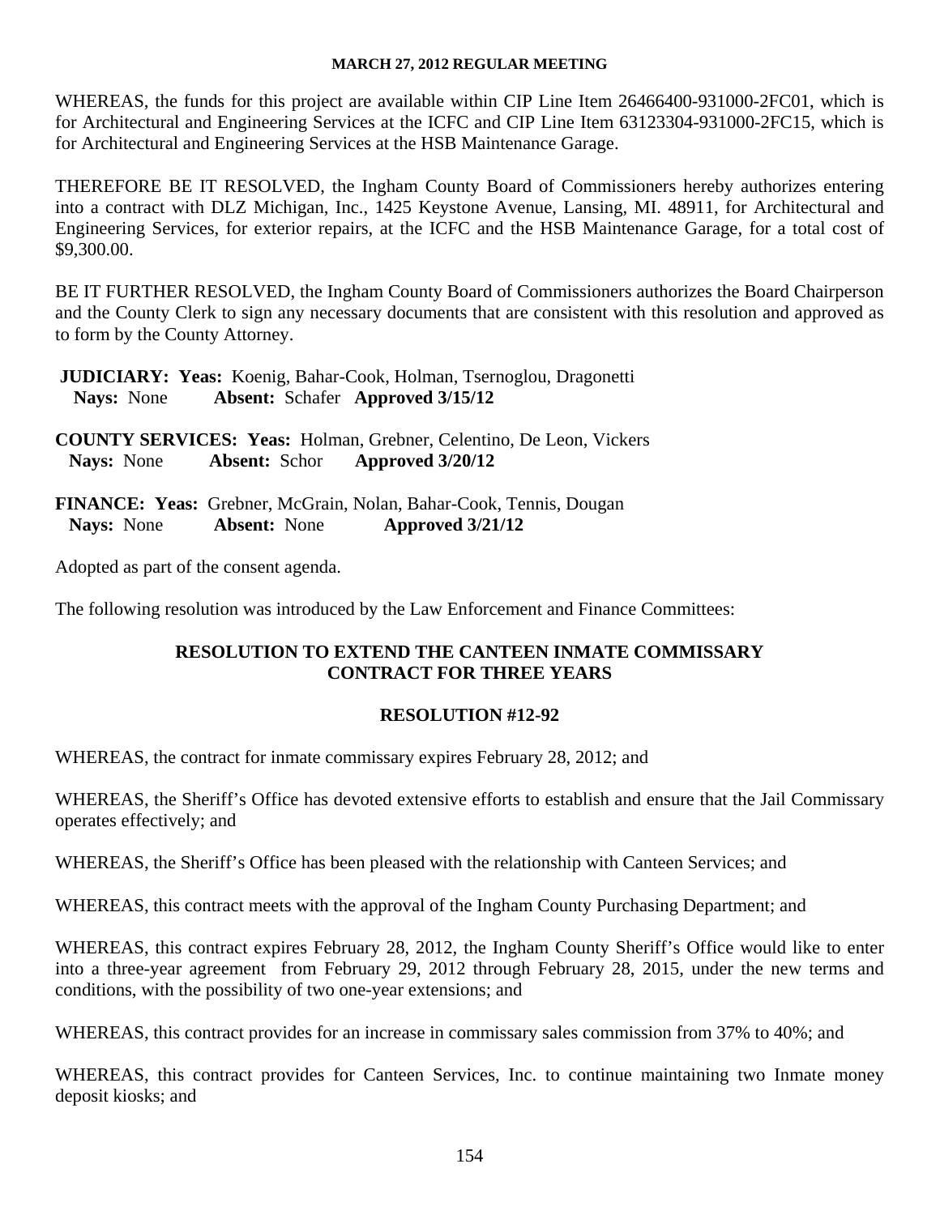WHEREAS, the funds for this project are available within CIP Line Item 26466400-931000-2FC01, which is for Architectural and Engineering Services at the ICFC and CIP Line Item 63123304-931000-2FC15, which is for Architectural and Engineering Services at the HSB Maintenance Garage.

THEREFORE BE IT RESOLVED, the Ingham County Board of Commissioners hereby authorizes entering into a contract with DLZ Michigan, Inc., 1425 Keystone Avenue, Lansing, MI. 48911, for Architectural and Engineering Services, for exterior repairs, at the ICFC and the HSB Maintenance Garage, for a total cost of $9,300.00.

BE IT FURTHER RESOLVED, the Ingham County Board of Commissioners authorizes the Board Chairperson and the County Clerk to sign any necessary documents that are consistent with this resolution and approved as to form by the County Attorney.

**JUDICIARY: Yeas:** Koenig, Bahar-Cook, Holman, Tsernoglou, Dragonetti
**Nays:** None **Absent:** Schafer **Approved 3/15/12**

**COUNTY SERVICES: Yeas:** Holman, Grebner, Celentino, De Leon, Vickers
**Nays:** None **Absent:** Schor **Approved 3/20/12**

**FINANCE: Yeas:** Grebner, McGrain, Nolan, Bahar-Cook, Tennis, Dougan
**Nays:** None **Absent:** None **Approved 3/21/12**

Adopted as part of the consent agenda.

The following resolution was introduced by the Law Enforcement and Finance Committees:

## RESOLUTION TO EXTEND THE CANTEEN INMATE COMMISSARY CONTRACT FOR THREE YEARS

### RESOLUTION #12-92

WHEREAS, the contract for inmate commissary expires February 28, 2012; and

WHEREAS, the Sheriff's Office has devoted extensive efforts to establish and ensure that the Jail Commissary operates effectively; and

WHEREAS, the Sheriff's Office has been pleased with the relationship with Canteen Services; and

WHEREAS, this contract meets with the approval of the Ingham County Purchasing Department; and

WHEREAS, this contract expires February 28, 2012, the Ingham County Sheriff's Office would like to enter into a three-year agreement from February 29, 2012 through February 28, 2015, under the new terms and conditions, with the possibility of two one-year extensions; and

WHEREAS, this contract provides for an increase in commissary sales commission from 37% to 40%; and

WHEREAS, this contract provides for Canteen Services, Inc. to continue maintaining two Inmate money deposit kiosks; and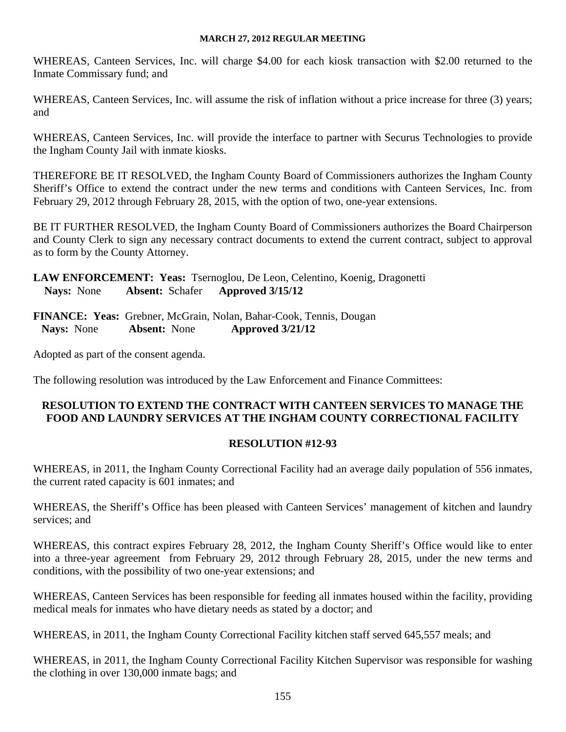WHEREAS, Canteen Services, Inc. will charge $4.00 for each kiosk transaction with $2.00 returned to the Inmate Commissary fund; and

WHEREAS, Canteen Services, Inc. will assume the risk of inflation without a price increase for three (3) years; and

WHEREAS, Canteen Services, Inc. will provide the interface to partner with Securus Technologies to provide the Ingham County Jail with inmate kiosks.

THEREFORE BE IT RESOLVED, the Ingham County Board of Commissioners authorizes the Ingham County Sheriff's Office to extend the contract under the new terms and conditions with Canteen Services, Inc. from February 29, 2012 through February 28, 2015, with the option of two, one-year extensions.

BE IT FURTHER RESOLVED, the Ingham County Board of Commissioners authorizes the Board Chairperson and County Clerk to sign any necessary contract documents to extend the current contract, subject to approval as to form by the County Attorney.

**LAW ENFORCEMENT: Yeas:** Tsernoglou, De Leon, Celentino, Koenig, Dragonetti
**Nays:** None **Absent:** Schafer **Approved 3/15/12**

**FINANCE: Yeas:** Grebner, McGrain, Nolan, Bahar-Cook, Tennis, Dougan
**Nays:** None **Absent:** None **Approved 3/21/12**

Adopted as part of the consent agenda.

The following resolution was introduced by the Law Enforcement and Finance Committees:

## RESOLUTION TO EXTEND THE CONTRACT WITH CANTEEN SERVICES TO MANAGE THE FOOD AND LAUNDRY SERVICES AT THE INGHAM COUNTY CORRECTIONAL FACILITY

### RESOLUTION #12-93

WHEREAS, in 2011, the Ingham County Correctional Facility had an average daily population of 556 inmates, the current rated capacity is 601 inmates; and

WHEREAS, the Sheriff's Office has been pleased with Canteen Services' management of kitchen and laundry services; and

WHEREAS, this contract expires February 28, 2012, the Ingham County Sheriff's Office would like to enter into a three-year agreement from February 29, 2012 through February 28, 2015, under the new terms and conditions, with the possibility of two one-year extensions; and

WHEREAS, Canteen Services has been responsible for feeding all inmates housed within the facility, providing medical meals for inmates who have dietary needs as stated by a doctor; and

WHEREAS, in 2011, the Ingham County Correctional Facility kitchen staff served 645,557 meals; and

WHEREAS, in 2011, the Ingham County Correctional Facility Kitchen Supervisor was responsible for washing the clothing in over 130,000 inmate bags; and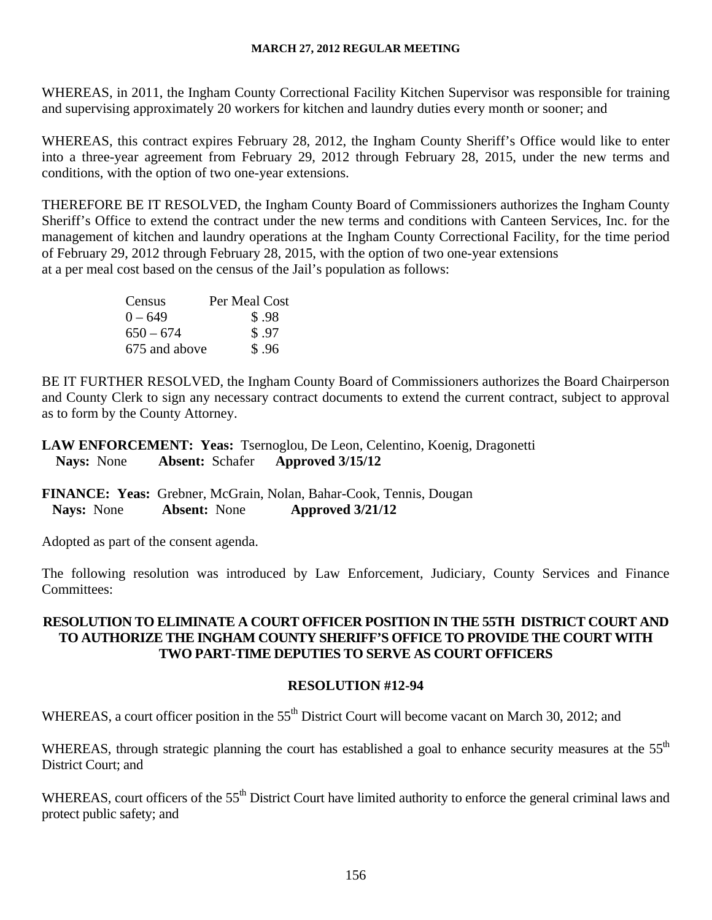WHEREAS, in 2011, the Ingham County Correctional Facility Kitchen Supervisor was responsible for training and supervising approximately 20 workers for kitchen and laundry duties every month or sooner; and

WHEREAS, this contract expires February 28, 2012, the Ingham County Sheriff's Office would like to enter into a three-year agreement from February 29, 2012 through February 28, 2015, under the new terms and conditions, with the option of two one-year extensions.

THEREFORE BE IT RESOLVED, the Ingham County Board of Commissioners authorizes the Ingham County Sheriff's Office to extend the contract under the new terms and conditions with Canteen Services, Inc. for the management of kitchen and laundry operations at the Ingham County Correctional Facility, for the time period of February 29, 2012 through February 28, 2015, with the option of two one-year extensions at a per meal cost based on the census of the Jail's population as follows:

| Census | Per Meal Cost |
|---|---|
| 0 – 649 | $ .98 |
| 650 – 674 | $ .97 |
| 675 and above | $ .96 |

BE IT FURTHER RESOLVED, the Ingham County Board of Commissioners authorizes the Board Chairperson and County Clerk to sign any necessary contract documents to extend the current contract, subject to approval as to form by the County Attorney.

**LAW ENFORCEMENT: Yeas:** Tsernoglou, De Leon, Celentino, Koenig, Dragonetti
**Nays:** None **Absent:** Schafer **Approved 3/15/12**

**FINANCE: Yeas:** Grebner, McGrain, Nolan, Bahar-Cook, Tennis, Dougan
**Nays:** None **Absent:** None **Approved 3/21/12**

Adopted as part of the consent agenda.

The following resolution was introduced by Law Enforcement, Judiciary, County Services and Finance Committees:

## RESOLUTION TO ELIMINATE A COURT OFFICER POSITION IN THE 55TH DISTRICT COURT AND TO AUTHORIZE THE INGHAM COUNTY SHERIFF'S OFFICE TO PROVIDE THE COURT WITH TWO PART-TIME DEPUTIES TO SERVE AS COURT OFFICERS

## RESOLUTION #12-94

WHEREAS, a court officer position in the 55th District Court will become vacant on March 30, 2012; and

WHEREAS, through strategic planning the court has established a goal to enhance security measures at the 55th District Court; and

WHEREAS, court officers of the 55th District Court have limited authority to enforce the general criminal laws and protect public safety; and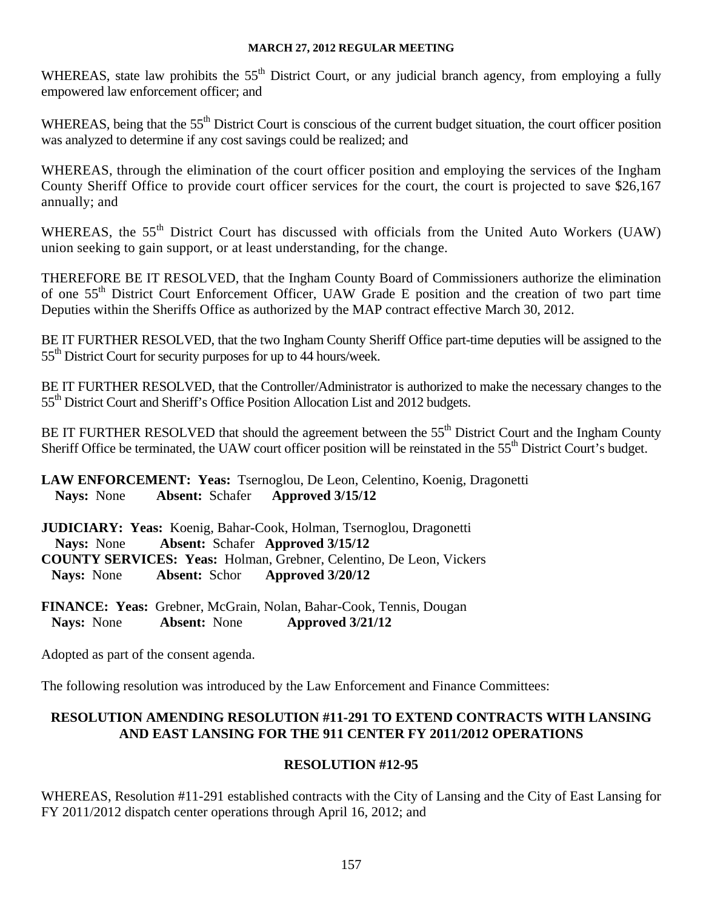WHEREAS, state law prohibits the 55th District Court, or any judicial branch agency, from employing a fully empowered law enforcement officer; and

WHEREAS, being that the 55th District Court is conscious of the current budget situation, the court officer position was analyzed to determine if any cost savings could be realized; and

WHEREAS, through the elimination of the court officer position and employing the services of the Ingham County Sheriff Office to provide court officer services for the court, the court is projected to save $26,167 annually; and

WHEREAS, the 55th District Court has discussed with officials from the United Auto Workers (UAW) union seeking to gain support, or at least understanding, for the change.

THEREFORE BE IT RESOLVED, that the Ingham County Board of Commissioners authorize the elimination of one 55th District Court Enforcement Officer, UAW Grade E position and the creation of two part time Deputies within the Sheriffs Office as authorized by the MAP contract effective March 30, 2012.

BE IT FURTHER RESOLVED, that the two Ingham County Sheriff Office part-time deputies will be assigned to the 55th District Court for security purposes for up to 44 hours/week.

BE IT FURTHER RESOLVED, that the Controller/Administrator is authorized to make the necessary changes to the 55th District Court and Sheriff's Office Position Allocation List and 2012 budgets.

BE IT FURTHER RESOLVED that should the agreement between the 55th District Court and the Ingham County Sheriff Office be terminated, the UAW court officer position will be reinstated in the 55th District Court's budget.

**LAW ENFORCEMENT: Yeas:** Tsernoglou, De Leon, Celentino, Koenig, Dragonetti
**Nays:** None **Absent:** Schafer **Approved 3/15/12**

**JUDICIARY: Yeas:** Koenig, Bahar-Cook, Holman, Tsernoglou, Dragonetti
**Nays:** None **Absent:** Schafer **Approved 3/15/12**
**COUNTY SERVICES: Yeas:** Holman, Grebner, Celentino, De Leon, Vickers
**Nays:** None **Absent:** Schor **Approved 3/20/12**

**FINANCE: Yeas:** Grebner, McGrain, Nolan, Bahar-Cook, Tennis, Dougan
**Nays:** None **Absent:** None **Approved 3/21/12**

Adopted as part of the consent agenda.

The following resolution was introduced by the Law Enforcement and Finance Committees:

## RESOLUTION AMENDING RESOLUTION #11-291 TO EXTEND CONTRACTS WITH LANSING AND EAST LANSING FOR THE 911 CENTER FY 2011/2012 OPERATIONS

## RESOLUTION #12-95

WHEREAS, Resolution #11-291 established contracts with the City of Lansing and the City of East Lansing for FY 2011/2012 dispatch center operations through April 16, 2012; and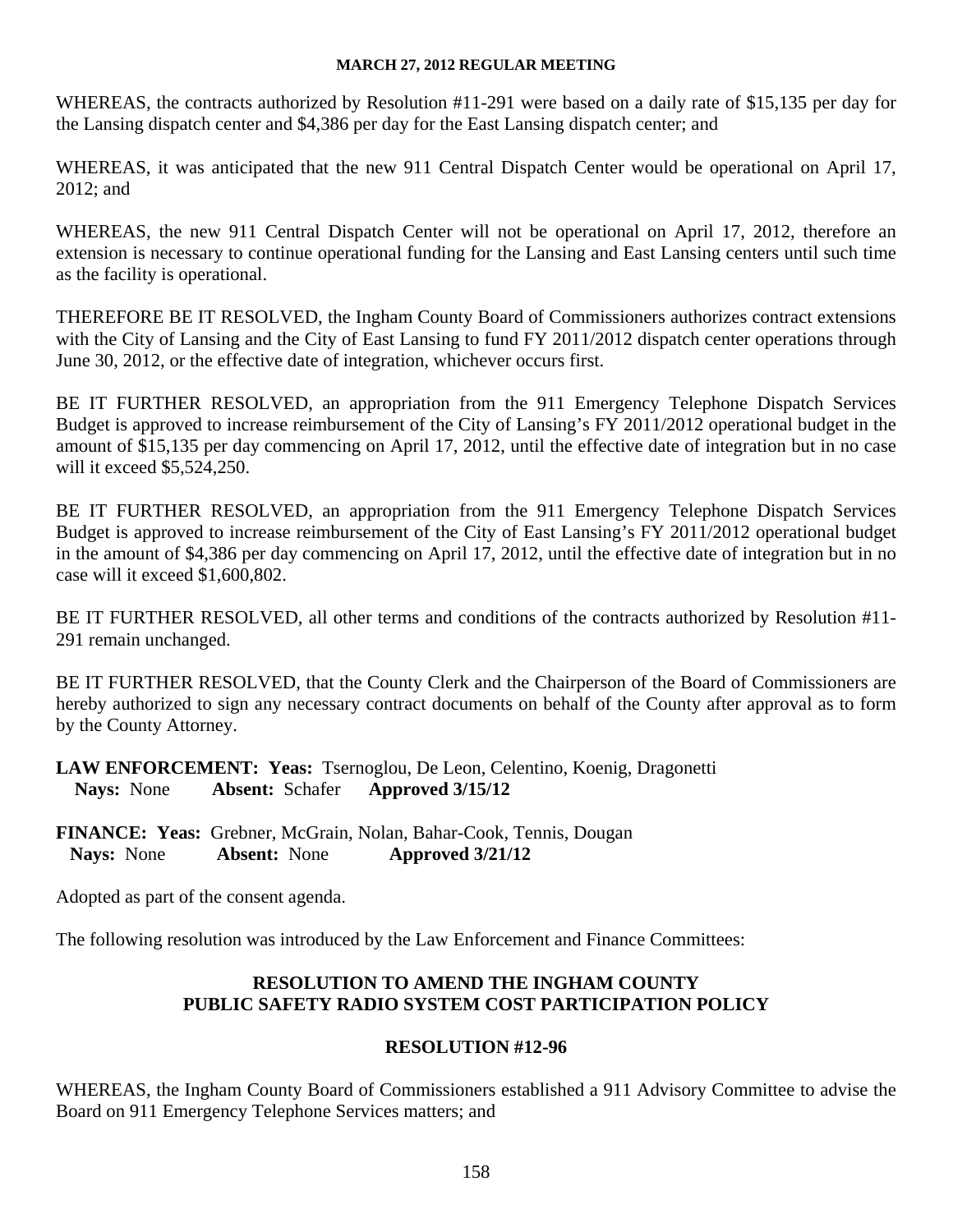WHEREAS, the contracts authorized by Resolution #11-291 were based on a daily rate of $15,135 per day for the Lansing dispatch center and $4,386 per day for the East Lansing dispatch center; and

WHEREAS, it was anticipated that the new 911 Central Dispatch Center would be operational on April 17, 2012; and

WHEREAS, the new 911 Central Dispatch Center will not be operational on April 17, 2012, therefore an extension is necessary to continue operational funding for the Lansing and East Lansing centers until such time as the facility is operational.

THEREFORE BE IT RESOLVED, the Ingham County Board of Commissioners authorizes contract extensions with the City of Lansing and the City of East Lansing to fund FY 2011/2012 dispatch center operations through June 30, 2012, or the effective date of integration, whichever occurs first.

BE IT FURTHER RESOLVED, an appropriation from the 911 Emergency Telephone Dispatch Services Budget is approved to increase reimbursement of the City of Lansing's FY 2011/2012 operational budget in the amount of $15,135 per day commencing on April 17, 2012, until the effective date of integration but in no case will it exceed $5,524,250.

BE IT FURTHER RESOLVED, an appropriation from the 911 Emergency Telephone Dispatch Services Budget is approved to increase reimbursement of the City of East Lansing's FY 2011/2012 operational budget in the amount of $4,386 per day commencing on April 17, 2012, until the effective date of integration but in no case will it exceed $1,600,802.

BE IT FURTHER RESOLVED, all other terms and conditions of the contracts authorized by Resolution #11-291 remain unchanged.

BE IT FURTHER RESOLVED, that the County Clerk and the Chairperson of the Board of Commissioners are hereby authorized to sign any necessary contract documents on behalf of the County after approval as to form by the County Attorney.

**LAW ENFORCEMENT: Yeas:** Tsernoglou, De Leon, Celentino, Koenig, Dragonetti
**Nays:** None **Absent:** Schafer **Approved 3/15/12**

**FINANCE: Yeas:** Grebner, McGrain, Nolan, Bahar-Cook, Tennis, Dougan
**Nays:** None **Absent:** None **Approved 3/21/12**

Adopted as part of the consent agenda.

The following resolution was introduced by the Law Enforcement and Finance Committees:

## RESOLUTION TO AMEND THE INGHAM COUNTY PUBLIC SAFETY RADIO SYSTEM COST PARTICIPATION POLICY

## RESOLUTION #12-96

WHEREAS, the Ingham County Board of Commissioners established a 911 Advisory Committee to advise the Board on 911 Emergency Telephone Services matters; and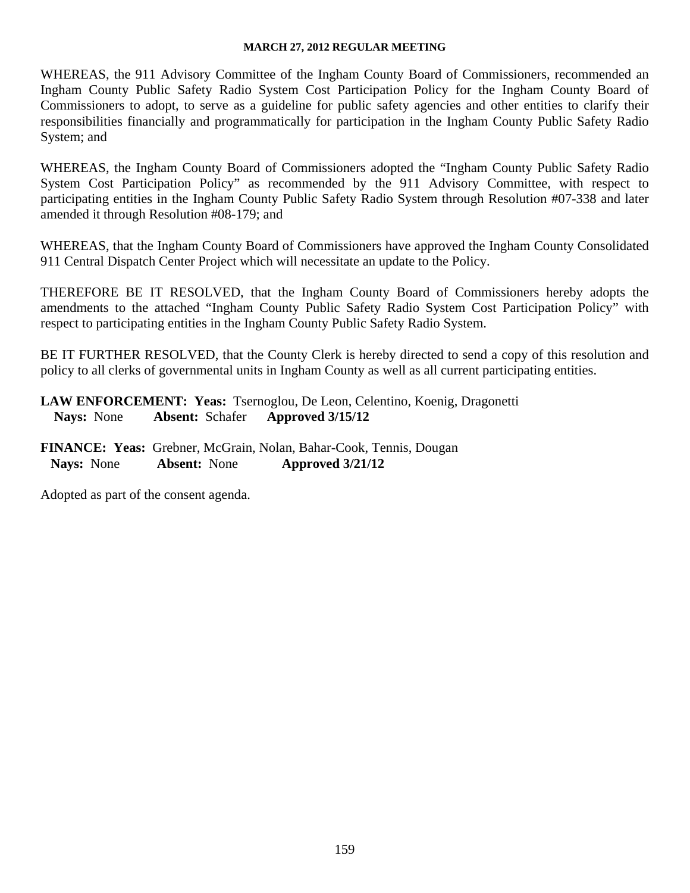WHEREAS, the 911 Advisory Committee of the Ingham County Board of Commissioners, recommended an Ingham County Public Safety Radio System Cost Participation Policy for the Ingham County Board of Commissioners to adopt, to serve as a guideline for public safety agencies and other entities to clarify their responsibilities financially and programmatically for participation in the Ingham County Public Safety Radio System; and

WHEREAS, the Ingham County Board of Commissioners adopted the "Ingham County Public Safety Radio System Cost Participation Policy" as recommended by the 911 Advisory Committee, with respect to participating entities in the Ingham County Public Safety Radio System through Resolution #07-338 and later amended it through Resolution #08-179; and

WHEREAS, that the Ingham County Board of Commissioners have approved the Ingham County Consolidated 911 Central Dispatch Center Project which will necessitate an update to the Policy.

THEREFORE BE IT RESOLVED, that the Ingham County Board of Commissioners hereby adopts the amendments to the attached "Ingham County Public Safety Radio System Cost Participation Policy" with respect to participating entities in the Ingham County Public Safety Radio System.

BE IT FURTHER RESOLVED, that the County Clerk is hereby directed to send a copy of this resolution and policy to all clerks of governmental units in Ingham County as well as all current participating entities.

**LAW ENFORCEMENT: Yeas:** Tsernoglou, De Leon, Celentino, Koenig, Dragonetti
**Nays:** None **Absent:** Schafer **Approved 3/15/12**

**FINANCE: Yeas:** Grebner, McGrain, Nolan, Bahar-Cook, Tennis, Dougan
**Nays:** None **Absent:** None **Approved 3/21/12**

Adopted as part of the consent agenda.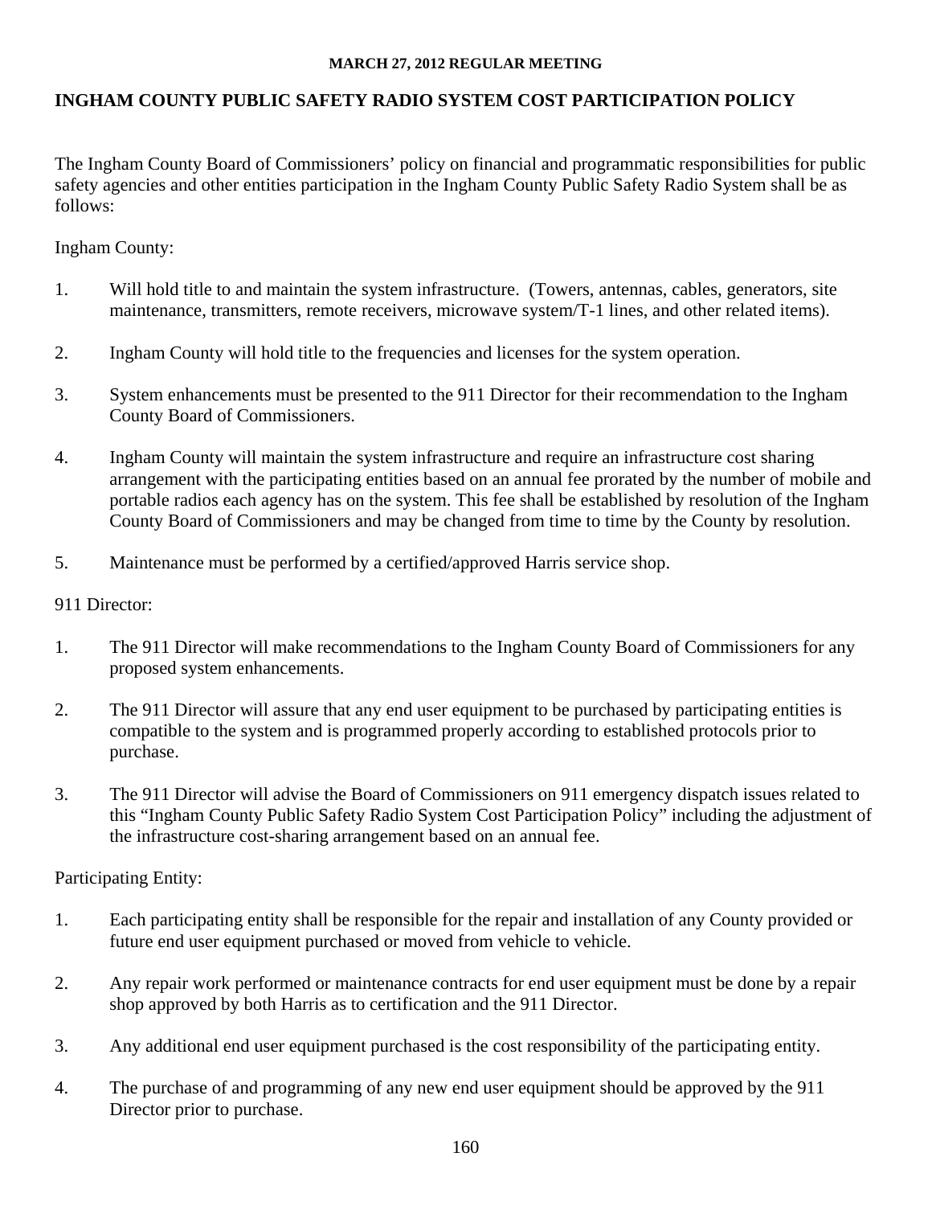## INGHAM COUNTY PUBLIC SAFETY RADIO SYSTEM COST PARTICIPATION POLICY

The Ingham County Board of Commissioners' policy on financial and programmatic responsibilities for public safety agencies and other entities participation in the Ingham County Public Safety Radio System shall be as follows:

Ingham County:

1. Will hold title to and maintain the system infrastructure. (Towers, antennas, cables, generators, site maintenance, transmitters, remote receivers, microwave system/T-1 lines, and other related items).

2. Ingham County will hold title to the frequencies and licenses for the system operation.

3. System enhancements must be presented to the 911 Director for their recommendation to the Ingham County Board of Commissioners.

4. Ingham County will maintain the system infrastructure and require an infrastructure cost sharing arrangement with the participating entities based on an annual fee prorated by the number of mobile and portable radios each agency has on the system. This fee shall be established by resolution of the Ingham County Board of Commissioners and may be changed from time to time by the County by resolution.

5. Maintenance must be performed by a certified/approved Harris service shop.

911 Director:

1. The 911 Director will make recommendations to the Ingham County Board of Commissioners for any proposed system enhancements.

2. The 911 Director will assure that any end user equipment to be purchased by participating entities is compatible to the system and is programmed properly according to established protocols prior to purchase.

3. The 911 Director will advise the Board of Commissioners on 911 emergency dispatch issues related to this "Ingham County Public Safety Radio System Cost Participation Policy" including the adjustment of the infrastructure cost-sharing arrangement based on an annual fee.

Participating Entity:

1. Each participating entity shall be responsible for the repair and installation of any County provided or future end user equipment purchased or moved from vehicle to vehicle.

2. Any repair work performed or maintenance contracts for end user equipment must be done by a repair shop approved by both Harris as to certification and the 911 Director.

3. Any additional end user equipment purchased is the cost responsibility of the participating entity.

4. The purchase of and programming of any new end user equipment should be approved by the 911 Director prior to purchase.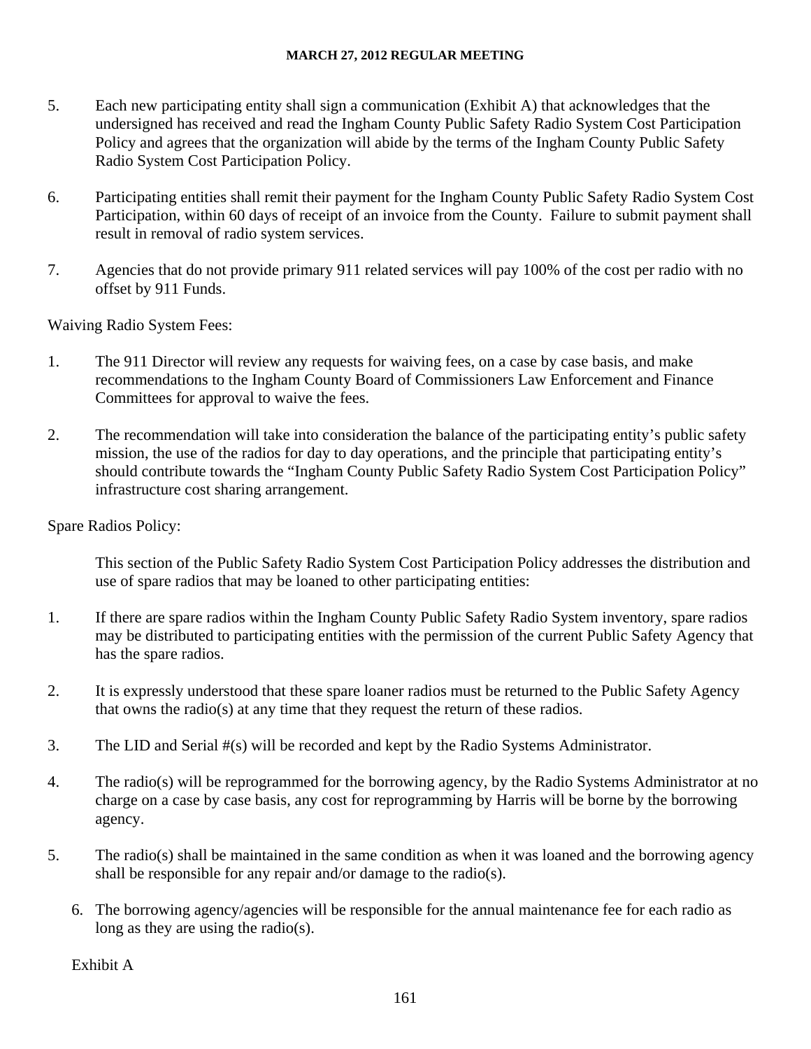5. Each new participating entity shall sign a communication (Exhibit A) that acknowledges that the undersigned has received and read the Ingham County Public Safety Radio System Cost Participation Policy and agrees that the organization will abide by the terms of the Ingham County Public Safety Radio System Cost Participation Policy.

6. Participating entities shall remit their payment for the Ingham County Public Safety Radio System Cost Participation, within 60 days of receipt of an invoice from the County. Failure to submit payment shall result in removal of radio system services.

7. Agencies that do not provide primary 911 related services will pay 100% of the cost per radio with no offset by 911 Funds.

Waiving Radio System Fees:

1. The 911 Director will review any requests for waiving fees, on a case by case basis, and make recommendations to the Ingham County Board of Commissioners Law Enforcement and Finance Committees for approval to waive the fees.

2. The recommendation will take into consideration the balance of the participating entity's public safety mission, the use of the radios for day to day operations, and the principle that participating entity's should contribute towards the "Ingham County Public Safety Radio System Cost Participation Policy" infrastructure cost sharing arrangement.

Spare Radios Policy:

This section of the Public Safety Radio System Cost Participation Policy addresses the distribution and use of spare radios that may be loaned to other participating entities:

1. If there are spare radios within the Ingham County Public Safety Radio System inventory, spare radios may be distributed to participating entities with the permission of the current Public Safety Agency that has the spare radios.

2. It is expressly understood that these spare loaner radios must be returned to the Public Safety Agency that owns the radio(s) at any time that they request the return of these radios.

3. The LID and Serial #(s) will be recorded and kept by the Radio Systems Administrator.

4. The radio(s) will be reprogrammed for the borrowing agency, by the Radio Systems Administrator at no charge on a case by case basis, any cost for reprogramming by Harris will be borne by the borrowing agency.

5. The radio(s) shall be maintained in the same condition as when it was loaned and the borrowing agency shall be responsible for any repair and/or damage to the radio(s).

6. The borrowing agency/agencies will be responsible for the annual maintenance fee for each radio as long as they are using the radio(s).

Exhibit A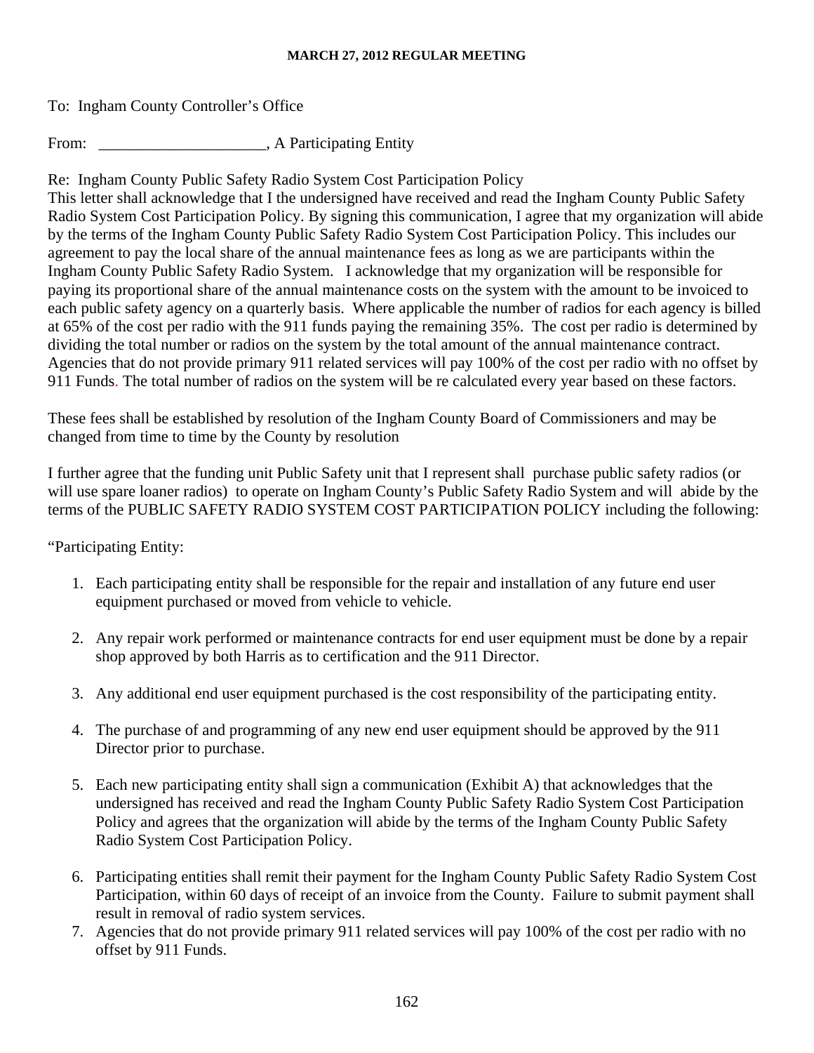To: Ingham County Controller's Office

From: _____________________, A Participating Entity

Re: Ingham County Public Safety Radio System Cost Participation Policy
This letter shall acknowledge that I the undersigned have received and read the Ingham County Public Safety Radio System Cost Participation Policy. By signing this communication, I agree that my organization will abide by the terms of the Ingham County Public Safety Radio System Cost Participation Policy. This includes our agreement to pay the local share of the annual maintenance fees as long as we are participants within the Ingham County Public Safety Radio System. I acknowledge that my organization will be responsible for paying its proportional share of the annual maintenance costs on the system with the amount to be invoiced to each public safety agency on a quarterly basis. Where applicable the number of radios for each agency is billed at 65% of the cost per radio with the 911 funds paying the remaining 35%. The cost per radio is determined by dividing the total number or radios on the system by the total amount of the annual maintenance contract. Agencies that do not provide primary 911 related services will pay 100% of the cost per radio with no offset by 911 Funds. The total number of radios on the system will be re calculated every year based on these factors.

These fees shall be established by resolution of the Ingham County Board of Commissioners and may be changed from time to time by the County by resolution

I further agree that the funding unit Public Safety unit that I represent shall purchase public safety radios (or will use spare loaner radios) to operate on Ingham County's Public Safety Radio System and will abide by the terms of the PUBLIC SAFETY RADIO SYSTEM COST PARTICIPATION POLICY including the following:

"Participating Entity:

1. Each participating entity shall be responsible for the repair and installation of any future end user equipment purchased or moved from vehicle to vehicle.

2. Any repair work performed or maintenance contracts for end user equipment must be done by a repair shop approved by both Harris as to certification and the 911 Director.

3. Any additional end user equipment purchased is the cost responsibility of the participating entity.

4. The purchase of and programming of any new end user equipment should be approved by the 911 Director prior to purchase.

5. Each new participating entity shall sign a communication (Exhibit A) that acknowledges that the undersigned has received and read the Ingham County Public Safety Radio System Cost Participation Policy and agrees that the organization will abide by the terms of the Ingham County Public Safety Radio System Cost Participation Policy.

6. Participating entities shall remit their payment for the Ingham County Public Safety Radio System Cost Participation, within 60 days of receipt of an invoice from the County. Failure to submit payment shall result in removal of radio system services.
7. Agencies that do not provide primary 911 related services will pay 100% of the cost per radio with no offset by 911 Funds.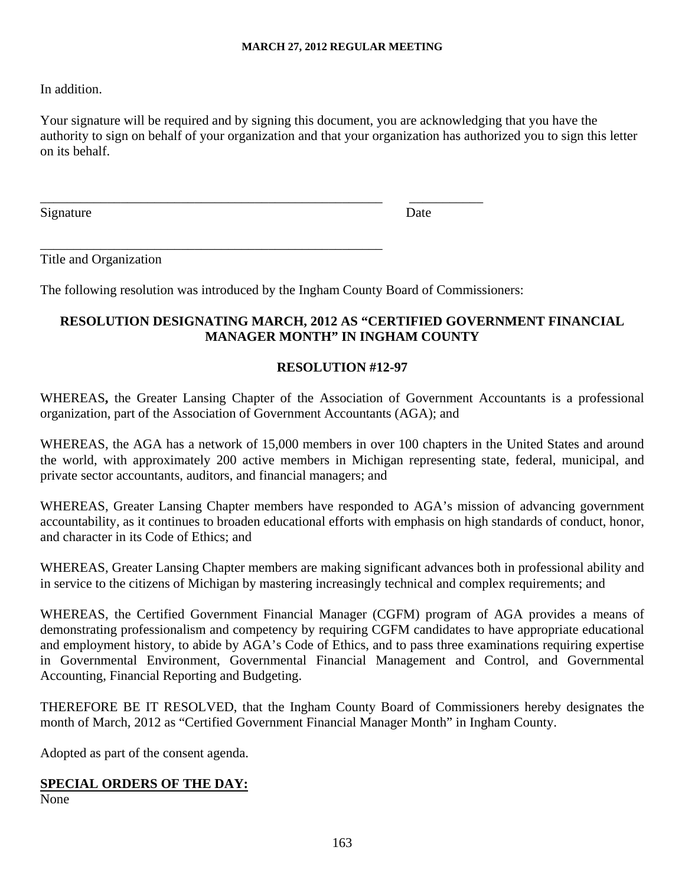In addition.

Your signature will be required and by signing this document, you are acknowledging that you have the authority to sign on behalf of your organization and that your organization has authorized you to sign this letter on its behalf.

\_\_\_\_\_\_\_\_\_\_\_\_\_\_\_\_\_\_\_\_\_\_\_\_\_\_\_\_\_\_\_\_\_\_\_\_\_\_\_\_\_\_\_\_\_\_\_\_\_\_\_\_\_\_\_ \_\_\_\_\_\_\_\_\_\_\_
Signature Date

\_\_\_\_\_\_\_\_\_\_\_\_\_\_\_\_\_\_\_\_\_\_\_\_\_\_\_\_\_\_\_\_\_\_\_\_\_\_\_\_\_\_\_\_\_\_\_\_\_\_\_\_\_\_\_
Title and Organization

The following resolution was introduced by the Ingham County Board of Commissioners:

**RESOLUTION DESIGNATING MARCH, 2012 AS "CERTIFIED GOVERNMENT FINANCIAL MANAGER MONTH" IN INGHAM COUNTY**

**RESOLUTION #12-97**

WHEREAS**,** the Greater Lansing Chapter of the Association of Government Accountants is a professional organization, part of the Association of Government Accountants (AGA); and

WHEREAS, the AGA has a network of 15,000 members in over 100 chapters in the United States and around the world, with approximately 200 active members in Michigan representing state, federal, municipal, and private sector accountants, auditors, and financial managers; and

WHEREAS, Greater Lansing Chapter members have responded to AGA's mission of advancing government accountability, as it continues to broaden educational efforts with emphasis on high standards of conduct, honor, and character in its Code of Ethics; and

WHEREAS, Greater Lansing Chapter members are making significant advances both in professional ability and in service to the citizens of Michigan by mastering increasingly technical and complex requirements; and

WHEREAS, the Certified Government Financial Manager (CGFM) program of AGA provides a means of demonstrating professionalism and competency by requiring CGFM candidates to have appropriate educational and employment history, to abide by AGA's Code of Ethics, and to pass three examinations requiring expertise in Governmental Environment, Governmental Financial Management and Control, and Governmental Accounting, Financial Reporting and Budgeting.

THEREFORE BE IT RESOLVED, that the Ingham County Board of Commissioners hereby designates the month of March, 2012 as "Certified Government Financial Manager Month" in Ingham County.

Adopted as part of the consent agenda.

**SPECIAL ORDERS OF THE DAY:**
None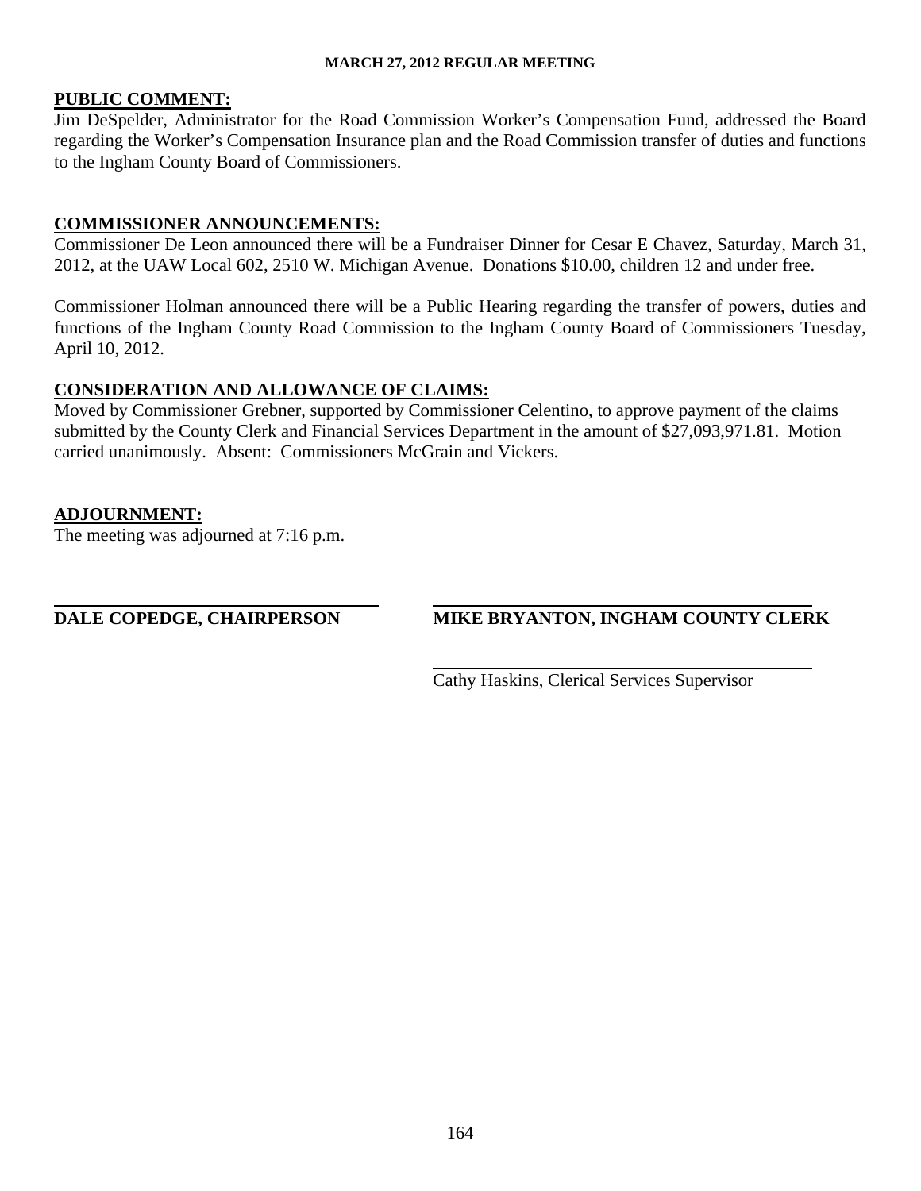**PUBLIC COMMENT:**

Jim DeSpelder, Administrator for the Road Commission Worker's Compensation Fund, addressed the Board regarding the Worker's Compensation Insurance plan and the Road Commission transfer of duties and functions to the Ingham County Board of Commissioners.

**COMMISSIONER ANNOUNCEMENTS:**

Commissioner De Leon announced there will be a Fundraiser Dinner for Cesar E Chavez, Saturday, March 31, 2012, at the UAW Local 602, 2510 W. Michigan Avenue. Donations $10.00, children 12 and under free.

Commissioner Holman announced there will be a Public Hearing regarding the transfer of powers, duties and functions of the Ingham County Road Commission to the Ingham County Board of Commissioners Tuesday, April 10, 2012.

**CONSIDERATION AND ALLOWANCE OF CLAIMS:**

Moved by Commissioner Grebner, supported by Commissioner Celentino, to approve payment of the claims submitted by the County Clerk and Financial Services Department in the amount of $27,093,971.81. Motion carried unanimously. Absent: Commissioners McGrain and Vickers.

**ADJOURNMENT:**

The meeting was adjourned at 7:16 p.m.

**DALE COPEDGE, CHAIRPERSON**

**MIKE BRYANTON, INGHAM COUNTY CLERK**

Cathy Haskins, Clerical Services Supervisor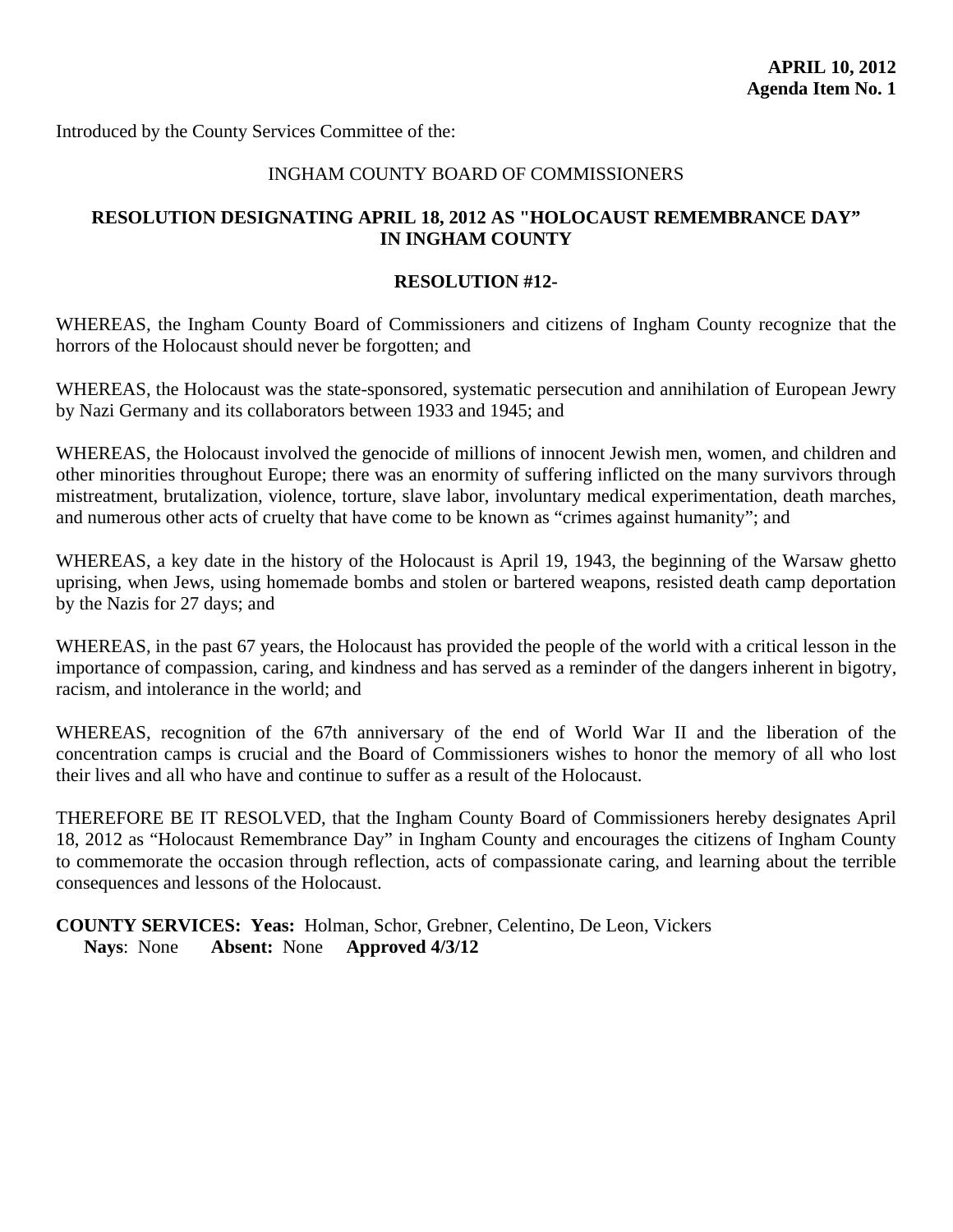**APRIL 10, 2012**
**Agenda Item No. 1**

Introduced by the County Services Committee of the:

INGHAM COUNTY BOARD OF COMMISSIONERS

**RESOLUTION DESIGNATING APRIL 18, 2012 AS "HOLOCAUST REMEMBRANCE DAY" IN INGHAM COUNTY**

**RESOLUTION #12-**

WHEREAS, the Ingham County Board of Commissioners and citizens of Ingham County recognize that the horrors of the Holocaust should never be forgotten; and

WHEREAS, the Holocaust was the state-sponsored, systematic persecution and annihilation of European Jewry by Nazi Germany and its collaborators between 1933 and 1945; and

WHEREAS, the Holocaust involved the genocide of millions of innocent Jewish men, women, and children and other minorities throughout Europe; there was an enormity of suffering inflicted on the many survivors through mistreatment, brutalization, violence, torture, slave labor, involuntary medical experimentation, death marches, and numerous other acts of cruelty that have come to be known as "crimes against humanity"; and

WHEREAS, a key date in the history of the Holocaust is April 19, 1943, the beginning of the Warsaw ghetto uprising, when Jews, using homemade bombs and stolen or bartered weapons, resisted death camp deportation by the Nazis for 27 days; and

WHEREAS, in the past 67 years, the Holocaust has provided the people of the world with a critical lesson in the importance of compassion, caring, and kindness and has served as a reminder of the dangers inherent in bigotry, racism, and intolerance in the world; and

WHEREAS, recognition of the 67th anniversary of the end of World War II and the liberation of the concentration camps is crucial and the Board of Commissioners wishes to honor the memory of all who lost their lives and all who have and continue to suffer as a result of the Holocaust.

THEREFORE BE IT RESOLVED, that the Ingham County Board of Commissioners hereby designates April 18, 2012 as "Holocaust Remembrance Day" in Ingham County and encourages the citizens of Ingham County to commemorate the occasion through reflection, acts of compassionate caring, and learning about the terrible consequences and lessons of the Holocaust.

**COUNTY SERVICES: Yeas:** Holman, Schor, Grebner, Celentino, De Leon, Vickers
**Nays**: None **Absent:** None **Approved 4/3/12**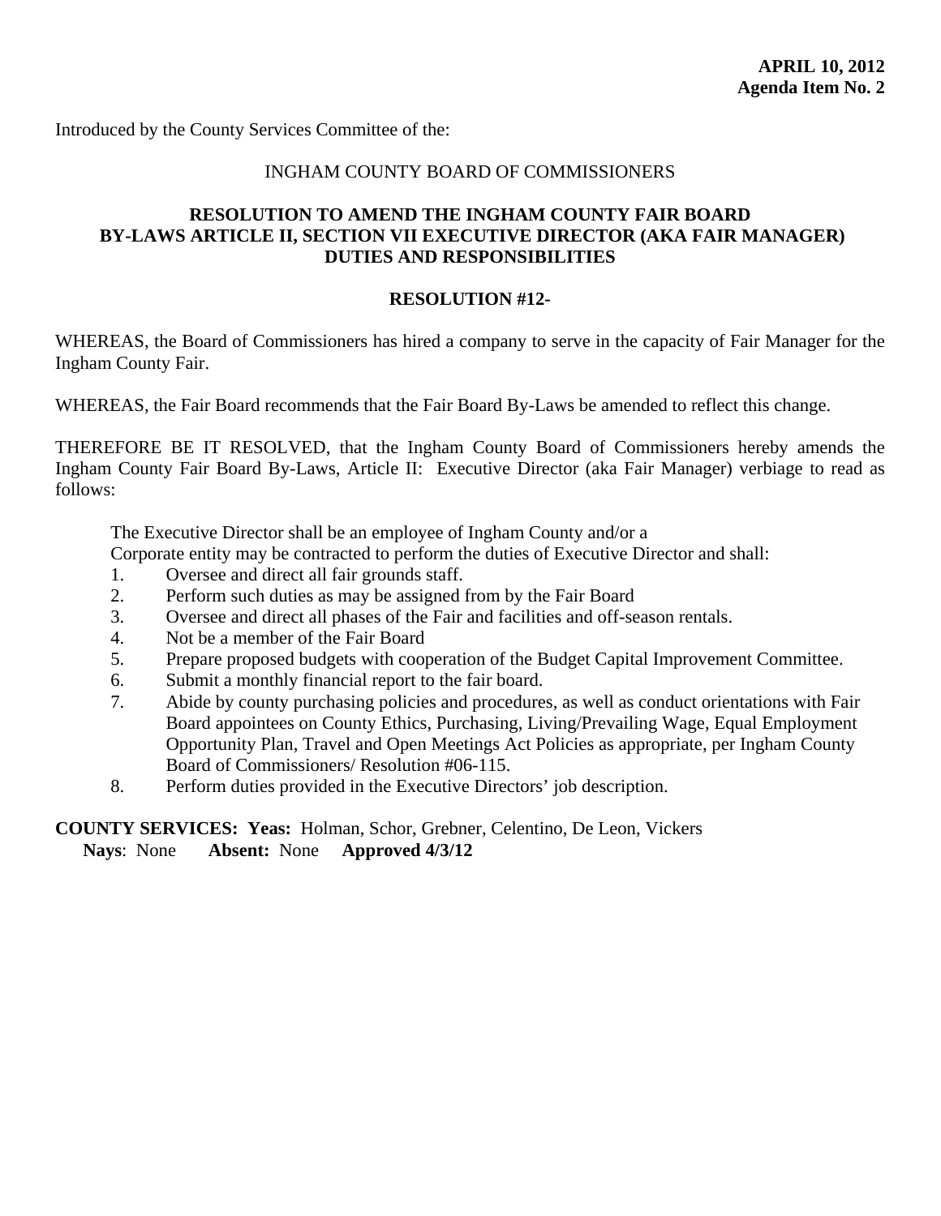**APRIL 10, 2012**
**Agenda Item No. 2**

Introduced by the County Services Committee of the:

INGHAM COUNTY BOARD OF COMMISSIONERS

**RESOLUTION TO AMEND THE INGHAM COUNTY FAIR BOARD BY-LAWS ARTICLE II, SECTION VII EXECUTIVE DIRECTOR (AKA FAIR MANAGER) DUTIES AND RESPONSIBILITIES**

**RESOLUTION #12-**

WHEREAS, the Board of Commissioners has hired a company to serve in the capacity of Fair Manager for the Ingham County Fair.

WHEREAS, the Fair Board recommends that the Fair Board By-Laws be amended to reflect this change.

THEREFORE BE IT RESOLVED, that the Ingham County Board of Commissioners hereby amends the Ingham County Fair Board By-Laws, Article II: Executive Director (aka Fair Manager) verbiage to read as follows:

The Executive Director shall be an employee of Ingham County and/or a Corporate entity may be contracted to perform the duties of Executive Director and shall:

1. Oversee and direct all fair grounds staff.
2. Perform such duties as may be assigned from by the Fair Board
3. Oversee and direct all phases of the Fair and facilities and off-season rentals.
4. Not be a member of the Fair Board
5. Prepare proposed budgets with cooperation of the Budget Capital Improvement Committee.
6. Submit a monthly financial report to the fair board.
7. Abide by county purchasing policies and procedures, as well as conduct orientations with Fair Board appointees on County Ethics, Purchasing, Living/Prevailing Wage, Equal Employment Opportunity Plan, Travel and Open Meetings Act Policies as appropriate, per Ingham County Board of Commissioners/ Resolution #06-115.
8. Perform duties provided in the Executive Directors' job description.

**COUNTY SERVICES: Yeas:** Holman, Schor, Grebner, Celentino, De Leon, Vickers
**Nays**: None **Absent:** None **Approved 4/3/12**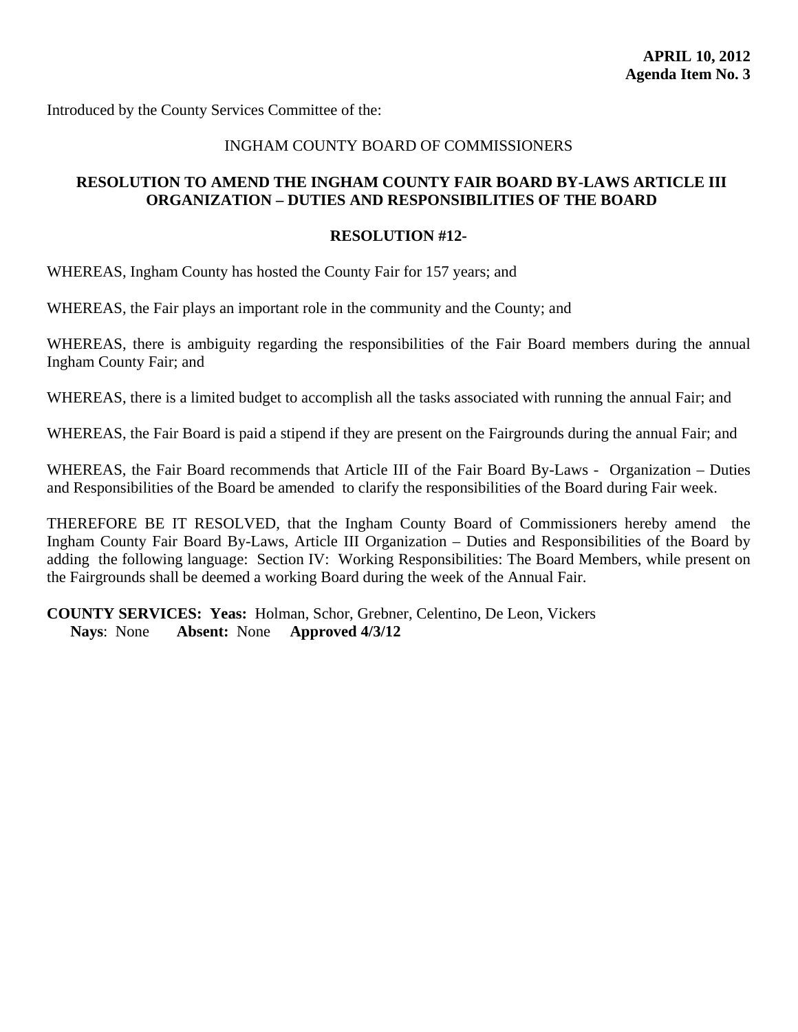**APRIL 10, 2012**
**Agenda Item No. 3**

Introduced by the County Services Committee of the:

INGHAM COUNTY BOARD OF COMMISSIONERS

**RESOLUTION TO AMEND THE INGHAM COUNTY FAIR BOARD BY-LAWS ARTICLE III ORGANIZATION – DUTIES AND RESPONSIBILITIES OF THE BOARD**

**RESOLUTION #12-**

WHEREAS, Ingham County has hosted the County Fair for 157 years; and

WHEREAS, the Fair plays an important role in the community and the County; and

WHEREAS, there is ambiguity regarding the responsibilities of the Fair Board members during the annual Ingham County Fair; and

WHEREAS, there is a limited budget to accomplish all the tasks associated with running the annual Fair; and

WHEREAS, the Fair Board is paid a stipend if they are present on the Fairgrounds during the annual Fair; and

WHEREAS, the Fair Board recommends that Article III of the Fair Board By-Laws - Organization – Duties and Responsibilities of the Board be amended to clarify the responsibilities of the Board during Fair week.

THEREFORE BE IT RESOLVED, that the Ingham County Board of Commissioners hereby amend the Ingham County Fair Board By-Laws, Article III Organization – Duties and Responsibilities of the Board by adding the following language: Section IV: Working Responsibilities: The Board Members, while present on the Fairgrounds shall be deemed a working Board during the week of the Annual Fair.

**COUNTY SERVICES: Yeas:** Holman, Schor, Grebner, Celentino, De Leon, Vickers
**Nays**: None **Absent:** None **Approved 4/3/12**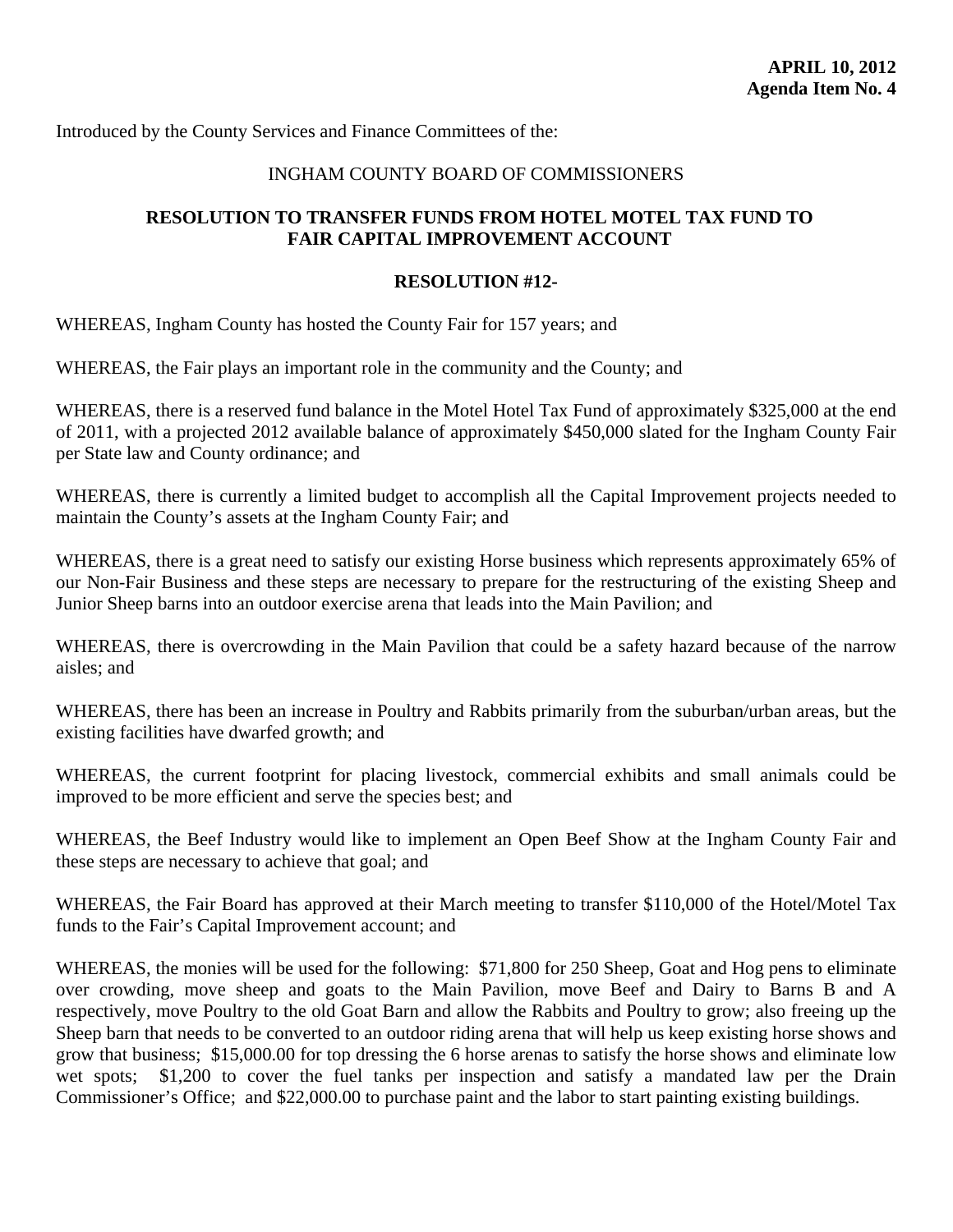**APRIL 10, 2012**
**Agenda Item No. 4**

Introduced by the County Services and Finance Committees of the:

INGHAM COUNTY BOARD OF COMMISSIONERS

## RESOLUTION TO TRANSFER FUNDS FROM HOTEL MOTEL TAX FUND TO FAIR CAPITAL IMPROVEMENT ACCOUNT

### RESOLUTION #12-

WHEREAS, Ingham County has hosted the County Fair for 157 years; and

WHEREAS, the Fair plays an important role in the community and the County; and

WHEREAS, there is a reserved fund balance in the Motel Hotel Tax Fund of approximately $325,000 at the end of 2011, with a projected 2012 available balance of approximately $450,000 slated for the Ingham County Fair per State law and County ordinance; and

WHEREAS, there is currently a limited budget to accomplish all the Capital Improvement projects needed to maintain the County's assets at the Ingham County Fair; and

WHEREAS, there is a great need to satisfy our existing Horse business which represents approximately 65% of our Non-Fair Business and these steps are necessary to prepare for the restructuring of the existing Sheep and Junior Sheep barns into an outdoor exercise arena that leads into the Main Pavilion; and

WHEREAS, there is overcrowding in the Main Pavilion that could be a safety hazard because of the narrow aisles; and

WHEREAS, there has been an increase in Poultry and Rabbits primarily from the suburban/urban areas, but the existing facilities have dwarfed growth; and

WHEREAS, the current footprint for placing livestock, commercial exhibits and small animals could be improved to be more efficient and serve the species best; and

WHEREAS, the Beef Industry would like to implement an Open Beef Show at the Ingham County Fair and these steps are necessary to achieve that goal; and

WHEREAS, the Fair Board has approved at their March meeting to transfer $110,000 of the Hotel/Motel Tax funds to the Fair's Capital Improvement account; and

WHEREAS, the monies will be used for the following: $71,800 for 250 Sheep, Goat and Hog pens to eliminate over crowding, move sheep and goats to the Main Pavilion, move Beef and Dairy to Barns B and A respectively, move Poultry to the old Goat Barn and allow the Rabbits and Poultry to grow; also freeing up the Sheep barn that needs to be converted to an outdoor riding arena that will help us keep existing horse shows and grow that business; $15,000.00 for top dressing the 6 horse arenas to satisfy the horse shows and eliminate low wet spots; $1,200 to cover the fuel tanks per inspection and satisfy a mandated law per the Drain Commissioner's Office; and $22,000.00 to purchase paint and the labor to start painting existing buildings.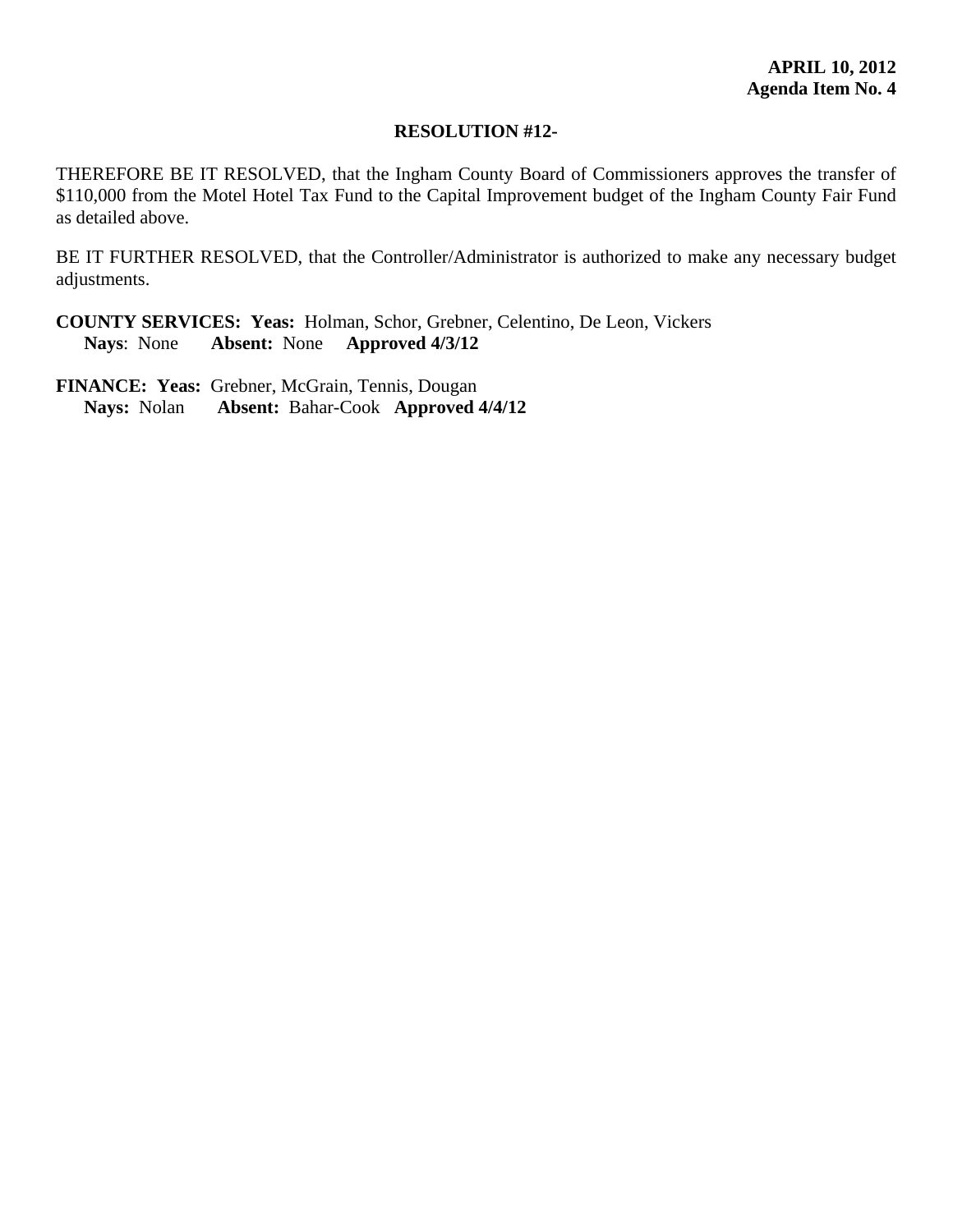**APRIL 10, 2012**
**Agenda Item No. 4**

**RESOLUTION #12-**

THEREFORE BE IT RESOLVED, that the Ingham County Board of Commissioners approves the transfer of $110,000 from the Motel Hotel Tax Fund to the Capital Improvement budget of the Ingham County Fair Fund as detailed above.

BE IT FURTHER RESOLVED, that the Controller/Administrator is authorized to make any necessary budget adjustments.

**COUNTY SERVICES: Yeas:** Holman, Schor, Grebner, Celentino, De Leon, Vickers
**Nays**: None **Absent:** None **Approved 4/3/12**

**FINANCE: Yeas:** Grebner, McGrain, Tennis, Dougan
**Nays:** Nolan **Absent:** Bahar-Cook **Approved 4/4/12**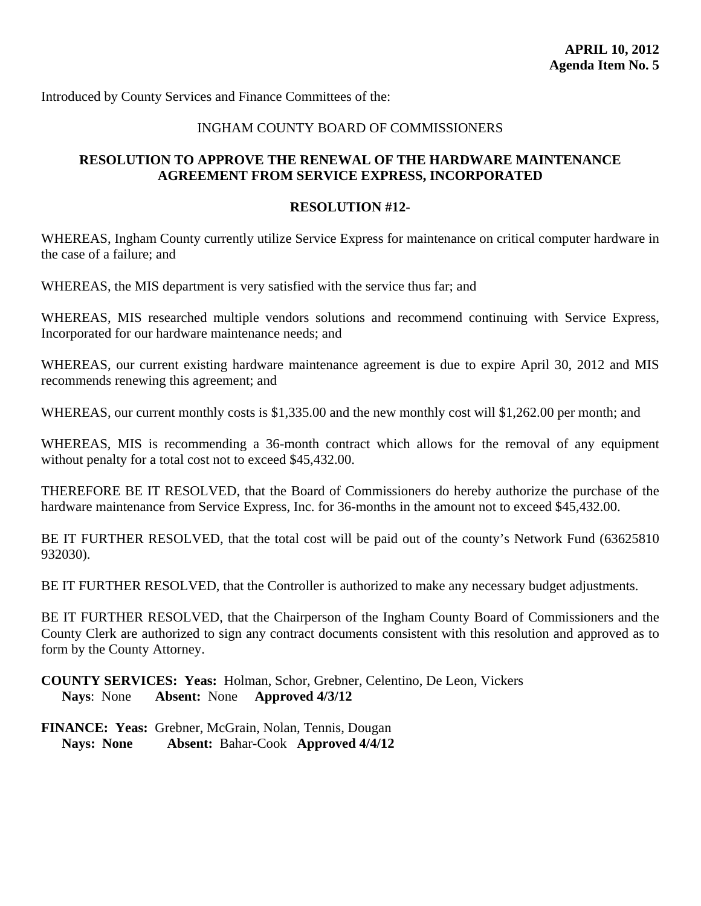**APRIL 10, 2012**
**Agenda Item No. 5**

Introduced by County Services and Finance Committees of the:

INGHAM COUNTY BOARD OF COMMISSIONERS

**RESOLUTION TO APPROVE THE RENEWAL OF THE HARDWARE MAINTENANCE AGREEMENT FROM SERVICE EXPRESS, INCORPORATED**

**RESOLUTION #12-**

WHEREAS, Ingham County currently utilize Service Express for maintenance on critical computer hardware in the case of a failure; and

WHEREAS, the MIS department is very satisfied with the service thus far; and

WHEREAS, MIS researched multiple vendors solutions and recommend continuing with Service Express, Incorporated for our hardware maintenance needs; and

WHEREAS, our current existing hardware maintenance agreement is due to expire April 30, 2012 and MIS recommends renewing this agreement; and

WHEREAS, our current monthly costs is $1,335.00 and the new monthly cost will $1,262.00 per month; and

WHEREAS, MIS is recommending a 36-month contract which allows for the removal of any equipment without penalty for a total cost not to exceed $45,432.00.

THEREFORE BE IT RESOLVED, that the Board of Commissioners do hereby authorize the purchase of the hardware maintenance from Service Express, Inc. for 36-months in the amount not to exceed $45,432.00.

BE IT FURTHER RESOLVED, that the total cost will be paid out of the county's Network Fund (63625810 932030).

BE IT FURTHER RESOLVED, that the Controller is authorized to make any necessary budget adjustments.

BE IT FURTHER RESOLVED, that the Chairperson of the Ingham County Board of Commissioners and the County Clerk are authorized to sign any contract documents consistent with this resolution and approved as to form by the County Attorney.

**COUNTY SERVICES: Yeas:** Holman, Schor, Grebner, Celentino, De Leon, Vickers
**Nays**: None **Absent:** None **Approved 4/3/12**

**FINANCE: Yeas:** Grebner, McGrain, Nolan, Tennis, Dougan
**Nays: None** **Absent:** Bahar-Cook **Approved 4/4/12**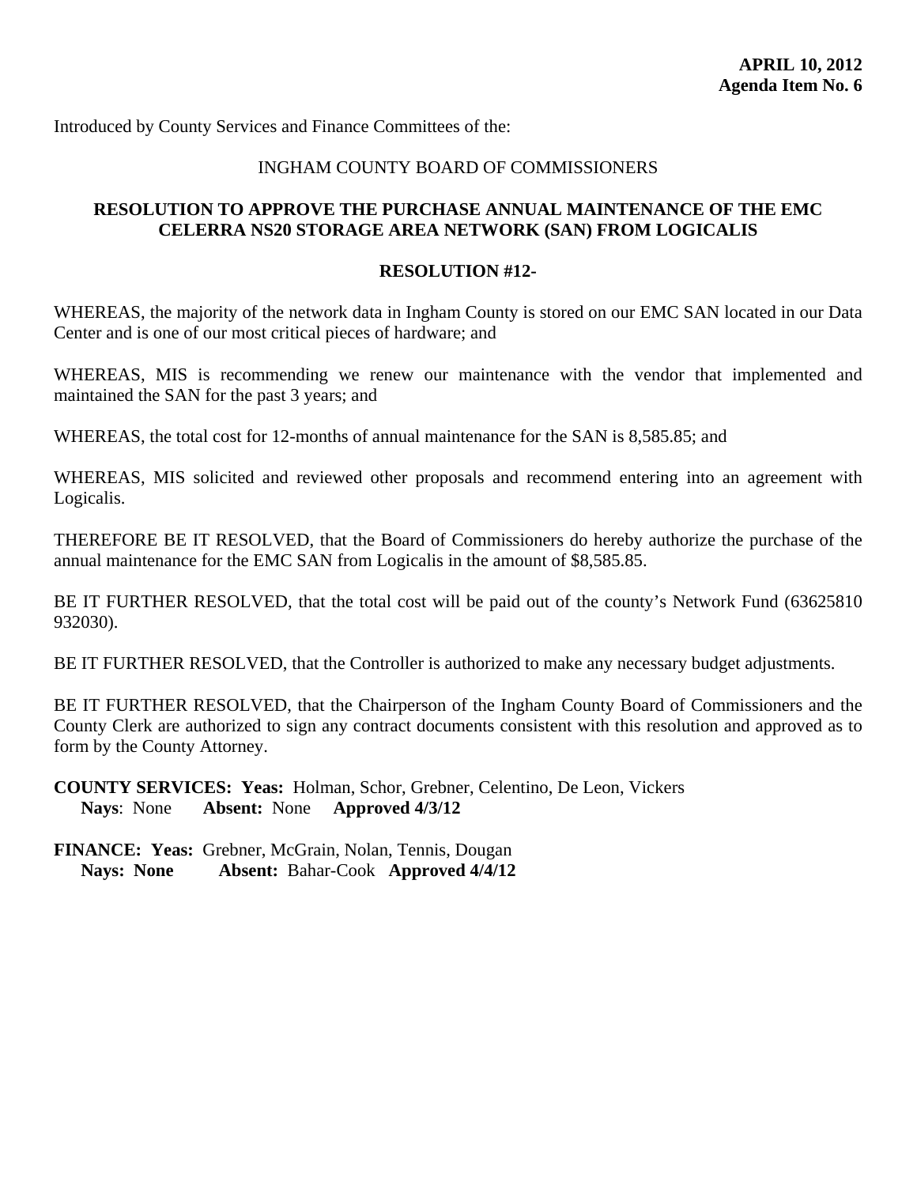**APRIL 10, 2012**
**Agenda Item No. 6**

Introduced by County Services and Finance Committees of the:

INGHAM COUNTY BOARD OF COMMISSIONERS

## RESOLUTION TO APPROVE THE PURCHASE ANNUAL MAINTENANCE OF THE EMC CELERRA NS20 STORAGE AREA NETWORK (SAN) FROM LOGICALIS

**RESOLUTION #12-**

WHEREAS, the majority of the network data in Ingham County is stored on our EMC SAN located in our Data Center and is one of our most critical pieces of hardware; and

WHEREAS, MIS is recommending we renew our maintenance with the vendor that implemented and maintained the SAN for the past 3 years; and

WHEREAS, the total cost for 12-months of annual maintenance for the SAN is 8,585.85; and

WHEREAS, MIS solicited and reviewed other proposals and recommend entering into an agreement with Logicalis.

THEREFORE BE IT RESOLVED, that the Board of Commissioners do hereby authorize the purchase of the annual maintenance for the EMC SAN from Logicalis in the amount of $8,585.85.

BE IT FURTHER RESOLVED, that the total cost will be paid out of the county's Network Fund (63625810 932030).

BE IT FURTHER RESOLVED, that the Controller is authorized to make any necessary budget adjustments.

BE IT FURTHER RESOLVED, that the Chairperson of the Ingham County Board of Commissioners and the County Clerk are authorized to sign any contract documents consistent with this resolution and approved as to form by the County Attorney.

**COUNTY SERVICES: Yeas:** Holman, Schor, Grebner, Celentino, De Leon, Vickers
**Nays**: None **Absent:** None **Approved 4/3/12**

**FINANCE: Yeas:** Grebner, McGrain, Nolan, Tennis, Dougan
**Nays: None** **Absent:** Bahar-Cook **Approved 4/4/12**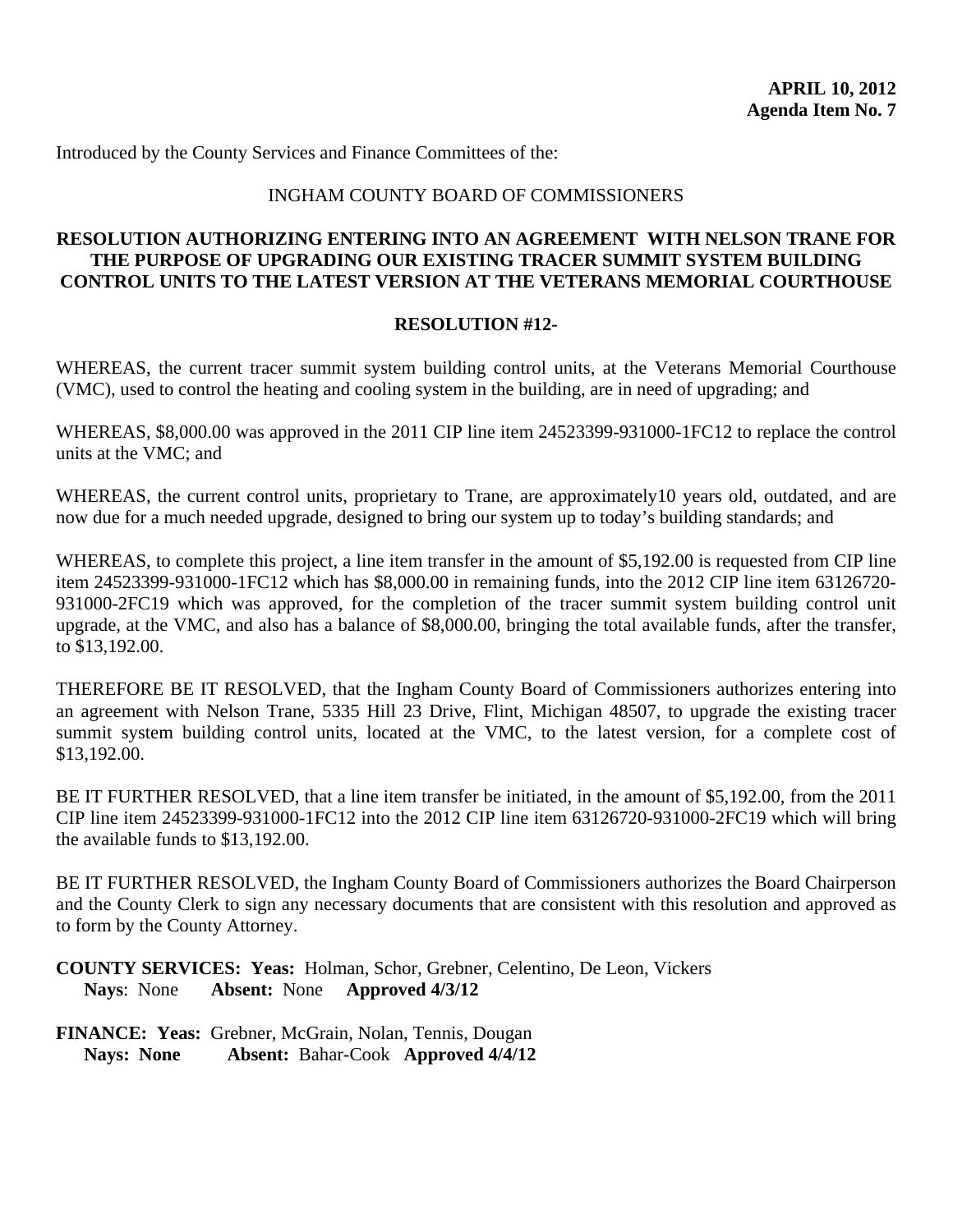**APRIL 10, 2012**
**Agenda Item No. 7**

Introduced by the County Services and Finance Committees of the:

INGHAM COUNTY BOARD OF COMMISSIONERS

**RESOLUTION AUTHORIZING ENTERING INTO AN AGREEMENT WITH NELSON TRANE FOR THE PURPOSE OF UPGRADING OUR EXISTING TRACER SUMMIT SYSTEM BUILDING CONTROL UNITS TO THE LATEST VERSION AT THE VETERANS MEMORIAL COURTHOUSE**

**RESOLUTION #12-**

WHEREAS, the current tracer summit system building control units, at the Veterans Memorial Courthouse (VMC), used to control the heating and cooling system in the building, are in need of upgrading; and

WHEREAS, $8,000.00 was approved in the 2011 CIP line item 24523399-931000-1FC12 to replace the control units at the VMC; and

WHEREAS, the current control units, proprietary to Trane, are approximately10 years old, outdated, and are now due for a much needed upgrade, designed to bring our system up to today's building standards; and

WHEREAS, to complete this project, a line item transfer in the amount of $5,192.00 is requested from CIP line item 24523399-931000-1FC12 which has $8,000.00 in remaining funds, into the 2012 CIP line item 63126720-931000-2FC19 which was approved, for the completion of the tracer summit system building control unit upgrade, at the VMC, and also has a balance of $8,000.00, bringing the total available funds, after the transfer, to $13,192.00.

THEREFORE BE IT RESOLVED, that the Ingham County Board of Commissioners authorizes entering into an agreement with Nelson Trane, 5335 Hill 23 Drive, Flint, Michigan 48507, to upgrade the existing tracer summit system building control units, located at the VMC, to the latest version, for a complete cost of $13,192.00.

BE IT FURTHER RESOLVED, that a line item transfer be initiated, in the amount of $5,192.00, from the 2011 CIP line item 24523399-931000-1FC12 into the 2012 CIP line item 63126720-931000-2FC19 which will bring the available funds to $13,192.00.

BE IT FURTHER RESOLVED, the Ingham County Board of Commissioners authorizes the Board Chairperson and the County Clerk to sign any necessary documents that are consistent with this resolution and approved as to form by the County Attorney.

**COUNTY SERVICES: Yeas:** Holman, Schor, Grebner, Celentino, De Leon, Vickers
**Nays**: None **Absent:** None **Approved 4/3/12**

**FINANCE: Yeas:** Grebner, McGrain, Nolan, Tennis, Dougan
**Nays: None** **Absent:** Bahar-Cook **Approved 4/4/12**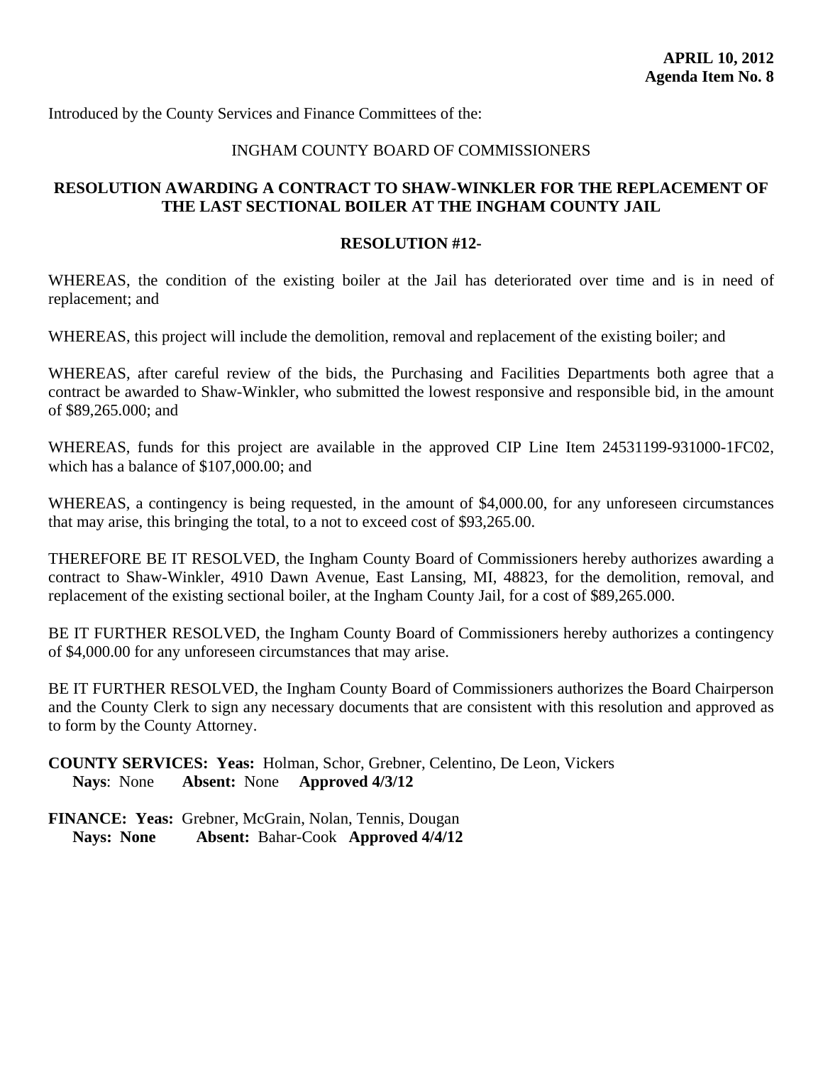**APRIL 10, 2012**
**Agenda Item No. 8**

Introduced by the County Services and Finance Committees of the:

INGHAM COUNTY BOARD OF COMMISSIONERS

**RESOLUTION AWARDING A CONTRACT TO SHAW-WINKLER FOR THE REPLACEMENT OF THE LAST SECTIONAL BOILER AT THE INGHAM COUNTY JAIL**

**RESOLUTION #12-**

WHEREAS, the condition of the existing boiler at the Jail has deteriorated over time and is in need of replacement; and

WHEREAS, this project will include the demolition, removal and replacement of the existing boiler; and

WHEREAS, after careful review of the bids, the Purchasing and Facilities Departments both agree that a contract be awarded to Shaw-Winkler, who submitted the lowest responsive and responsible bid, in the amount of $89,265.000; and

WHEREAS, funds for this project are available in the approved CIP Line Item 24531199-931000-1FC02, which has a balance of $107,000.00; and

WHEREAS, a contingency is being requested, in the amount of $4,000.00, for any unforeseen circumstances that may arise, this bringing the total, to a not to exceed cost of $93,265.00.

THEREFORE BE IT RESOLVED, the Ingham County Board of Commissioners hereby authorizes awarding a contract to Shaw-Winkler, 4910 Dawn Avenue, East Lansing, MI, 48823, for the demolition, removal, and replacement of the existing sectional boiler, at the Ingham County Jail, for a cost of $89,265.000.

BE IT FURTHER RESOLVED, the Ingham County Board of Commissioners hereby authorizes a contingency of $4,000.00 for any unforeseen circumstances that may arise.

BE IT FURTHER RESOLVED, the Ingham County Board of Commissioners authorizes the Board Chairperson and the County Clerk to sign any necessary documents that are consistent with this resolution and approved as to form by the County Attorney.

**COUNTY SERVICES: Yeas:** Holman, Schor, Grebner, Celentino, De Leon, Vickers
**Nays**: None **Absent:** None **Approved 4/3/12**

**FINANCE: Yeas:** Grebner, McGrain, Nolan, Tennis, Dougan
**Nays: None** **Absent:** Bahar-Cook **Approved 4/4/12**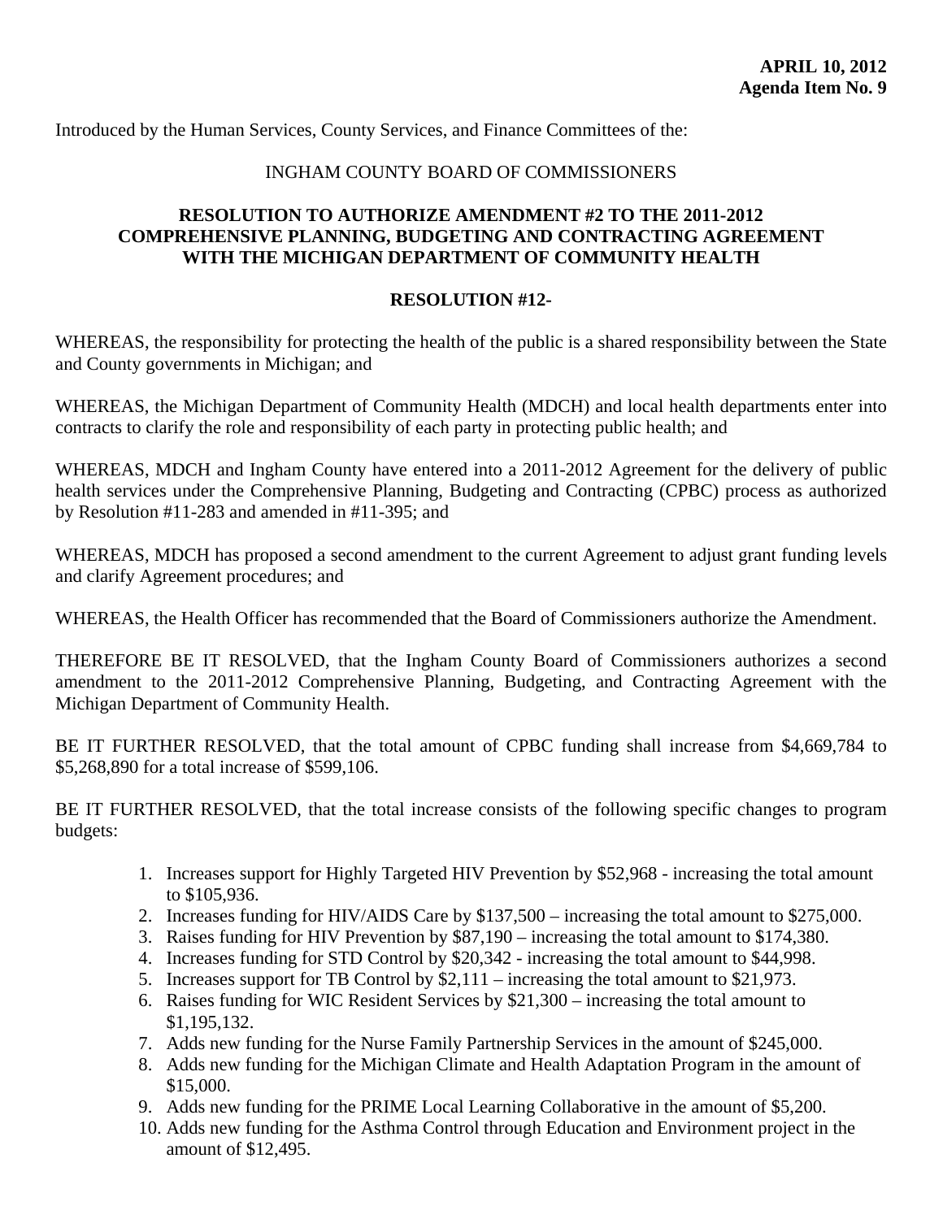**APRIL 10, 2012**
**Agenda Item No. 9**

Introduced by the Human Services, County Services, and Finance Committees of the:

INGHAM COUNTY BOARD OF COMMISSIONERS

**RESOLUTION TO AUTHORIZE AMENDMENT #2 TO THE 2011-2012 COMPREHENSIVE PLANNING, BUDGETING AND CONTRACTING AGREEMENT WITH THE MICHIGAN DEPARTMENT OF COMMUNITY HEALTH**

**RESOLUTION #12-**

WHEREAS, the responsibility for protecting the health of the public is a shared responsibility between the State and County governments in Michigan; and

WHEREAS, the Michigan Department of Community Health (MDCH) and local health departments enter into contracts to clarify the role and responsibility of each party in protecting public health; and

WHEREAS, MDCH and Ingham County have entered into a 2011-2012 Agreement for the delivery of public health services under the Comprehensive Planning, Budgeting and Contracting (CPBC) process as authorized by Resolution #11-283 and amended in #11-395; and

WHEREAS, MDCH has proposed a second amendment to the current Agreement to adjust grant funding levels and clarify Agreement procedures; and

WHEREAS, the Health Officer has recommended that the Board of Commissioners authorize the Amendment.

THEREFORE BE IT RESOLVED, that the Ingham County Board of Commissioners authorizes a second amendment to the 2011-2012 Comprehensive Planning, Budgeting, and Contracting Agreement with the Michigan Department of Community Health.

BE IT FURTHER RESOLVED, that the total amount of CPBC funding shall increase from $4,669,784 to $5,268,890 for a total increase of $599,106.

BE IT FURTHER RESOLVED, that the total increase consists of the following specific changes to program budgets:

1. Increases support for Highly Targeted HIV Prevention by $52,968 - increasing the total amount to $105,936.
2. Increases funding for HIV/AIDS Care by $137,500 – increasing the total amount to $275,000.
3. Raises funding for HIV Prevention by $87,190 – increasing the total amount to $174,380.
4. Increases funding for STD Control by $20,342 - increasing the total amount to $44,998.
5. Increases support for TB Control by $2,111 – increasing the total amount to $21,973.
6. Raises funding for WIC Resident Services by $21,300 – increasing the total amount to $1,195,132.
7. Adds new funding for the Nurse Family Partnership Services in the amount of $245,000.
8. Adds new funding for the Michigan Climate and Health Adaptation Program in the amount of $15,000.
9. Adds new funding for the PRIME Local Learning Collaborative in the amount of $5,200.
10. Adds new funding for the Asthma Control through Education and Environment project in the amount of $12,495.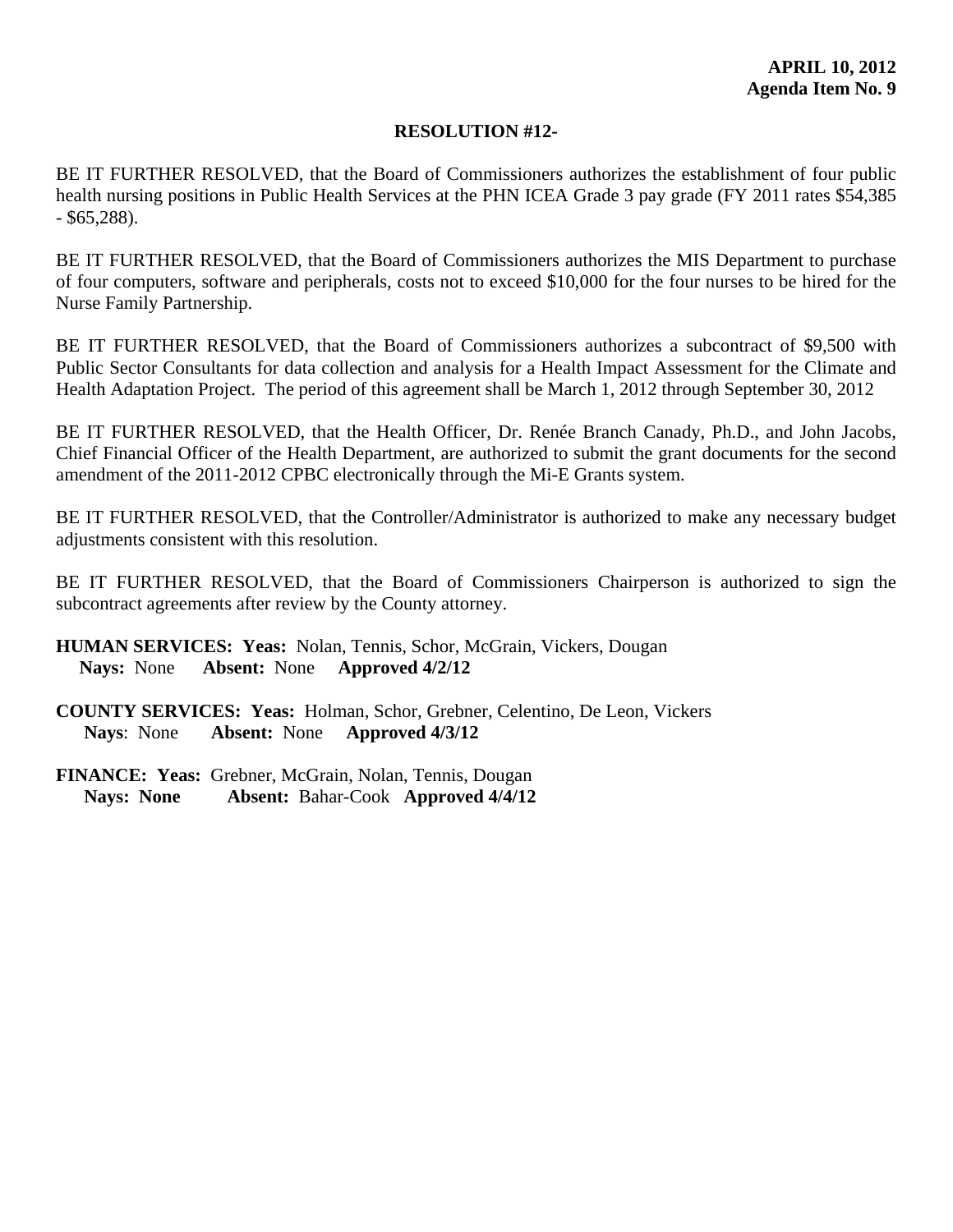**APRIL 10, 2012**
**Agenda Item No. 9**

**RESOLUTION #12-**

BE IT FURTHER RESOLVED, that the Board of Commissioners authorizes the establishment of four public health nursing positions in Public Health Services at the PHN ICEA Grade 3 pay grade (FY 2011 rates $54,385 - $65,288).

BE IT FURTHER RESOLVED, that the Board of Commissioners authorizes the MIS Department to purchase of four computers, software and peripherals, costs not to exceed $10,000 for the four nurses to be hired for the Nurse Family Partnership.

BE IT FURTHER RESOLVED, that the Board of Commissioners authorizes a subcontract of $9,500 with Public Sector Consultants for data collection and analysis for a Health Impact Assessment for the Climate and Health Adaptation Project. The period of this agreement shall be March 1, 2012 through September 30, 2012

BE IT FURTHER RESOLVED, that the Health Officer, Dr. Renée Branch Canady, Ph.D., and John Jacobs, Chief Financial Officer of the Health Department, are authorized to submit the grant documents for the second amendment of the 2011-2012 CPBC electronically through the Mi-E Grants system.

BE IT FURTHER RESOLVED, that the Controller/Administrator is authorized to make any necessary budget adjustments consistent with this resolution.

BE IT FURTHER RESOLVED, that the Board of Commissioners Chairperson is authorized to sign the subcontract agreements after review by the County attorney.

**HUMAN SERVICES: Yeas:** Nolan, Tennis, Schor, McGrain, Vickers, Dougan
**Nays:** None **Absent:** None **Approved 4/2/12**

**COUNTY SERVICES: Yeas:** Holman, Schor, Grebner, Celentino, De Leon, Vickers
**Nays**: None **Absent:** None **Approved 4/3/12**

**FINANCE: Yeas:** Grebner, McGrain, Nolan, Tennis, Dougan
**Nays: None** **Absent:** Bahar-Cook **Approved 4/4/12**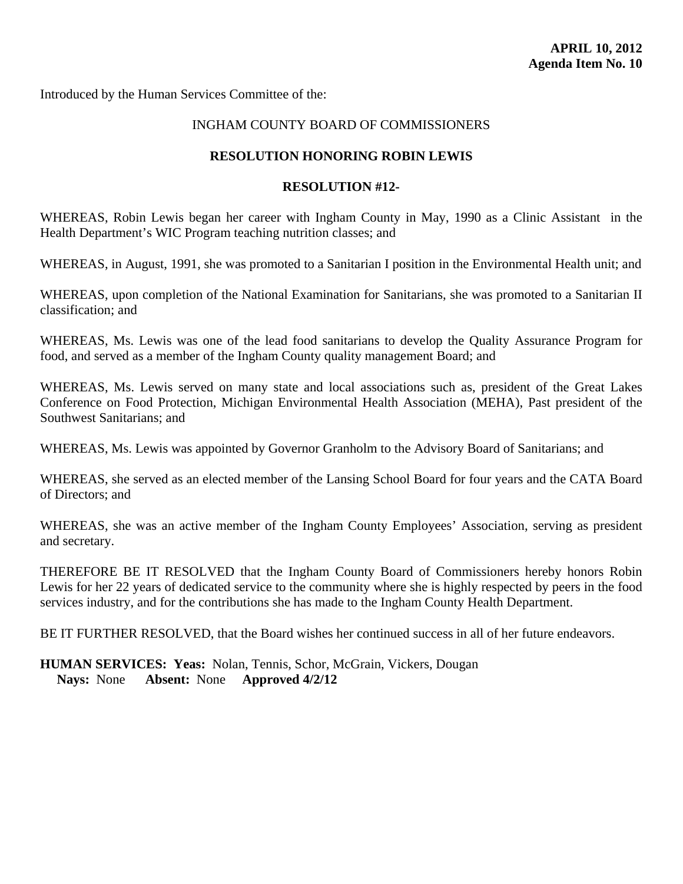**APRIL 10, 2012**
**Agenda Item No. 10**

Introduced by the Human Services Committee of the:

INGHAM COUNTY BOARD OF COMMISSIONERS

**RESOLUTION HONORING ROBIN LEWIS**

**RESOLUTION #12-**

WHEREAS, Robin Lewis began her career with Ingham County in May, 1990 as a Clinic Assistant in the Health Department's WIC Program teaching nutrition classes; and

WHEREAS, in August, 1991, she was promoted to a Sanitarian I position in the Environmental Health unit; and

WHEREAS, upon completion of the National Examination for Sanitarians, she was promoted to a Sanitarian II classification; and

WHEREAS, Ms. Lewis was one of the lead food sanitarians to develop the Quality Assurance Program for food, and served as a member of the Ingham County quality management Board; and

WHEREAS, Ms. Lewis served on many state and local associations such as, president of the Great Lakes Conference on Food Protection, Michigan Environmental Health Association (MEHA), Past president of the Southwest Sanitarians; and

WHEREAS, Ms. Lewis was appointed by Governor Granholm to the Advisory Board of Sanitarians; and

WHEREAS, she served as an elected member of the Lansing School Board for four years and the CATA Board of Directors; and

WHEREAS, she was an active member of the Ingham County Employees' Association, serving as president and secretary.

THEREFORE BE IT RESOLVED that the Ingham County Board of Commissioners hereby honors Robin Lewis for her 22 years of dedicated service to the community where she is highly respected by peers in the food services industry, and for the contributions she has made to the Ingham County Health Department.

BE IT FURTHER RESOLVED, that the Board wishes her continued success in all of her future endeavors.

**HUMAN SERVICES: Yeas:** Nolan, Tennis, Schor, McGrain, Vickers, Dougan
**Nays:** None **Absent:** None **Approved 4/2/12**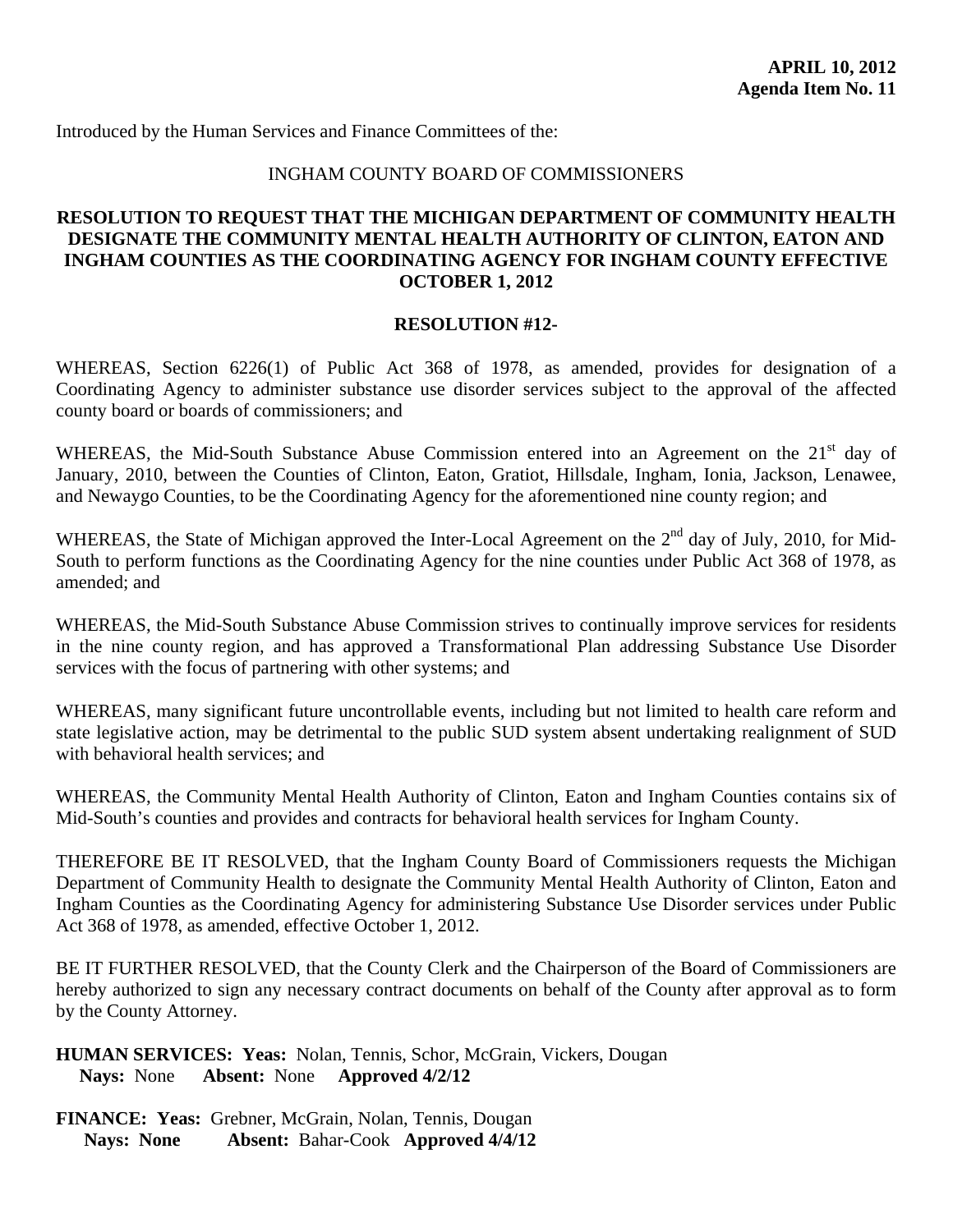**APRIL 10, 2012**
**Agenda Item No. 11**

Introduced by the Human Services and Finance Committees of the:

INGHAM COUNTY BOARD OF COMMISSIONERS

**RESOLUTION TO REQUEST THAT THE MICHIGAN DEPARTMENT OF COMMUNITY HEALTH DESIGNATE THE COMMUNITY MENTAL HEALTH AUTHORITY OF CLINTON, EATON AND INGHAM COUNTIES AS THE COORDINATING AGENCY FOR INGHAM COUNTY EFFECTIVE OCTOBER 1, 2012**

**RESOLUTION #12-**

WHEREAS, Section 6226(1) of Public Act 368 of 1978, as amended, provides for designation of a Coordinating Agency to administer substance use disorder services subject to the approval of the affected county board or boards of commissioners; and

WHEREAS, the Mid-South Substance Abuse Commission entered into an Agreement on the 21st day of January, 2010, between the Counties of Clinton, Eaton, Gratiot, Hillsdale, Ingham, Ionia, Jackson, Lenawee, and Newaygo Counties, to be the Coordinating Agency for the aforementioned nine county region; and

WHEREAS, the State of Michigan approved the Inter-Local Agreement on the 2nd day of July, 2010, for Mid-South to perform functions as the Coordinating Agency for the nine counties under Public Act 368 of 1978, as amended; and

WHEREAS, the Mid-South Substance Abuse Commission strives to continually improve services for residents in the nine county region, and has approved a Transformational Plan addressing Substance Use Disorder services with the focus of partnering with other systems; and

WHEREAS, many significant future uncontrollable events, including but not limited to health care reform and state legislative action, may be detrimental to the public SUD system absent undertaking realignment of SUD with behavioral health services; and

WHEREAS, the Community Mental Health Authority of Clinton, Eaton and Ingham Counties contains six of Mid-South's counties and provides and contracts for behavioral health services for Ingham County.

THEREFORE BE IT RESOLVED, that the Ingham County Board of Commissioners requests the Michigan Department of Community Health to designate the Community Mental Health Authority of Clinton, Eaton and Ingham Counties as the Coordinating Agency for administering Substance Use Disorder services under Public Act 368 of 1978, as amended, effective October 1, 2012.

BE IT FURTHER RESOLVED, that the County Clerk and the Chairperson of the Board of Commissioners are hereby authorized to sign any necessary contract documents on behalf of the County after approval as to form by the County Attorney.

**HUMAN SERVICES: Yeas:** Nolan, Tennis, Schor, McGrain, Vickers, Dougan
**Nays:** None **Absent:** None **Approved 4/2/12**

**FINANCE: Yeas:** Grebner, McGrain, Nolan, Tennis, Dougan
**Nays: None** **Absent:** Bahar-Cook **Approved 4/4/12**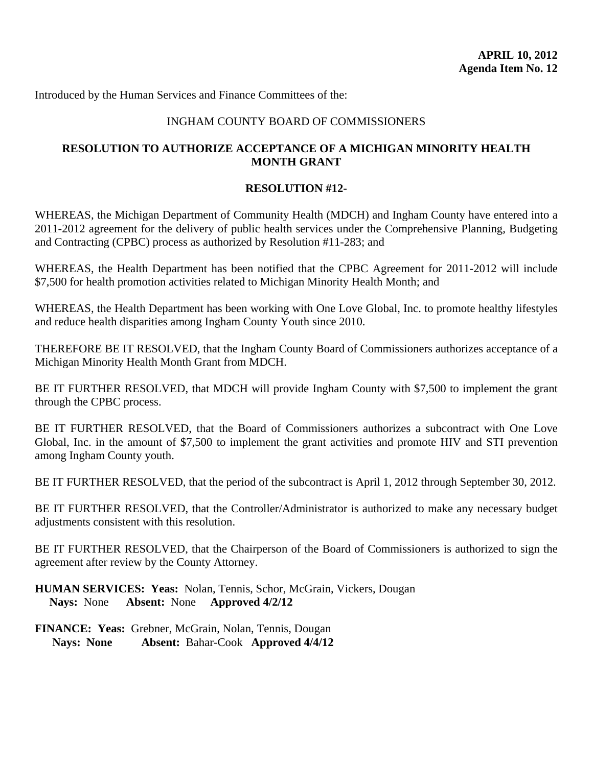**APRIL 10, 2012**
**Agenda Item No. 12**

Introduced by the Human Services and Finance Committees of the:

INGHAM COUNTY BOARD OF COMMISSIONERS

## RESOLUTION TO AUTHORIZE ACCEPTANCE OF A MICHIGAN MINORITY HEALTH MONTH GRANT

**RESOLUTION #12-**

WHEREAS, the Michigan Department of Community Health (MDCH) and Ingham County have entered into a 2011-2012 agreement for the delivery of public health services under the Comprehensive Planning, Budgeting and Contracting (CPBC) process as authorized by Resolution #11-283; and

WHEREAS, the Health Department has been notified that the CPBC Agreement for 2011-2012 will include $7,500 for health promotion activities related to Michigan Minority Health Month; and

WHEREAS, the Health Department has been working with One Love Global, Inc. to promote healthy lifestyles and reduce health disparities among Ingham County Youth since 2010.

THEREFORE BE IT RESOLVED, that the Ingham County Board of Commissioners authorizes acceptance of a Michigan Minority Health Month Grant from MDCH.

BE IT FURTHER RESOLVED, that MDCH will provide Ingham County with $7,500 to implement the grant through the CPBC process.

BE IT FURTHER RESOLVED, that the Board of Commissioners authorizes a subcontract with One Love Global, Inc. in the amount of $7,500 to implement the grant activities and promote HIV and STI prevention among Ingham County youth.

BE IT FURTHER RESOLVED, that the period of the subcontract is April 1, 2012 through September 30, 2012.

BE IT FURTHER RESOLVED, that the Controller/Administrator is authorized to make any necessary budget adjustments consistent with this resolution.

BE IT FURTHER RESOLVED, that the Chairperson of the Board of Commissioners is authorized to sign the agreement after review by the County Attorney.

**HUMAN SERVICES: Yeas:** Nolan, Tennis, Schor, McGrain, Vickers, Dougan
**Nays:** None **Absent:** None **Approved 4/2/12**

**FINANCE: Yeas:** Grebner, McGrain, Nolan, Tennis, Dougan
**Nays: None** **Absent:** Bahar-Cook **Approved 4/4/12**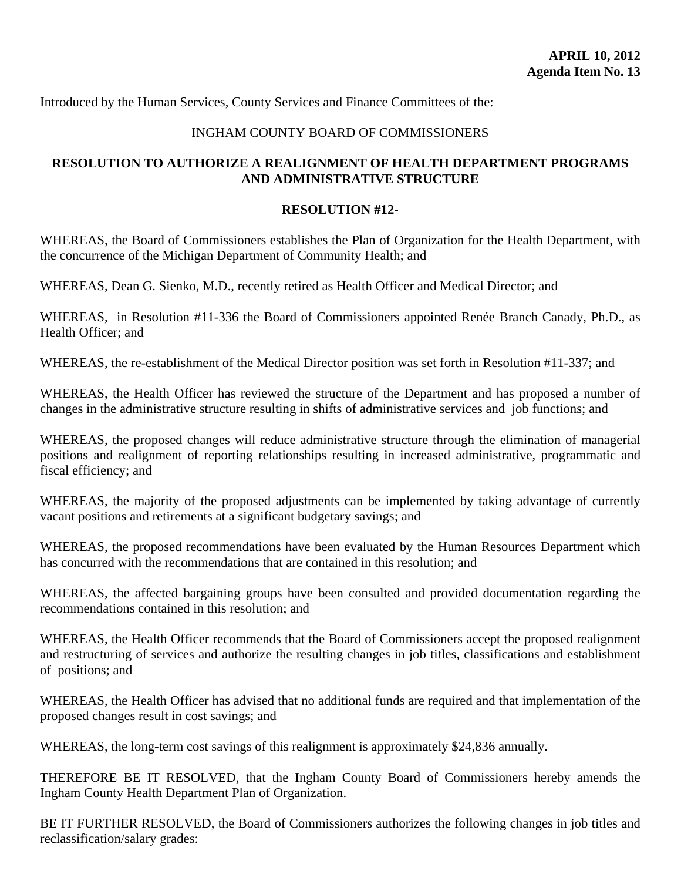**APRIL 10, 2012**
**Agenda Item No. 13**

Introduced by the Human Services, County Services and Finance Committees of the:

INGHAM COUNTY BOARD OF COMMISSIONERS

## RESOLUTION TO AUTHORIZE A REALIGNMENT OF HEALTH DEPARTMENT PROGRAMS AND ADMINISTRATIVE STRUCTURE

**RESOLUTION #12-**

WHEREAS, the Board of Commissioners establishes the Plan of Organization for the Health Department, with the concurrence of the Michigan Department of Community Health; and

WHEREAS, Dean G. Sienko, M.D., recently retired as Health Officer and Medical Director; and

WHEREAS, in Resolution #11-336 the Board of Commissioners appointed Renée Branch Canady, Ph.D., as Health Officer; and

WHEREAS, the re-establishment of the Medical Director position was set forth in Resolution #11-337; and

WHEREAS, the Health Officer has reviewed the structure of the Department and has proposed a number of changes in the administrative structure resulting in shifts of administrative services and job functions; and

WHEREAS, the proposed changes will reduce administrative structure through the elimination of managerial positions and realignment of reporting relationships resulting in increased administrative, programmatic and fiscal efficiency; and

WHEREAS, the majority of the proposed adjustments can be implemented by taking advantage of currently vacant positions and retirements at a significant budgetary savings; and

WHEREAS, the proposed recommendations have been evaluated by the Human Resources Department which has concurred with the recommendations that are contained in this resolution; and

WHEREAS, the affected bargaining groups have been consulted and provided documentation regarding the recommendations contained in this resolution; and

WHEREAS, the Health Officer recommends that the Board of Commissioners accept the proposed realignment and restructuring of services and authorize the resulting changes in job titles, classifications and establishment of positions; and

WHEREAS, the Health Officer has advised that no additional funds are required and that implementation of the proposed changes result in cost savings; and

WHEREAS, the long-term cost savings of this realignment is approximately $24,836 annually.

THEREFORE BE IT RESOLVED, that the Ingham County Board of Commissioners hereby amends the Ingham County Health Department Plan of Organization.

BE IT FURTHER RESOLVED, the Board of Commissioners authorizes the following changes in job titles and reclassification/salary grades: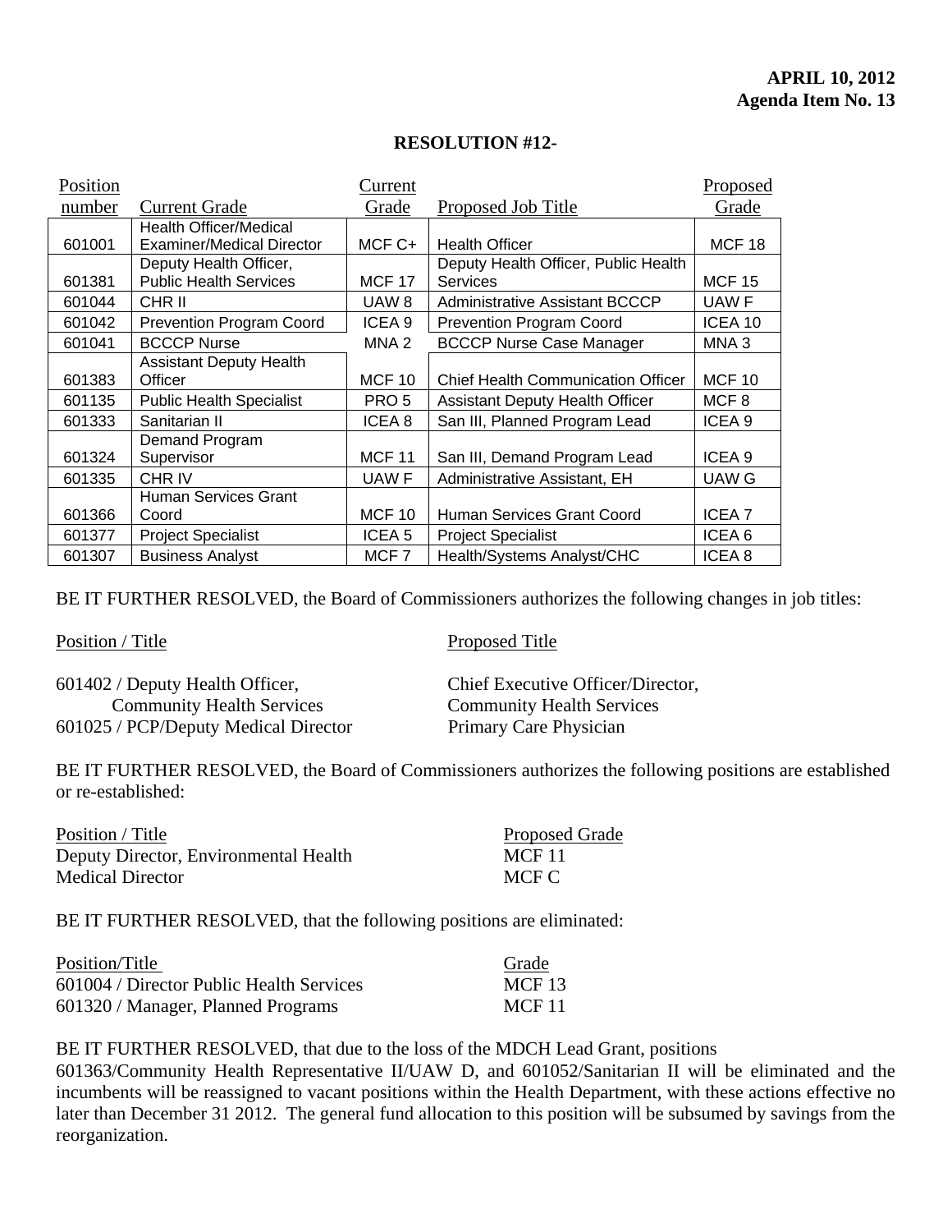**APRIL 10, 2012**
**Agenda Item No. 13**

**RESOLUTION #12-**

| Position number | Current Grade | Current Grade | Proposed Job Title | Proposed Grade |
|---|---|---|---|---|
| 601001 | Health Officer/Medical Examiner/Medical Director | MCF C+ | Health Officer | MCF 18 |
| 601381 | Deputy Health Officer, Public Health Services | MCF 17 | Deputy Health Officer, Public Health Services | MCF 15 |
| 601044 | CHR II | UAW 8 | Administrative Assistant BCCCP | UAW F |
| 601042 | Prevention Program Coord | ICEA 9 | Prevention Program Coord | ICEA 10 |
| 601041 | BCCCP Nurse | MNA 2 | BCCCP Nurse Case Manager | MNA 3 |
| 601383 | Assistant Deputy Health Officer | MCF 10 | Chief Health Communication Officer | MCF 10 |
| 601135 | Public Health Specialist | PRO 5 | Assistant Deputy Health Officer | MCF 8 |
| 601333 | Sanitarian II | ICEA 8 | San III, Planned Program Lead | ICEA 9 |
| 601324 | Demand Program Supervisor | MCF 11 | San III, Demand Program Lead | ICEA 9 |
| 601335 | CHR IV | UAW F | Administrative Assistant, EH | UAW G |
| 601366 | Human Services Grant Coord | MCF 10 | Human Services Grant Coord | ICEA 7 |
| 601377 | Project Specialist | ICEA 5 | Project Specialist | ICEA 6 |
| 601307 | Business Analyst | MCF 7 | Health/Systems Analyst/CHC | ICEA 8 |

BE IT FURTHER RESOLVED, the Board of Commissioners authorizes the following changes in job titles:

| Position / Title | Proposed Title |
|---|---|
| 601402 / Deputy Health Officer, Community Health Services | Chief Executive Officer/Director, Community Health Services |
| 601025 / PCP/Deputy Medical Director | Primary Care Physician |

BE IT FURTHER RESOLVED, the Board of Commissioners authorizes the following positions are established or re-established:

| Position / Title | Proposed Grade |
|---|---|
| Deputy Director, Environmental Health | MCF 11 |
| Medical Director | MCF C |

BE IT FURTHER RESOLVED, that the following positions are eliminated:

| Position/Title | Grade |
|---|---|
| 601004 / Director Public Health Services | MCF 13 |
| 601320 / Manager, Planned Programs | MCF 11 |

BE IT FURTHER RESOLVED, that due to the loss of the MDCH Lead Grant, positions 601363/Community Health Representative II/UAW D, and 601052/Sanitarian II will be eliminated and the incumbents will be reassigned to vacant positions within the Health Department, with these actions effective no later than December 31 2012. The general fund allocation to this position will be subsumed by savings from the reorganization.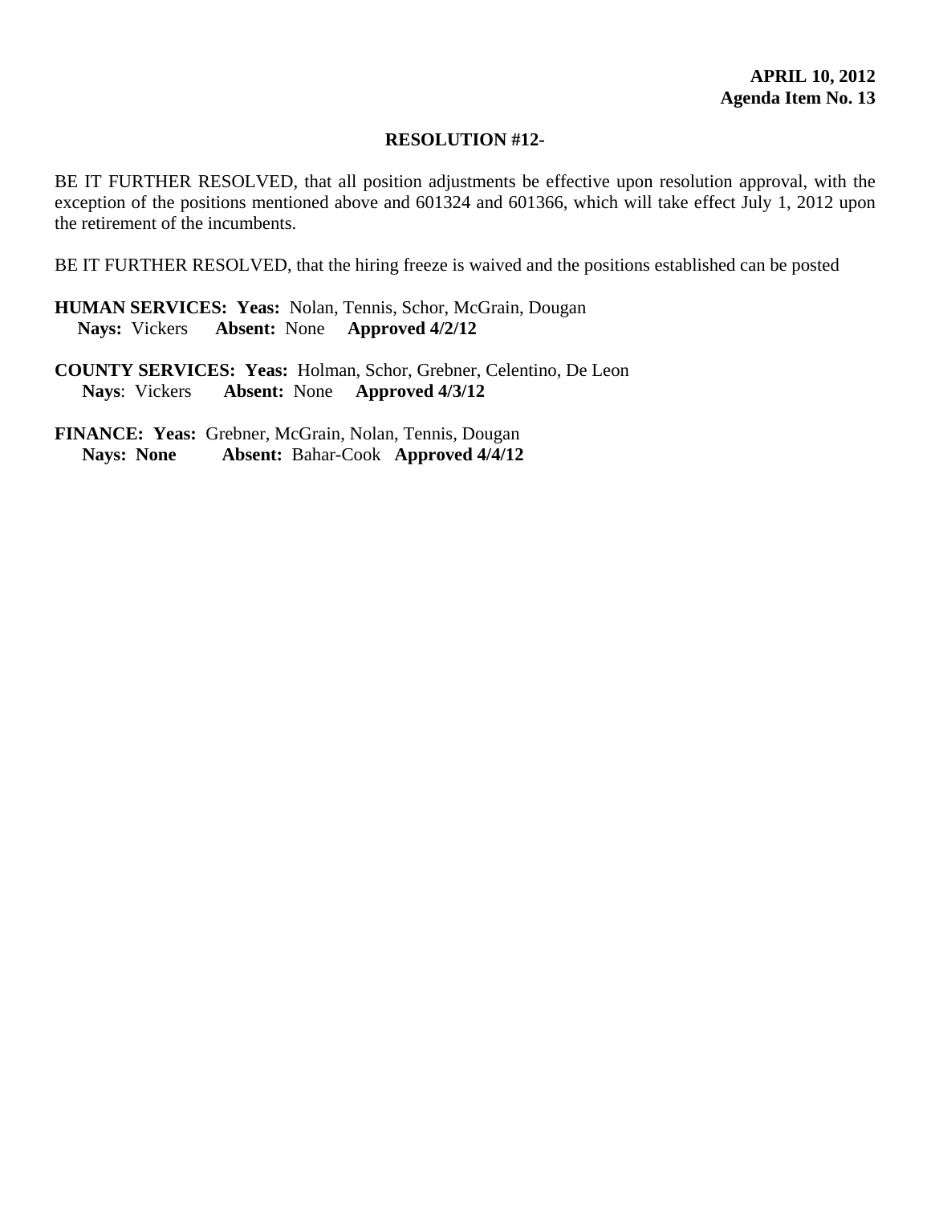**APRIL 10, 2012**
**Agenda Item No. 13**

**RESOLUTION #12-**

BE IT FURTHER RESOLVED, that all position adjustments be effective upon resolution approval, with the exception of the positions mentioned above and 601324 and 601366, which will take effect July 1, 2012 upon the retirement of the incumbents.

BE IT FURTHER RESOLVED, that the hiring freeze is waived and the positions established can be posted

**HUMAN SERVICES: Yeas:** Nolan, Tennis, Schor, McGrain, Dougan
**Nays:** Vickers **Absent:** None **Approved 4/2/12**

**COUNTY SERVICES: Yeas:** Holman, Schor, Grebner, Celentino, De Leon
**Nays**: Vickers **Absent:** None **Approved 4/3/12**

**FINANCE: Yeas:** Grebner, McGrain, Nolan, Tennis, Dougan
**Nays: None** **Absent:** Bahar-Cook **Approved 4/4/12**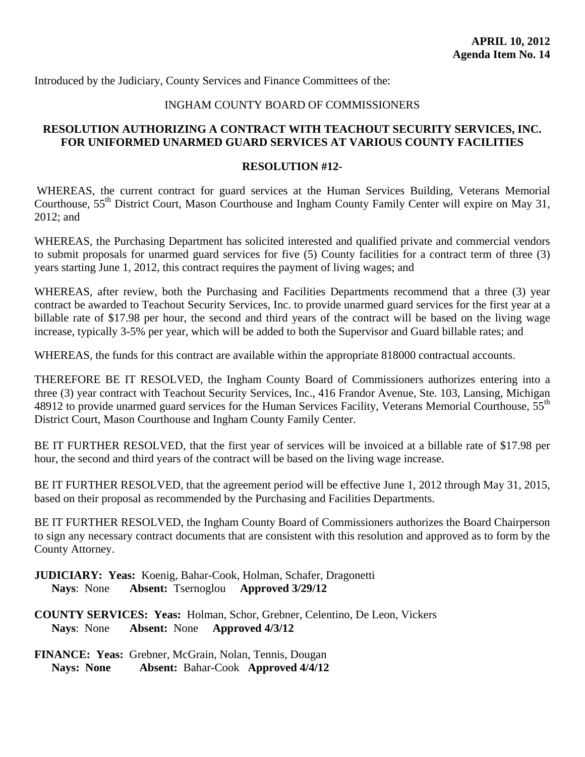**APRIL 10, 2012**
**Agenda Item No. 14**

Introduced by the Judiciary, County Services and Finance Committees of the:

INGHAM COUNTY BOARD OF COMMISSIONERS

**RESOLUTION AUTHORIZING A CONTRACT WITH TEACHOUT SECURITY SERVICES, INC. FOR UNIFORMED UNARMED GUARD SERVICES AT VARIOUS COUNTY FACILITIES**

**RESOLUTION #12-**

WHEREAS, the current contract for guard services at the Human Services Building, Veterans Memorial Courthouse, 55th District Court, Mason Courthouse and Ingham County Family Center will expire on May 31, 2012; and

WHEREAS, the Purchasing Department has solicited interested and qualified private and commercial vendors to submit proposals for unarmed guard services for five (5) County facilities for a contract term of three (3) years starting June 1, 2012, this contract requires the payment of living wages; and

WHEREAS, after review, both the Purchasing and Facilities Departments recommend that a three (3) year contract be awarded to Teachout Security Services, Inc. to provide unarmed guard services for the first year at a billable rate of $17.98 per hour, the second and third years of the contract will be based on the living wage increase, typically 3-5% per year, which will be added to both the Supervisor and Guard billable rates; and

WHEREAS, the funds for this contract are available within the appropriate 818000 contractual accounts.

THEREFORE BE IT RESOLVED, the Ingham County Board of Commissioners authorizes entering into a three (3) year contract with Teachout Security Services, Inc., 416 Frandor Avenue, Ste. 103, Lansing, Michigan 48912 to provide unarmed guard services for the Human Services Facility, Veterans Memorial Courthouse, 55th District Court, Mason Courthouse and Ingham County Family Center.

BE IT FURTHER RESOLVED, that the first year of services will be invoiced at a billable rate of $17.98 per hour, the second and third years of the contract will be based on the living wage increase.

BE IT FURTHER RESOLVED, that the agreement period will be effective June 1, 2012 through May 31, 2015, based on their proposal as recommended by the Purchasing and Facilities Departments.

BE IT FURTHER RESOLVED, the Ingham County Board of Commissioners authorizes the Board Chairperson to sign any necessary contract documents that are consistent with this resolution and approved as to form by the County Attorney.

**JUDICIARY: Yeas:** Koenig, Bahar-Cook, Holman, Schafer, Dragonetti
**Nays**: None **Absent:** Tsernoglou **Approved 3/29/12**

**COUNTY SERVICES: Yeas:** Holman, Schor, Grebner, Celentino, De Leon, Vickers
**Nays**: None **Absent:** None **Approved 4/3/12**

**FINANCE: Yeas:** Grebner, McGrain, Nolan, Tennis, Dougan
**Nays: None** **Absent:** Bahar-Cook **Approved 4/4/12**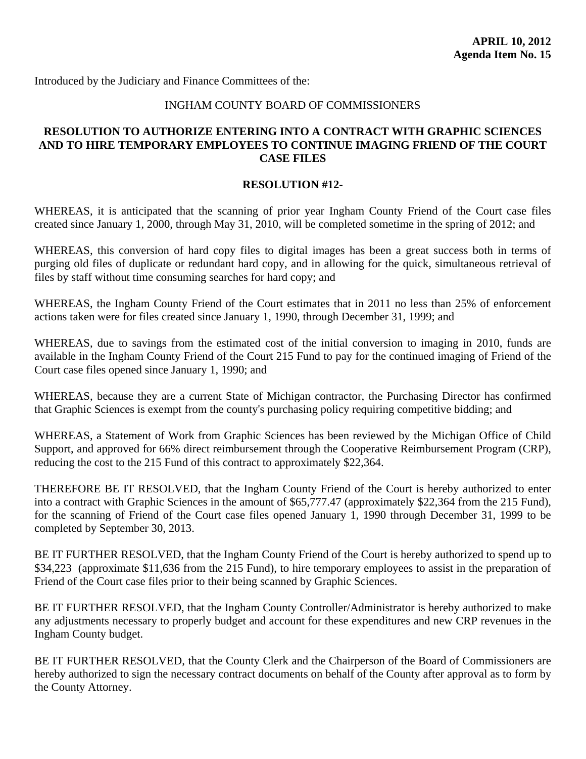**APRIL 10, 2012**
**Agenda Item No. 15**

Introduced by the Judiciary and Finance Committees of the:

INGHAM COUNTY BOARD OF COMMISSIONERS

**RESOLUTION TO AUTHORIZE ENTERING INTO A CONTRACT WITH GRAPHIC SCIENCES AND TO HIRE TEMPORARY EMPLOYEES TO CONTINUE IMAGING FRIEND OF THE COURT CASE FILES**

**RESOLUTION #12-**

WHEREAS, it is anticipated that the scanning of prior year Ingham County Friend of the Court case files created since January 1, 2000, through May 31, 2010, will be completed sometime in the spring of 2012; and

WHEREAS, this conversion of hard copy files to digital images has been a great success both in terms of purging old files of duplicate or redundant hard copy, and in allowing for the quick, simultaneous retrieval of files by staff without time consuming searches for hard copy; and

WHEREAS, the Ingham County Friend of the Court estimates that in 2011 no less than 25% of enforcement actions taken were for files created since January 1, 1990, through December 31, 1999; and

WHEREAS, due to savings from the estimated cost of the initial conversion to imaging in 2010, funds are available in the Ingham County Friend of the Court 215 Fund to pay for the continued imaging of Friend of the Court case files opened since January 1, 1990; and

WHEREAS, because they are a current State of Michigan contractor, the Purchasing Director has confirmed that Graphic Sciences is exempt from the county's purchasing policy requiring competitive bidding; and

WHEREAS, a Statement of Work from Graphic Sciences has been reviewed by the Michigan Office of Child Support, and approved for 66% direct reimbursement through the Cooperative Reimbursement Program (CRP), reducing the cost to the 215 Fund of this contract to approximately $22,364.

THEREFORE BE IT RESOLVED, that the Ingham County Friend of the Court is hereby authorized to enter into a contract with Graphic Sciences in the amount of $65,777.47 (approximately $22,364 from the 215 Fund), for the scanning of Friend of the Court case files opened January 1, 1990 through December 31, 1999 to be completed by September 30, 2013.

BE IT FURTHER RESOLVED, that the Ingham County Friend of the Court is hereby authorized to spend up to $34,223 (approximate $11,636 from the 215 Fund), to hire temporary employees to assist in the preparation of Friend of the Court case files prior to their being scanned by Graphic Sciences.

BE IT FURTHER RESOLVED, that the Ingham County Controller/Administrator is hereby authorized to make any adjustments necessary to properly budget and account for these expenditures and new CRP revenues in the Ingham County budget.

BE IT FURTHER RESOLVED, that the County Clerk and the Chairperson of the Board of Commissioners are hereby authorized to sign the necessary contract documents on behalf of the County after approval as to form by the County Attorney.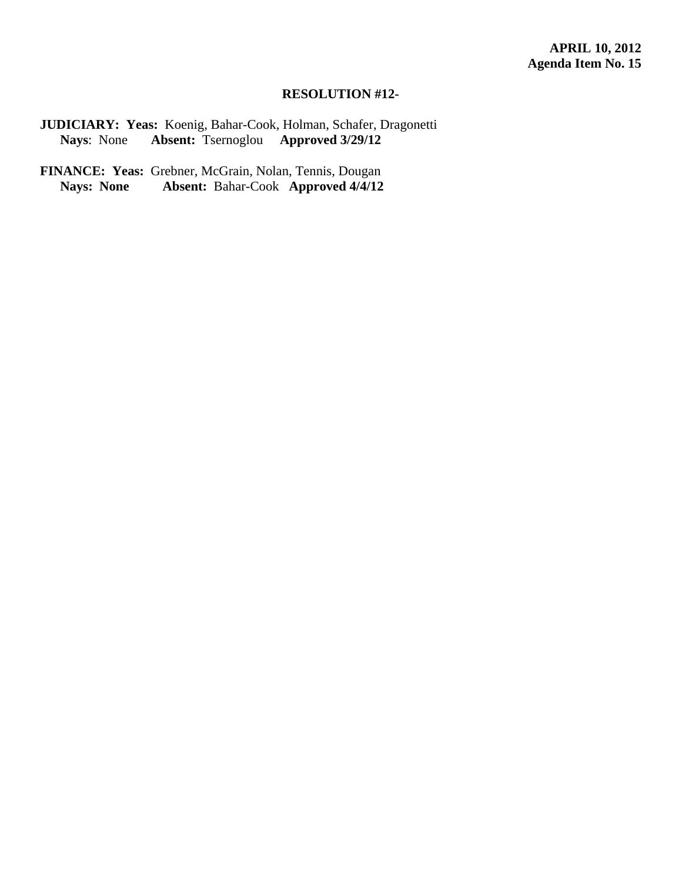**APRIL 10, 2012**
**Agenda Item No. 15**

**RESOLUTION #12-**

**JUDICIARY: Yeas:** Koenig, Bahar-Cook, Holman, Schafer, Dragonetti
**Nays**: None **Absent:** Tsernoglou **Approved 3/29/12**

**FINANCE: Yeas:** Grebner, McGrain, Nolan, Tennis, Dougan
**Nays: None** **Absent:** Bahar-Cook **Approved 4/4/12**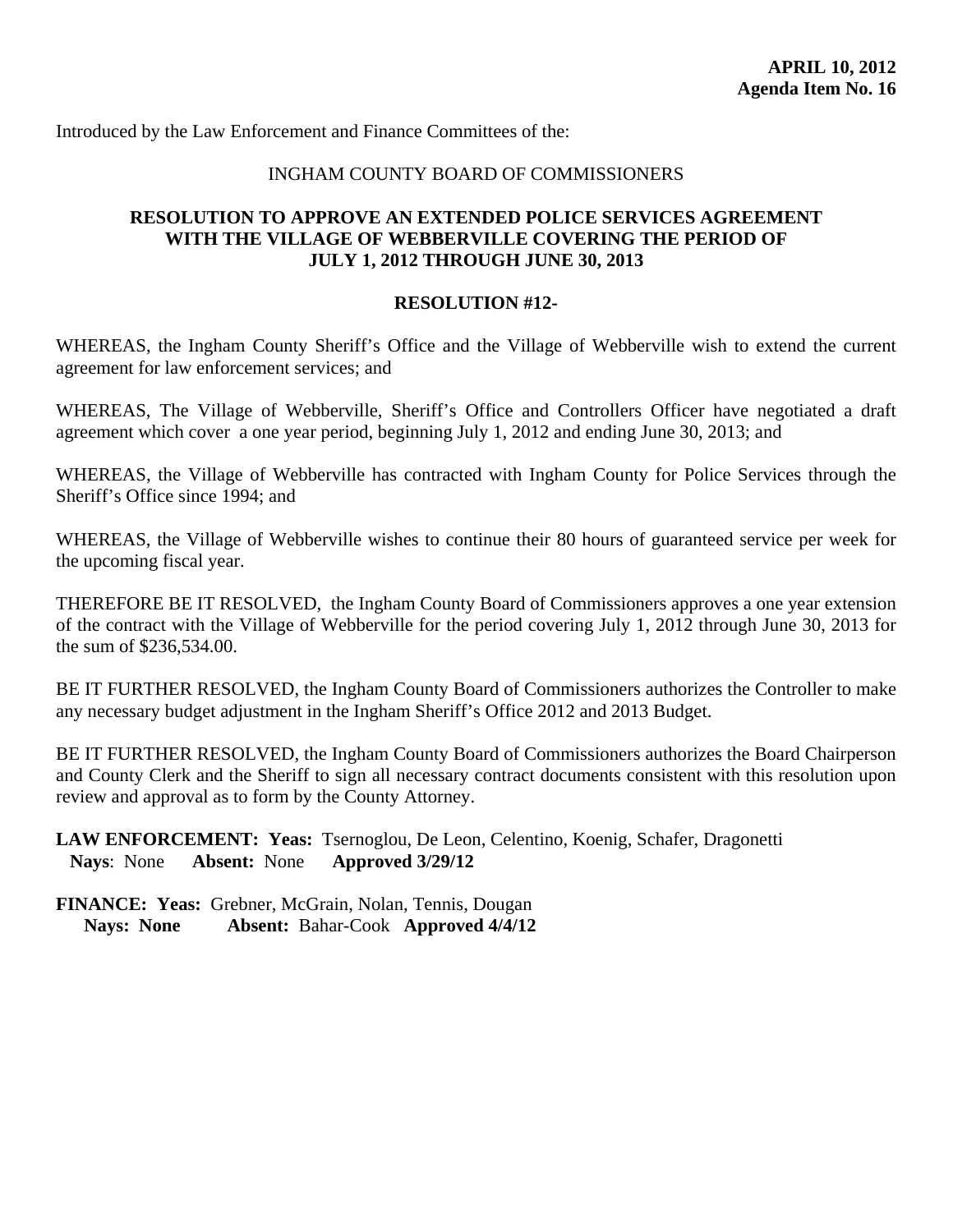**APRIL 10, 2012**
**Agenda Item No. 16**

Introduced by the Law Enforcement and Finance Committees of the:

INGHAM COUNTY BOARD OF COMMISSIONERS

**RESOLUTION TO APPROVE AN EXTENDED POLICE SERVICES AGREEMENT WITH THE VILLAGE OF WEBBERVILLE COVERING THE PERIOD OF JULY 1, 2012 THROUGH JUNE 30, 2013**

**RESOLUTION #12-**

WHEREAS, the Ingham County Sheriff's Office and the Village of Webberville wish to extend the current agreement for law enforcement services; and

WHEREAS, The Village of Webberville, Sheriff's Office and Controllers Officer have negotiated a draft agreement which cover a one year period, beginning July 1, 2012 and ending June 30, 2013; and

WHEREAS, the Village of Webberville has contracted with Ingham County for Police Services through the Sheriff's Office since 1994; and

WHEREAS, the Village of Webberville wishes to continue their 80 hours of guaranteed service per week for the upcoming fiscal year.

THEREFORE BE IT RESOLVED, the Ingham County Board of Commissioners approves a one year extension of the contract with the Village of Webberville for the period covering July 1, 2012 through June 30, 2013 for the sum of $236,534.00.

BE IT FURTHER RESOLVED, the Ingham County Board of Commissioners authorizes the Controller to make any necessary budget adjustment in the Ingham Sheriff's Office 2012 and 2013 Budget.

BE IT FURTHER RESOLVED, the Ingham County Board of Commissioners authorizes the Board Chairperson and County Clerk and the Sheriff to sign all necessary contract documents consistent with this resolution upon review and approval as to form by the County Attorney.

**LAW ENFORCEMENT: Yeas:** Tsernoglou, De Leon, Celentino, Koenig, Schafer, Dragonetti
**Nays**: None **Absent:** None **Approved 3/29/12**

**FINANCE: Yeas:** Grebner, McGrain, Nolan, Tennis, Dougan
**Nays: None** **Absent:** Bahar-Cook **Approved 4/4/12**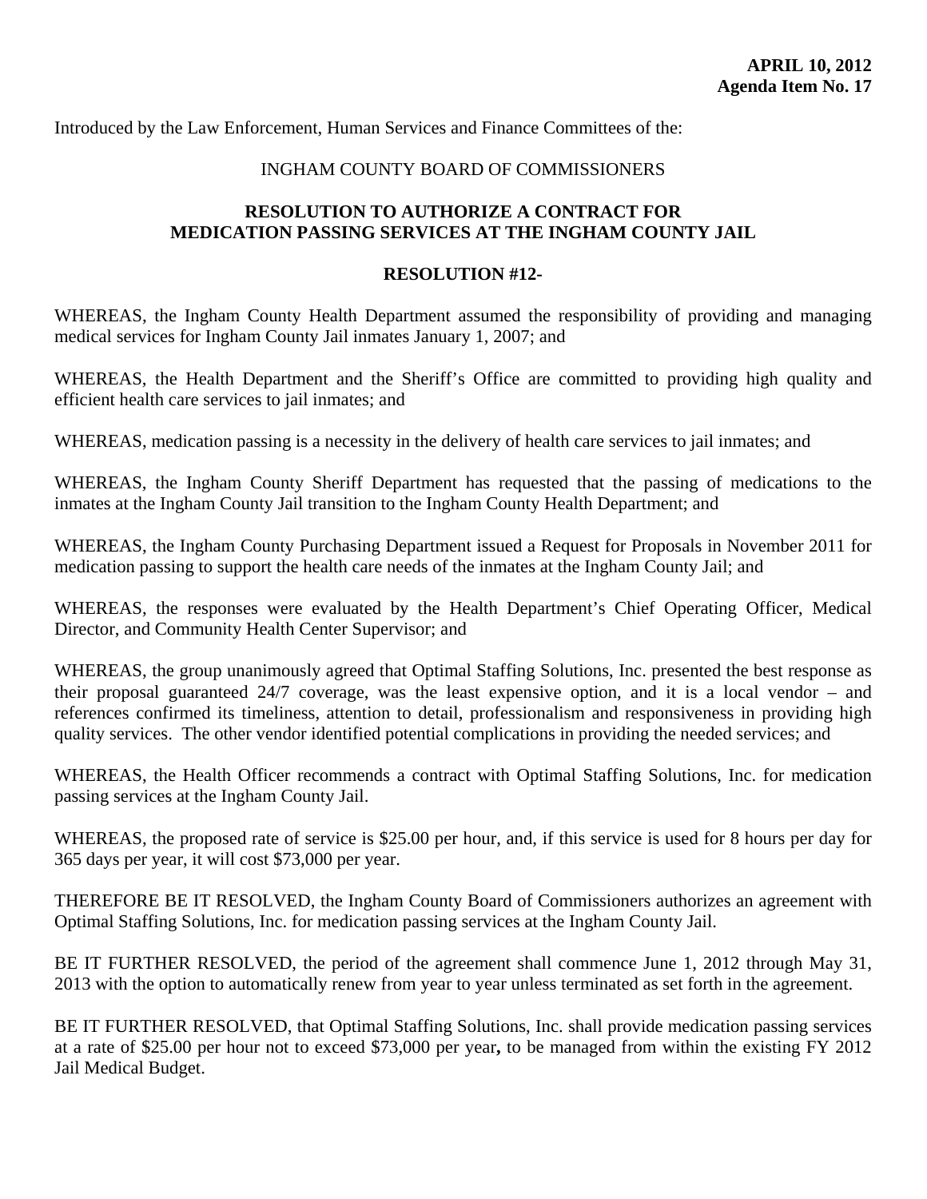**APRIL 10, 2012**
**Agenda Item No. 17**

Introduced by the Law Enforcement, Human Services and Finance Committees of the:

INGHAM COUNTY BOARD OF COMMISSIONERS

## RESOLUTION TO AUTHORIZE A CONTRACT FOR MEDICATION PASSING SERVICES AT THE INGHAM COUNTY JAIL

**RESOLUTION #12-**

WHEREAS, the Ingham County Health Department assumed the responsibility of providing and managing medical services for Ingham County Jail inmates January 1, 2007; and

WHEREAS, the Health Department and the Sheriff's Office are committed to providing high quality and efficient health care services to jail inmates; and

WHEREAS, medication passing is a necessity in the delivery of health care services to jail inmates; and

WHEREAS, the Ingham County Sheriff Department has requested that the passing of medications to the inmates at the Ingham County Jail transition to the Ingham County Health Department; and

WHEREAS, the Ingham County Purchasing Department issued a Request for Proposals in November 2011 for medication passing to support the health care needs of the inmates at the Ingham County Jail; and

WHEREAS, the responses were evaluated by the Health Department's Chief Operating Officer, Medical Director, and Community Health Center Supervisor; and

WHEREAS, the group unanimously agreed that Optimal Staffing Solutions, Inc. presented the best response as their proposal guaranteed 24/7 coverage, was the least expensive option, and it is a local vendor – and references confirmed its timeliness, attention to detail, professionalism and responsiveness in providing high quality services. The other vendor identified potential complications in providing the needed services; and

WHEREAS, the Health Officer recommends a contract with Optimal Staffing Solutions, Inc. for medication passing services at the Ingham County Jail.

WHEREAS, the proposed rate of service is $25.00 per hour, and, if this service is used for 8 hours per day for 365 days per year, it will cost $73,000 per year.

THEREFORE BE IT RESOLVED, the Ingham County Board of Commissioners authorizes an agreement with Optimal Staffing Solutions, Inc. for medication passing services at the Ingham County Jail.

BE IT FURTHER RESOLVED, the period of the agreement shall commence June 1, 2012 through May 31, 2013 with the option to automatically renew from year to year unless terminated as set forth in the agreement.

BE IT FURTHER RESOLVED, that Optimal Staffing Solutions, Inc. shall provide medication passing services at a rate of $25.00 per hour not to exceed $73,000 per year**,** to be managed from within the existing FY 2012 Jail Medical Budget.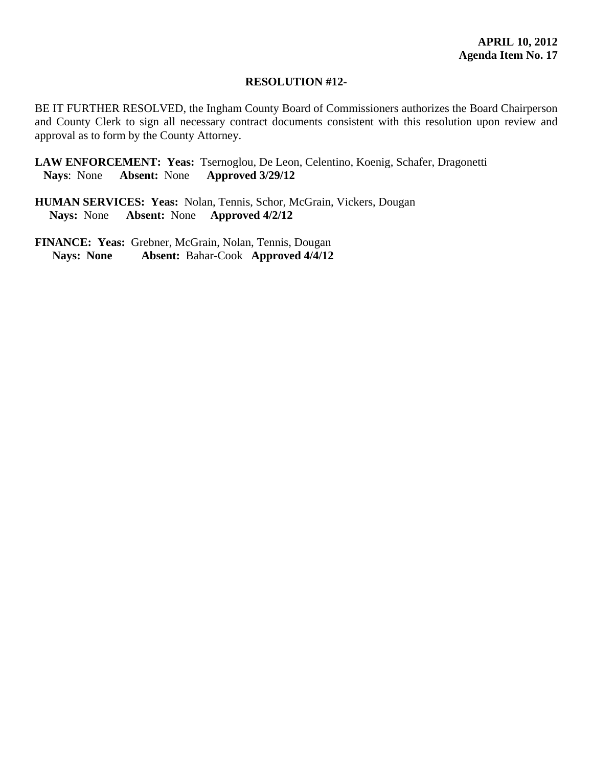**APRIL 10, 2012**
**Agenda Item No. 17**

**RESOLUTION #12-**

BE IT FURTHER RESOLVED, the Ingham County Board of Commissioners authorizes the Board Chairperson and County Clerk to sign all necessary contract documents consistent with this resolution upon review and approval as to form by the County Attorney.

**LAW ENFORCEMENT: Yeas:** Tsernoglou, De Leon, Celentino, Koenig, Schafer, Dragonetti
**Nays**: None **Absent:** None **Approved 3/29/12**

**HUMAN SERVICES: Yeas:** Nolan, Tennis, Schor, McGrain, Vickers, Dougan
**Nays:** None **Absent:** None **Approved 4/2/12**

**FINANCE: Yeas:** Grebner, McGrain, Nolan, Tennis, Dougan
**Nays: None** **Absent:** Bahar-Cook **Approved 4/4/12**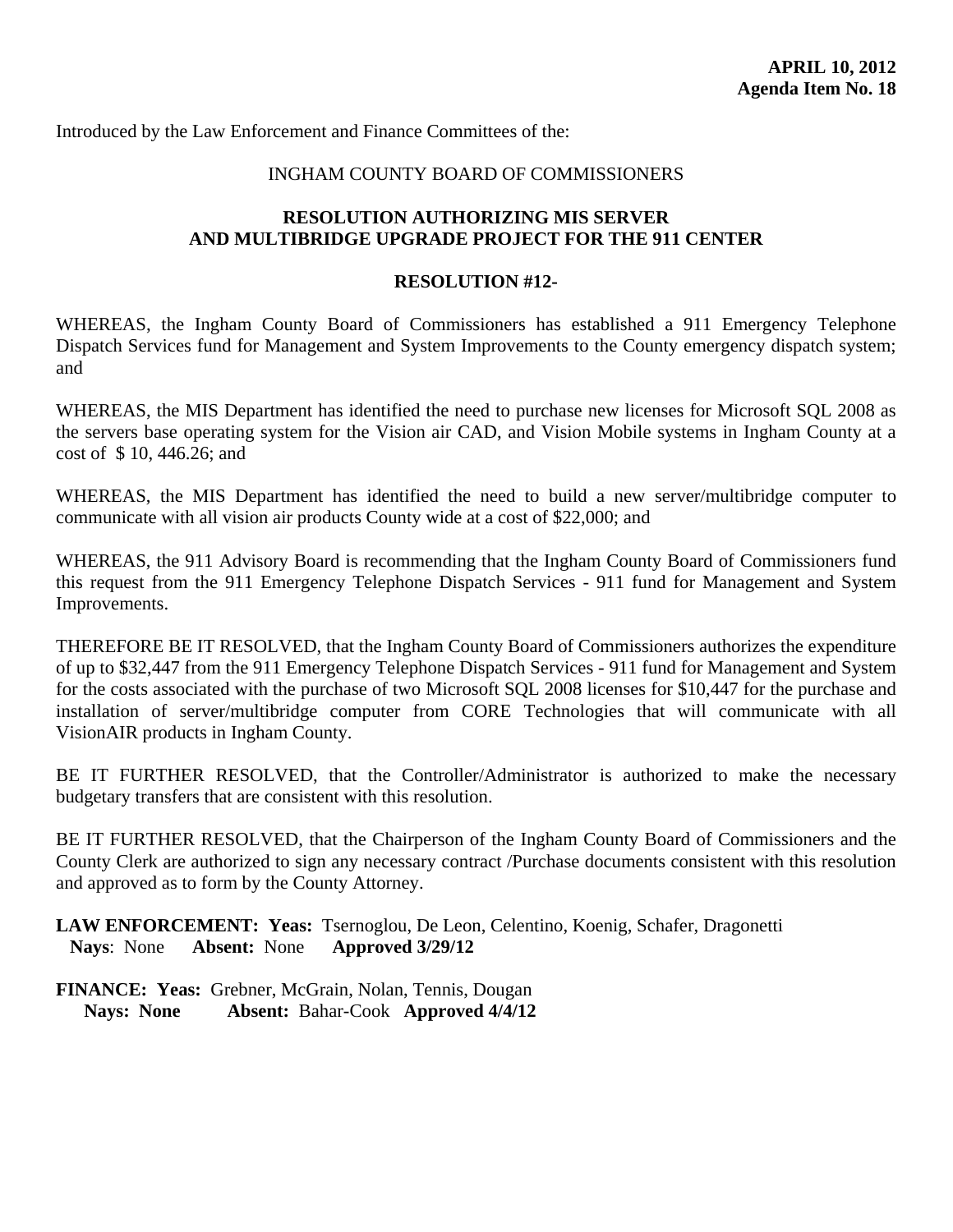**APRIL 10, 2012**
**Agenda Item No. 18**

Introduced by the Law Enforcement and Finance Committees of the:

INGHAM COUNTY BOARD OF COMMISSIONERS

**RESOLUTION AUTHORIZING MIS SERVER AND MULTIBRIDGE UPGRADE PROJECT FOR THE 911 CENTER**

**RESOLUTION #12-**

WHEREAS, the Ingham County Board of Commissioners has established a 911 Emergency Telephone Dispatch Services fund for Management and System Improvements to the County emergency dispatch system; and

WHEREAS, the MIS Department has identified the need to purchase new licenses for Microsoft SQL 2008 as the servers base operating system for the Vision air CAD, and Vision Mobile systems in Ingham County at a cost of $ 10, 446.26; and

WHEREAS, the MIS Department has identified the need to build a new server/multibridge computer to communicate with all vision air products County wide at a cost of $22,000; and

WHEREAS, the 911 Advisory Board is recommending that the Ingham County Board of Commissioners fund this request from the 911 Emergency Telephone Dispatch Services - 911 fund for Management and System Improvements.

THEREFORE BE IT RESOLVED, that the Ingham County Board of Commissioners authorizes the expenditure of up to $32,447 from the 911 Emergency Telephone Dispatch Services - 911 fund for Management and System for the costs associated with the purchase of two Microsoft SQL 2008 licenses for $10,447 for the purchase and installation of server/multibridge computer from CORE Technologies that will communicate with all VisionAIR products in Ingham County.

BE IT FURTHER RESOLVED, that the Controller/Administrator is authorized to make the necessary budgetary transfers that are consistent with this resolution.

BE IT FURTHER RESOLVED, that the Chairperson of the Ingham County Board of Commissioners and the County Clerk are authorized to sign any necessary contract /Purchase documents consistent with this resolution and approved as to form by the County Attorney.

**LAW ENFORCEMENT: Yeas:** Tsernoglou, De Leon, Celentino, Koenig, Schafer, Dragonetti
**Nays**: None **Absent:** None **Approved 3/29/12**

**FINANCE: Yeas:** Grebner, McGrain, Nolan, Tennis, Dougan
**Nays: None** **Absent:** Bahar-Cook **Approved 4/4/12**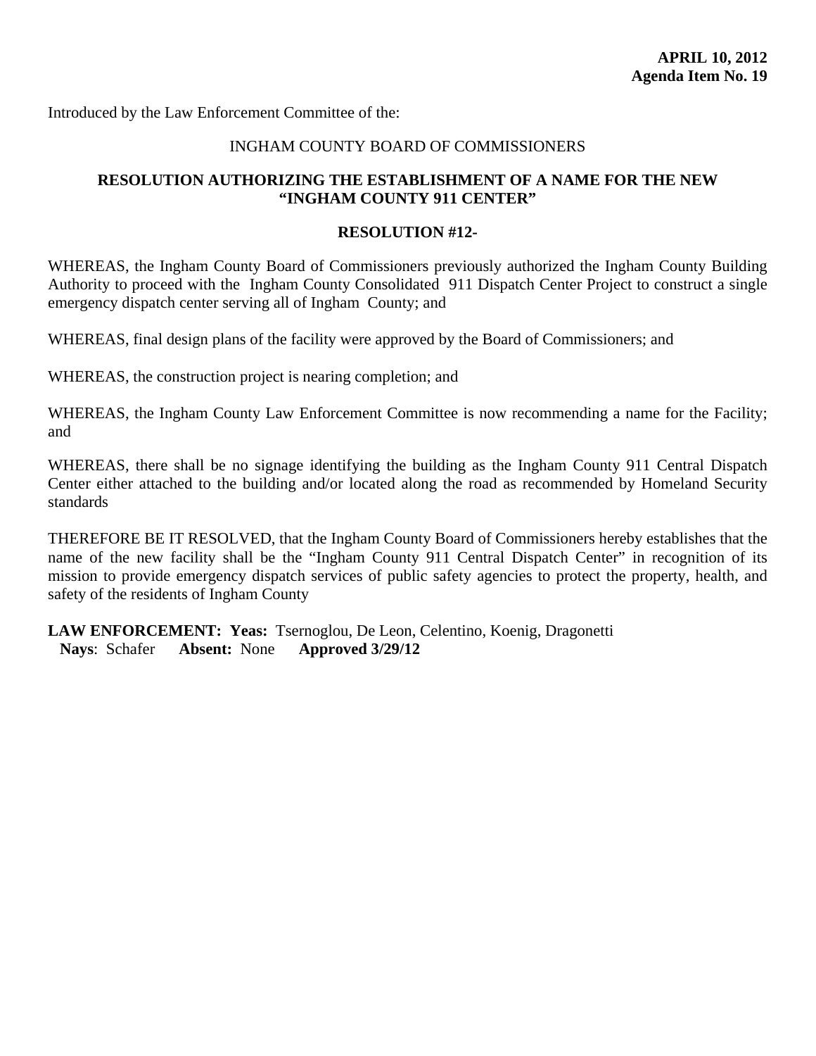**APRIL 10, 2012**
**Agenda Item No. 19**

Introduced by the Law Enforcement Committee of the:

INGHAM COUNTY BOARD OF COMMISSIONERS

**RESOLUTION AUTHORIZING THE ESTABLISHMENT OF A NAME FOR THE NEW "INGHAM COUNTY 911 CENTER"**

**RESOLUTION #12-**

WHEREAS, the Ingham County Board of Commissioners previously authorized the Ingham County Building Authority to proceed with the Ingham County Consolidated 911 Dispatch Center Project to construct a single emergency dispatch center serving all of Ingham County; and

WHEREAS, final design plans of the facility were approved by the Board of Commissioners; and

WHEREAS, the construction project is nearing completion; and

WHEREAS, the Ingham County Law Enforcement Committee is now recommending a name for the Facility; and

WHEREAS, there shall be no signage identifying the building as the Ingham County 911 Central Dispatch Center either attached to the building and/or located along the road as recommended by Homeland Security standards

THEREFORE BE IT RESOLVED, that the Ingham County Board of Commissioners hereby establishes that the name of the new facility shall be the "Ingham County 911 Central Dispatch Center" in recognition of its mission to provide emergency dispatch services of public safety agencies to protect the property, health, and safety of the residents of Ingham County

**LAW ENFORCEMENT: Yeas:** Tsernoglou, De Leon, Celentino, Koenig, Dragonetti
**Nays**: Schafer **Absent:** None **Approved 3/29/12**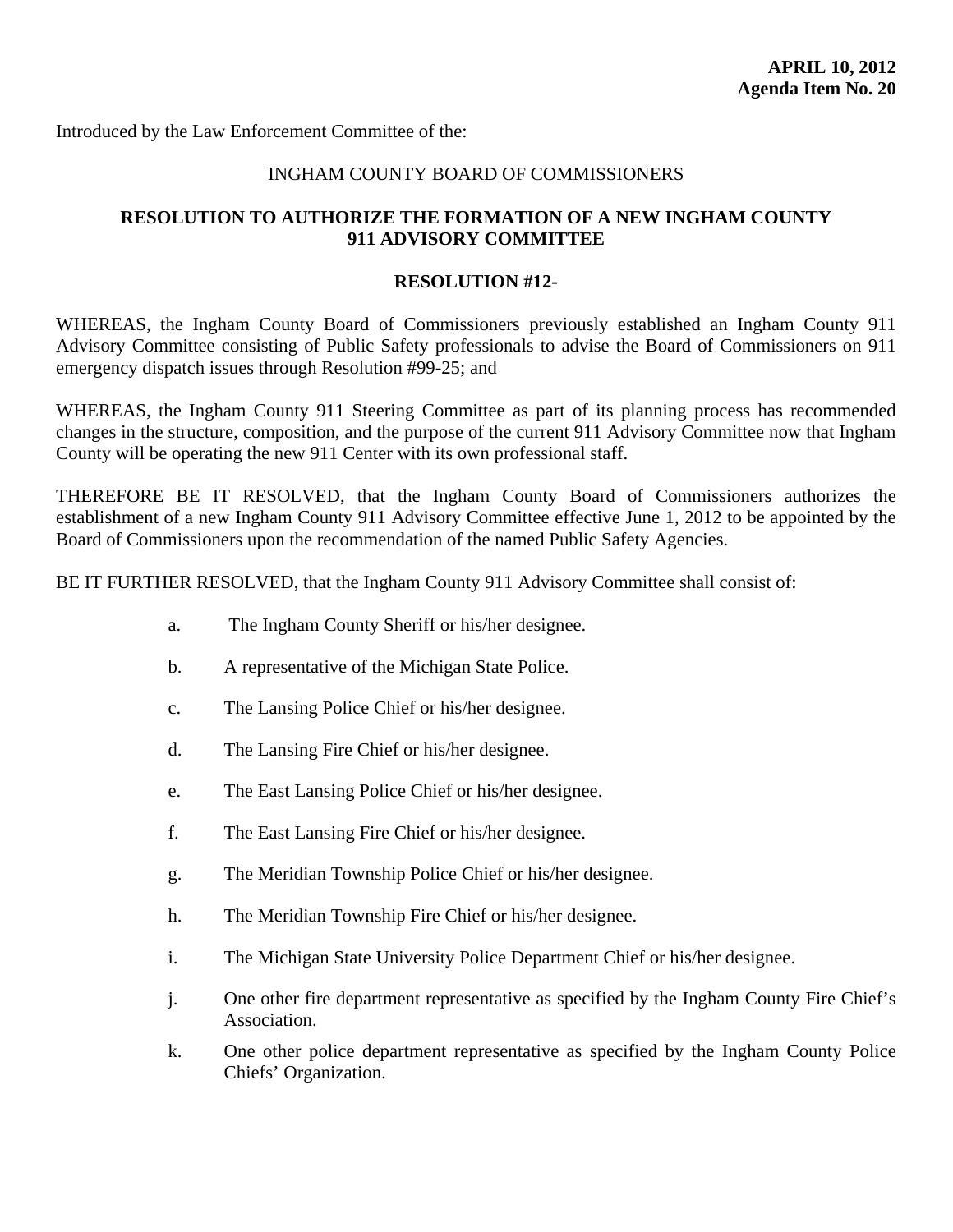**APRIL 10, 2012**
**Agenda Item No. 20**

Introduced by the Law Enforcement Committee of the:

INGHAM COUNTY BOARD OF COMMISSIONERS

## RESOLUTION TO AUTHORIZE THE FORMATION OF A NEW INGHAM COUNTY 911 ADVISORY COMMITTEE

**RESOLUTION #12-**

WHEREAS, the Ingham County Board of Commissioners previously established an Ingham County 911 Advisory Committee consisting of Public Safety professionals to advise the Board of Commissioners on 911 emergency dispatch issues through Resolution #99-25; and

WHEREAS, the Ingham County 911 Steering Committee as part of its planning process has recommended changes in the structure, composition, and the purpose of the current 911 Advisory Committee now that Ingham County will be operating the new 911 Center with its own professional staff.

THEREFORE BE IT RESOLVED, that the Ingham County Board of Commissioners authorizes the establishment of a new Ingham County 911 Advisory Committee effective June 1, 2012 to be appointed by the Board of Commissioners upon the recommendation of the named Public Safety Agencies.

BE IT FURTHER RESOLVED, that the Ingham County 911 Advisory Committee shall consist of:

a. The Ingham County Sheriff or his/her designee.

b. A representative of the Michigan State Police.

c. The Lansing Police Chief or his/her designee.

d. The Lansing Fire Chief or his/her designee.

e. The East Lansing Police Chief or his/her designee.

f. The East Lansing Fire Chief or his/her designee.

g. The Meridian Township Police Chief or his/her designee.

h. The Meridian Township Fire Chief or his/her designee.

i. The Michigan State University Police Department Chief or his/her designee.

j. One other fire department representative as specified by the Ingham County Fire Chief's Association.

k. One other police department representative as specified by the Ingham County Police Chiefs' Organization.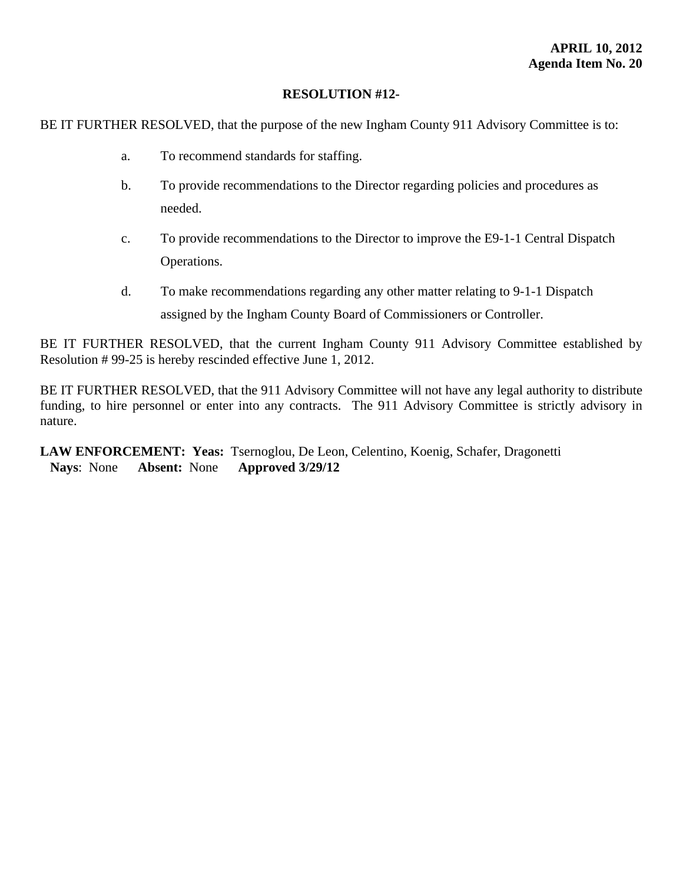**APRIL 10, 2012**
**Agenda Item No. 20**

**RESOLUTION #12-**

BE IT FURTHER RESOLVED, that the purpose of the new Ingham County 911 Advisory Committee is to:

a. To recommend standards for staffing.

b. To provide recommendations to the Director regarding policies and procedures as needed.

c. To provide recommendations to the Director to improve the E9-1-1 Central Dispatch Operations.

d. To make recommendations regarding any other matter relating to 9-1-1 Dispatch assigned by the Ingham County Board of Commissioners or Controller.

BE IT FURTHER RESOLVED, that the current Ingham County 911 Advisory Committee established by Resolution # 99-25 is hereby rescinded effective June 1, 2012.

BE IT FURTHER RESOLVED, that the 911 Advisory Committee will not have any legal authority to distribute funding, to hire personnel or enter into any contracts. The 911 Advisory Committee is strictly advisory in nature.

**LAW ENFORCEMENT: Yeas:** Tsernoglou, De Leon, Celentino, Koenig, Schafer, Dragonetti
**Nays**: None **Absent:** None **Approved 3/29/12**